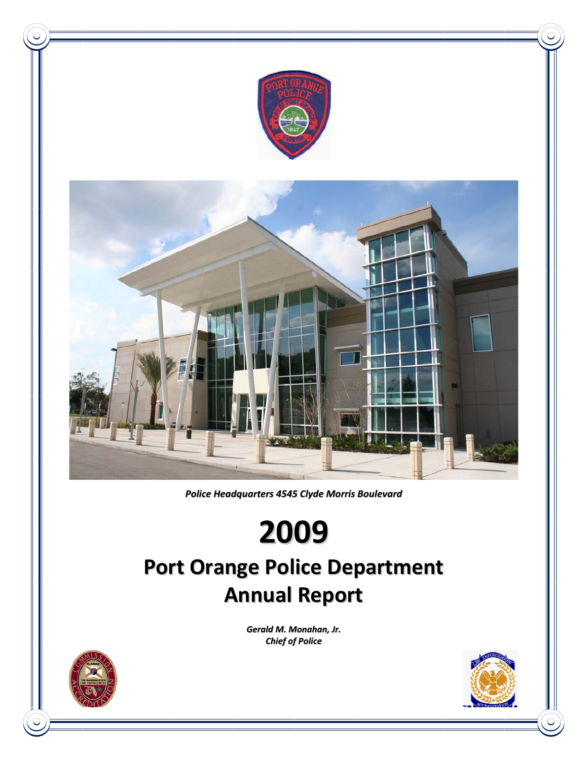*Police Headquarters 4545 Clyde Morris Boulevard*

# 2009

# Port Orange Police Department Annual Report

***Gerald M. Monahan, Jr.***
***Chief of Police***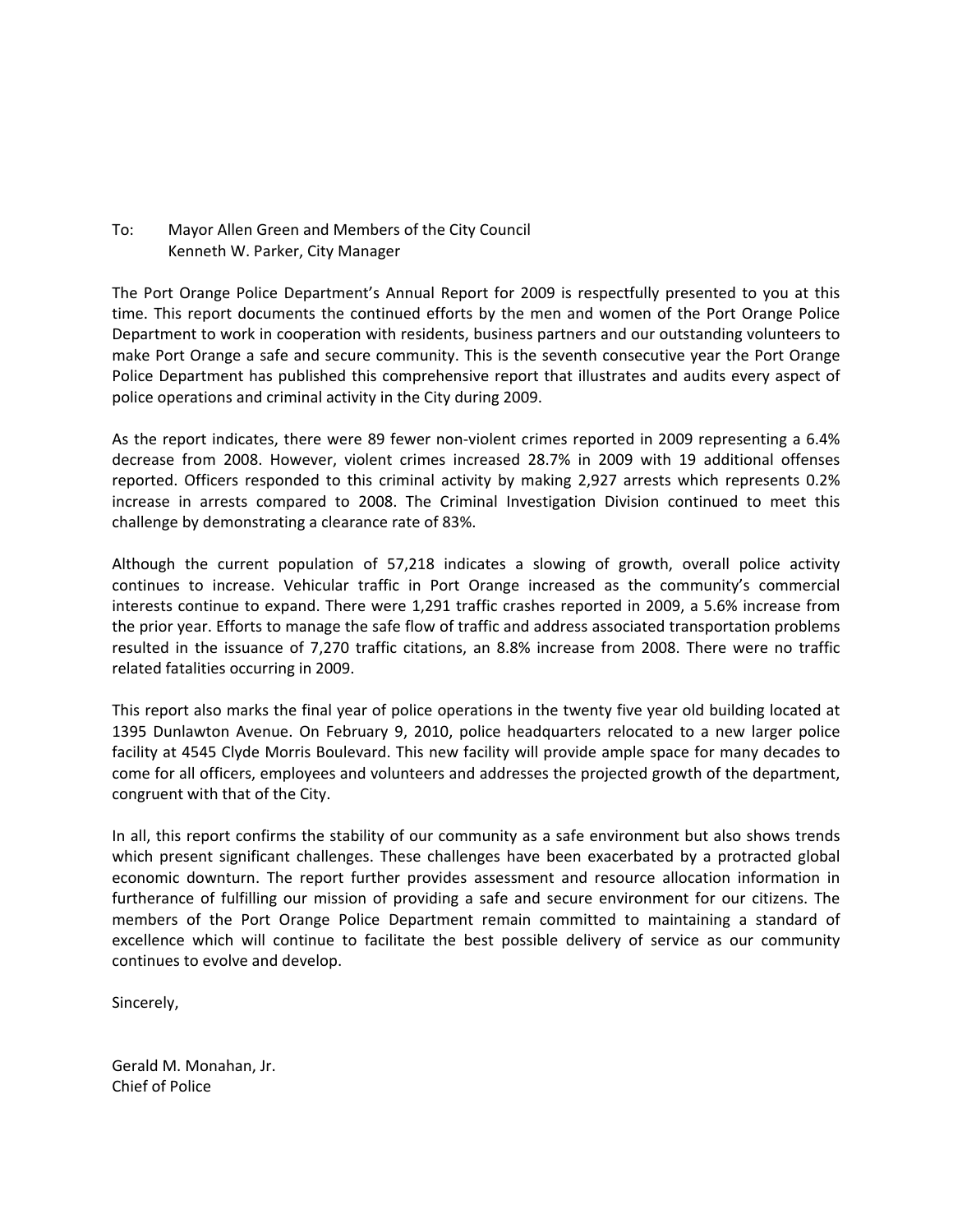To: Mayor Allen Green and Members of the City Council
Kenneth W. Parker, City Manager

The Port Orange Police Department's Annual Report for 2009 is respectfully presented to you at this time. This report documents the continued efforts by the men and women of the Port Orange Police Department to work in cooperation with residents, business partners and our outstanding volunteers to make Port Orange a safe and secure community. This is the seventh consecutive year the Port Orange Police Department has published this comprehensive report that illustrates and audits every aspect of police operations and criminal activity in the City during 2009.

As the report indicates, there were 89 fewer non-violent crimes reported in 2009 representing a 6.4% decrease from 2008. However, violent crimes increased 28.7% in 2009 with 19 additional offenses reported. Officers responded to this criminal activity by making 2,927 arrests which represents 0.2% increase in arrests compared to 2008. The Criminal Investigation Division continued to meet this challenge by demonstrating a clearance rate of 83%.

Although the current population of 57,218 indicates a slowing of growth, overall police activity continues to increase. Vehicular traffic in Port Orange increased as the community's commercial interests continue to expand. There were 1,291 traffic crashes reported in 2009, a 5.6% increase from the prior year. Efforts to manage the safe flow of traffic and address associated transportation problems resulted in the issuance of 7,270 traffic citations, an 8.8% increase from 2008. There were no traffic related fatalities occurring in 2009.

This report also marks the final year of police operations in the twenty five year old building located at 1395 Dunlawton Avenue. On February 9, 2010, police headquarters relocated to a new larger police facility at 4545 Clyde Morris Boulevard. This new facility will provide ample space for many decades to come for all officers, employees and volunteers and addresses the projected growth of the department, congruent with that of the City.

In all, this report confirms the stability of our community as a safe environment but also shows trends which present significant challenges. These challenges have been exacerbated by a protracted global economic downturn. The report further provides assessment and resource allocation information in furtherance of fulfilling our mission of providing a safe and secure environment for our citizens. The members of the Port Orange Police Department remain committed to maintaining a standard of excellence which will continue to facilitate the best possible delivery of service as our community continues to evolve and develop.

Sincerely,

Gerald M. Monahan, Jr.
Chief of Police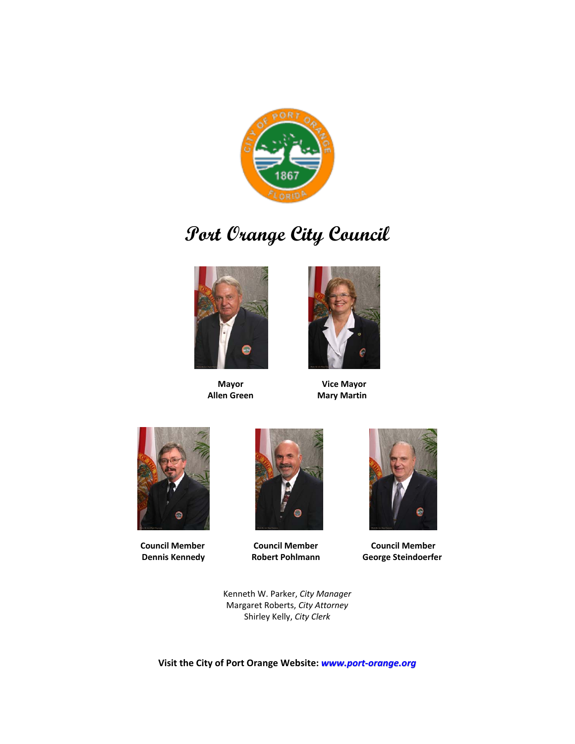# Port Orange City Council

**Mayor**
**Allen Green**

**Vice Mayor**
**Mary Martin**

**Council Member**
**Dennis Kennedy**

**Council Member**
**Robert Pohlmann**

**Council Member**
**George Steindoerfer**

Kenneth W. Parker, *City Manager*
Margaret Roberts, *City Attorney*
Shirley Kelly, *City Clerk*

**Visit the City of Port Orange Website: *www.port-orange.org***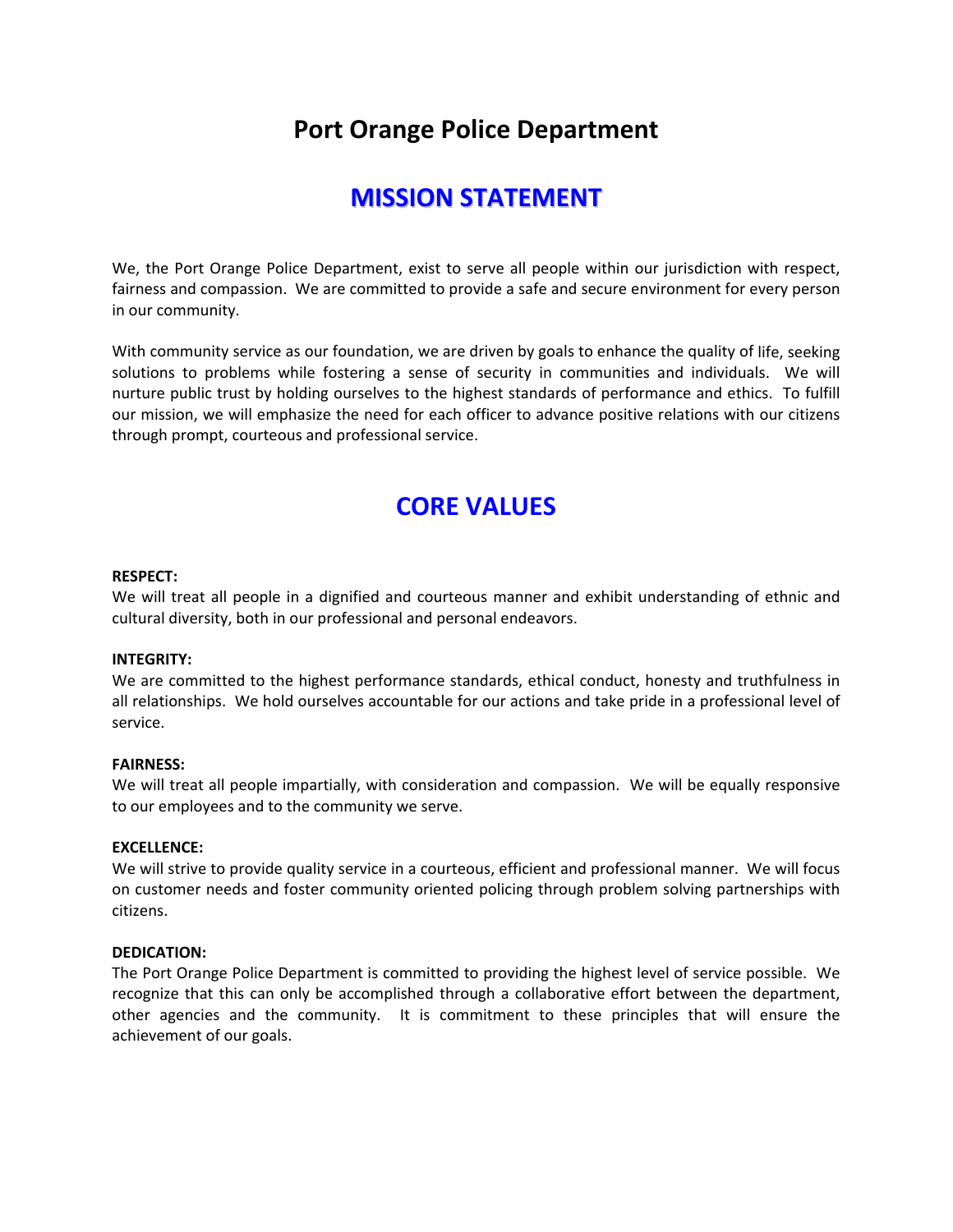# Port Orange Police Department

## MISSION STATEMENT

We, the Port Orange Police Department, exist to serve all people within our jurisdiction with respect, fairness and compassion. We are committed to provide a safe and secure environment for every person in our community.

With community service as our foundation, we are driven by goals to enhance the quality of life, seeking solutions to problems while fostering a sense of security in communities and individuals. We will nurture public trust by holding ourselves to the highest standards of performance and ethics. To fulfill our mission, we will emphasize the need for each officer to advance positive relations with our citizens through prompt, courteous and professional service.

## CORE VALUES

**RESPECT:**
We will treat all people in a dignified and courteous manner and exhibit understanding of ethnic and cultural diversity, both in our professional and personal endeavors.

**INTEGRITY:**
We are committed to the highest performance standards, ethical conduct, honesty and truthfulness in all relationships. We hold ourselves accountable for our actions and take pride in a professional level of service.

**FAIRNESS:**
We will treat all people impartially, with consideration and compassion. We will be equally responsive to our employees and to the community we serve.

**EXCELLENCE:**
We will strive to provide quality service in a courteous, efficient and professional manner. We will focus on customer needs and foster community oriented policing through problem solving partnerships with citizens.

**DEDICATION:**
The Port Orange Police Department is committed to providing the highest level of service possible. We recognize that this can only be accomplished through a collaborative effort between the department, other agencies and the community. It is commitment to these principles that will ensure the achievement of our goals.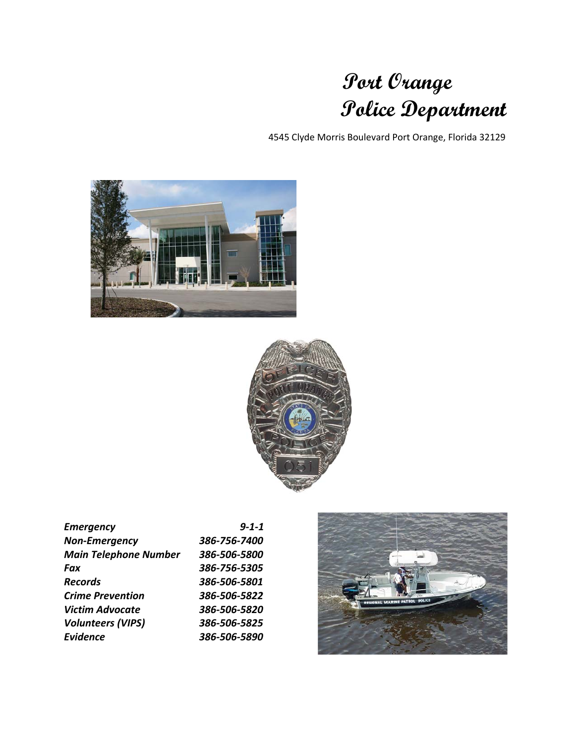# Port Orange Police Department

4545 Clyde Morris Boulevard Port Orange, Florida 32129

| | |
|---|---|
| ***Emergency*** | ***9-1-1*** |
| ***Non-Emergency*** | ***386-756-7400*** |
| ***Main Telephone Number*** | ***386-506-5800*** |
| ***Fax*** | ***386-756-5305*** |
| ***Records*** | ***386-506-5801*** |
| ***Crime Prevention*** | ***386-506-5822*** |
| ***Victim Advocate*** | ***386-506-5820*** |
| ***Volunteers (VIPS)*** | ***386-506-5825*** |
| ***Evidence*** | ***386-506-5890*** |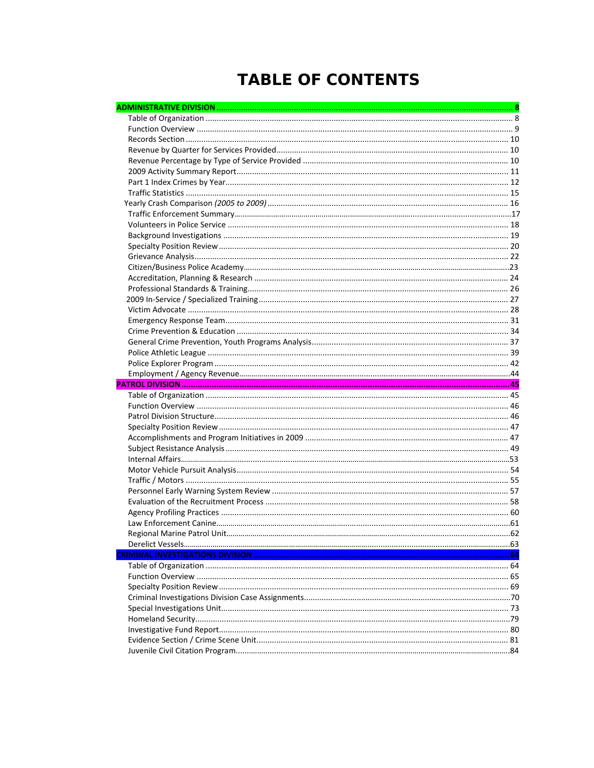# TABLE OF CONTENTS

| | |
|---|---|
| **ADMINISTRATIVE DIVISION** | **8** |
| Table of Organization | 8 |
| Function Overview | 9 |
| Records Section | 10 |
| Revenue by Quarter for Services Provided | 10 |
| Revenue Percentage by Type of Service Provided | 10 |
| 2009 Activity Summary Report | 11 |
| Part 1 Index Crimes by Year | 12 |
| Traffic Statistics | 15 |
| Yearly Crash Comparison *(2005 to 2009)* | 16 |
| Traffic Enforcement Summary | 17 |
| Volunteers in Police Service | 18 |
| Background Investigations | 19 |
| Specialty Position Review | 20 |
| Grievance Analysis | 22 |
| Citizen/Business Police Academy | 23 |
| Accreditation, Planning & Research | 24 |
| Professional Standards & Training | 26 |
| 2009 In-Service / Specialized Training | 27 |
| Victim Advocate | 28 |
| Emergency Response Team | 31 |
| Crime Prevention & Education | 34 |
| General Crime Prevention, Youth Programs Analysis | 37 |
| Police Athletic League | 39 |
| Police Explorer Program | 42 |
| Employment / Agency Revenue | 44 |
| **PATROL DIVISION** | **45** |
| Table of Organization | 45 |
| Function Overview | 46 |
| Patrol Division Structure | 46 |
| Specialty Position Review | 47 |
| Accomplishments and Program Initiatives in 2009 | 47 |
| Subject Resistance Analysis | 49 |
| Internal Affairs | 53 |
| Motor Vehicle Pursuit Analysis | 54 |
| Traffic / Motors | 55 |
| Personnel Early Warning System Review | 57 |
| Evaluation of the Recruitment Process | 58 |
| Agency Profiling Practices | 60 |
| Law Enforcement Canine | 61 |
| Regional Marine Patrol Unit | 62 |
| Derelict Vessels | 63 |
| **CRIMINAL INVESTIGATIONS DIVISION** | **64** |
| Table of Organization | 64 |
| Function Overview | 65 |
| Specialty Position Review | 69 |
| Criminal Investigations Division Case Assignments | 70 |
| Special Investigations Unit | 73 |
| Homeland Security | 79 |
| Investigative Fund Report | 80 |
| Evidence Section / Crime Scene Unit | 81 |
| Juvenile Civil Citation Program | 84 |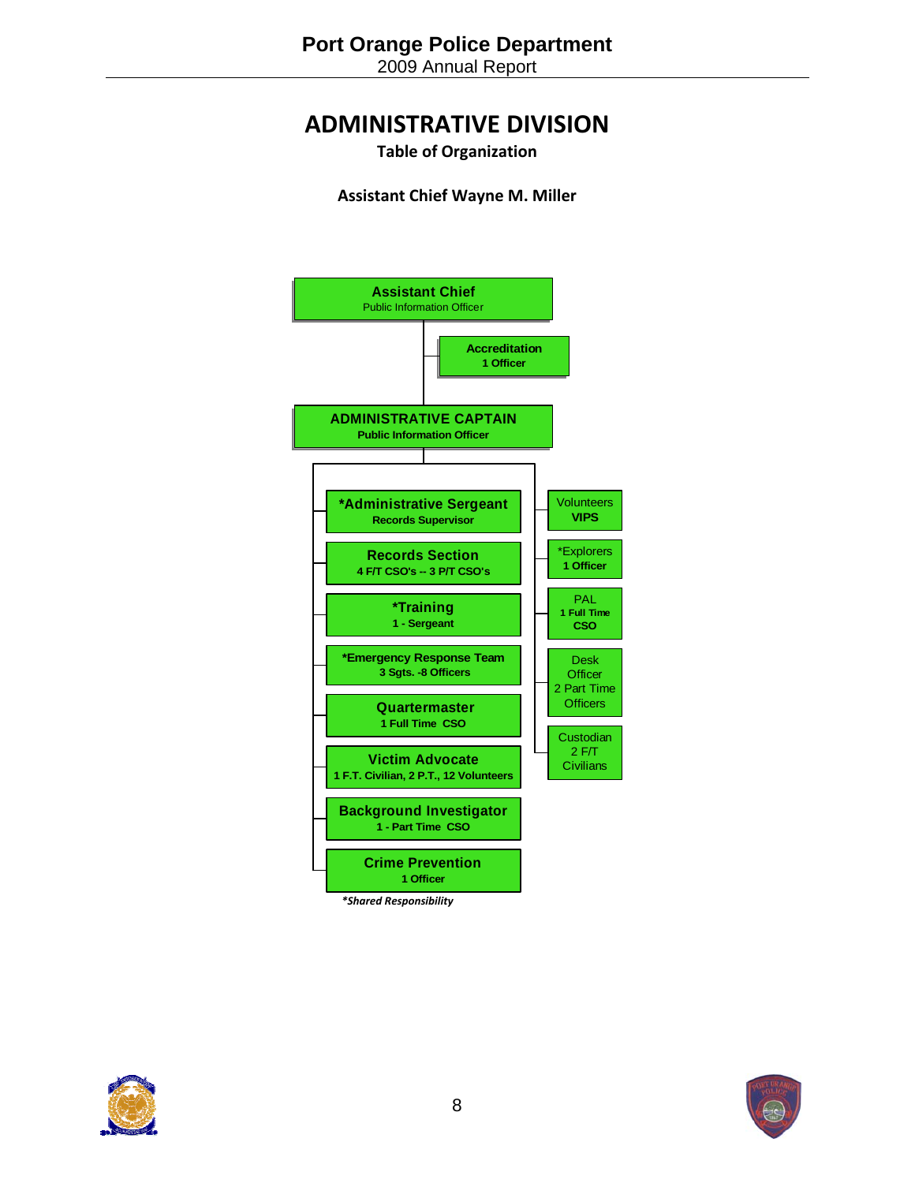# ADMINISTRATIVE DIVISION

**Table of Organization**

**Assistant Chief Wayne M. Miller**

**Assistant Chief**
Public Information Officer

**Accreditation**
1 Officer

**ADMINISTRATIVE CAPTAIN**
Public Information Officer

**\*Administrative Sergeant**
Records Supervisor

**Records Section**
4 F/T CSO's -- 3 P/T CSO's

**\*Training**
1 - Sergeant

**\*Emergency Response Team**
3 Sgts. -8 Officers

**Quartermaster**
1 Full Time CSO

**Victim Advocate**
1 F.T. Civilian, 2 P.T., 12 Volunteers

**Background Investigator**
1 - Part Time CSO

**Crime Prevention**
1 Officer

Volunteers
**VIPS**

\*Explorers
**1 Officer**

PAL
**1 Full Time CSO**

Desk Officer
2 Part Time Officers

Custodian
2 F/T Civilians

***Shared Responsibility***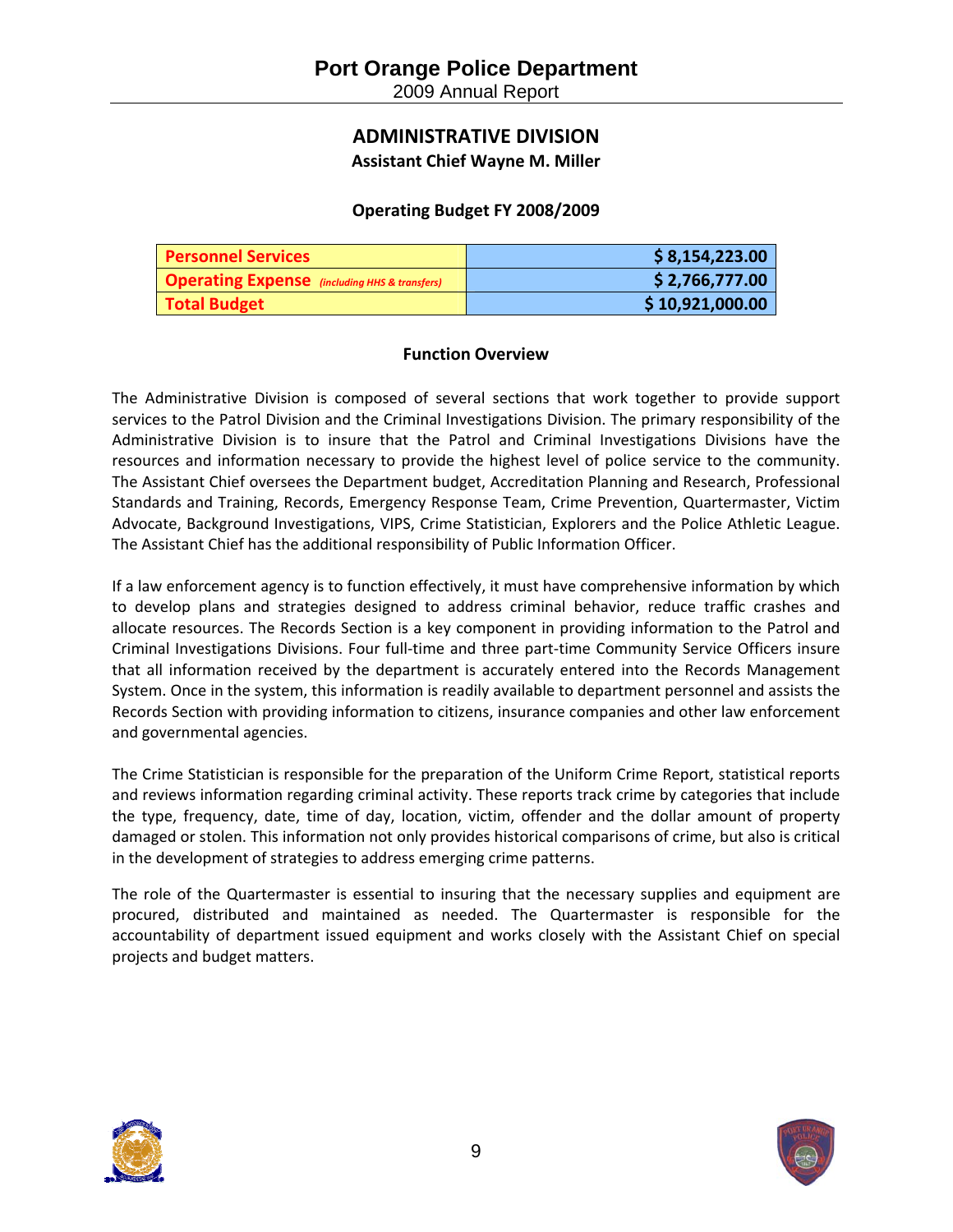## ADMINISTRATIVE DIVISION

**Assistant Chief Wayne M. Miller**

**Operating Budget FY 2008/2009**

| | |
|---|---|
| **Personnel Services** | **$ 8,154,223.00** |
| **Operating Expense** *(including HHS & transfers)* | **$ 2,766,777.00** |
| **Total Budget** | **$ 10,921,000.00** |

**Function Overview**

The Administrative Division is composed of several sections that work together to provide support services to the Patrol Division and the Criminal Investigations Division. The primary responsibility of the Administrative Division is to insure that the Patrol and Criminal Investigations Divisions have the resources and information necessary to provide the highest level of police service to the community. The Assistant Chief oversees the Department budget, Accreditation Planning and Research, Professional Standards and Training, Records, Emergency Response Team, Crime Prevention, Quartermaster, Victim Advocate, Background Investigations, VIPS, Crime Statistician, Explorers and the Police Athletic League. The Assistant Chief has the additional responsibility of Public Information Officer.

If a law enforcement agency is to function effectively, it must have comprehensive information by which to develop plans and strategies designed to address criminal behavior, reduce traffic crashes and allocate resources. The Records Section is a key component in providing information to the Patrol and Criminal Investigations Divisions. Four full-time and three part-time Community Service Officers insure that all information received by the department is accurately entered into the Records Management System. Once in the system, this information is readily available to department personnel and assists the Records Section with providing information to citizens, insurance companies and other law enforcement and governmental agencies.

The Crime Statistician is responsible for the preparation of the Uniform Crime Report, statistical reports and reviews information regarding criminal activity. These reports track crime by categories that include the type, frequency, date, time of day, location, victim, offender and the dollar amount of property damaged or stolen. This information not only provides historical comparisons of crime, but also is critical in the development of strategies to address emerging crime patterns.

The role of the Quartermaster is essential to insuring that the necessary supplies and equipment are procured, distributed and maintained as needed. The Quartermaster is responsible for the accountability of department issued equipment and works closely with the Assistant Chief on special projects and budget matters.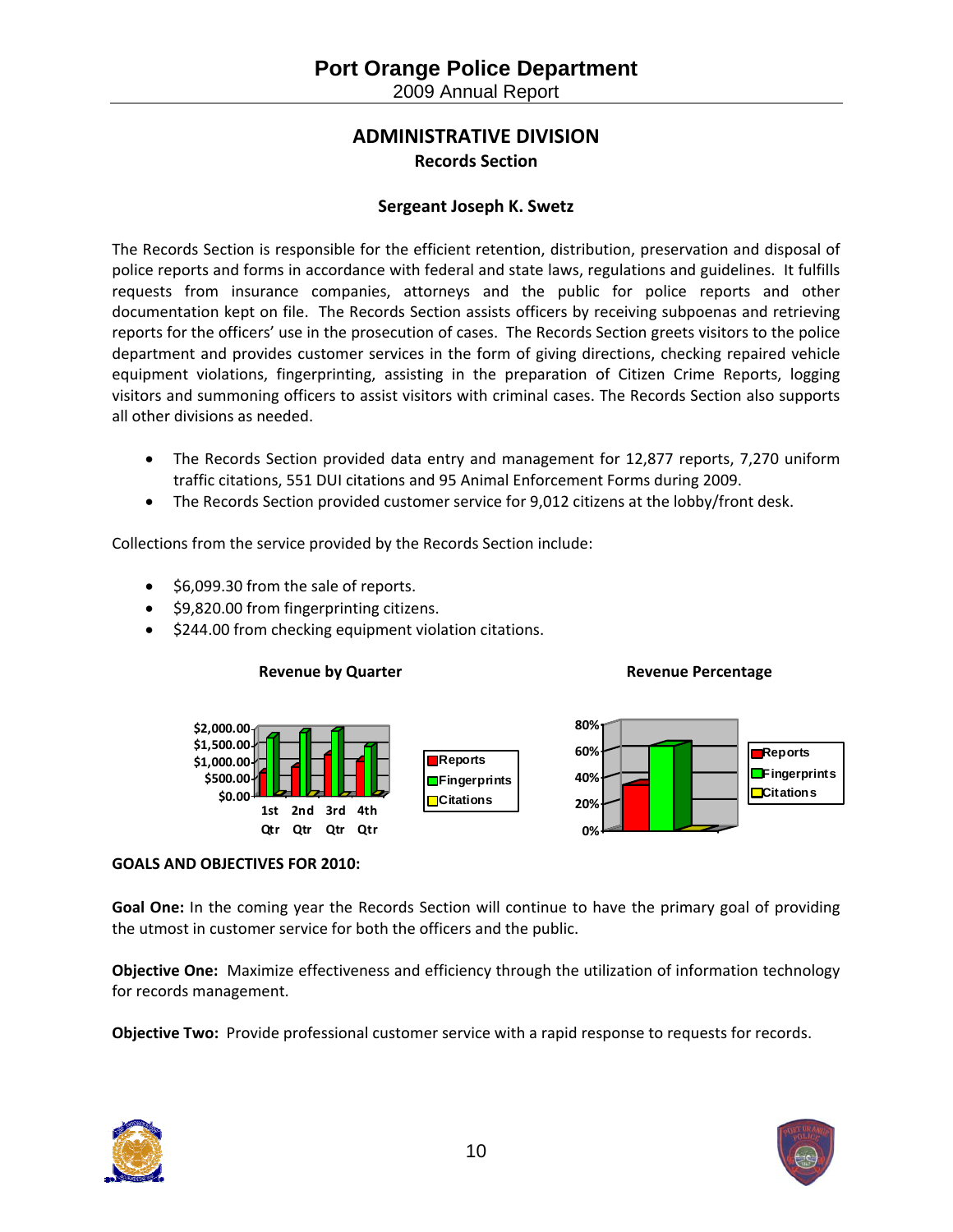## ADMINISTRATIVE DIVISION

### Records Section

**Sergeant Joseph K. Swetz**

The Records Section is responsible for the efficient retention, distribution, preservation and disposal of police reports and forms in accordance with federal and state laws, regulations and guidelines. It fulfills requests from insurance companies, attorneys and the public for police reports and other documentation kept on file. The Records Section assists officers by receiving subpoenas and retrieving reports for the officers' use in the prosecution of cases. The Records Section greets visitors to the police department and provides customer services in the form of giving directions, checking repaired vehicle equipment violations, fingerprinting, assisting in the preparation of Citizen Crime Reports, logging visitors and summoning officers to assist visitors with criminal cases. The Records Section also supports all other divisions as needed.

- The Records Section provided data entry and management for 12,877 reports, 7,270 uniform traffic citations, 551 DUI citations and 95 Animal Enforcement Forms during 2009.
- The Records Section provided customer service for 9,012 citizens at the lobby/front desk.

Collections from the service provided by the Records Section include:

- $6,099.30 from the sale of reports.
- $9,820.00 from fingerprinting citizens.
- $244.00 from checking equipment violation citations.

**Revenue by Quarter**

$2,000.00
$1,500.00
$1,000.00
$500.00
$0.00
1st Qtr
2nd Qtr
3rd Qtr
4th Qtr
Reports
Fingerprints
Citations

**Revenue Percentage**

80%
60%
40%
20%
0%
Reports
Fingerprints
Citations

**GOALS AND OBJECTIVES FOR 2010:**

**Goal One:** In the coming year the Records Section will continue to have the primary goal of providing the utmost in customer service for both the officers and the public.

**Objective One:** Maximize effectiveness and efficiency through the utilization of information technology for records management.

**Objective Two:** Provide professional customer service with a rapid response to requests for records.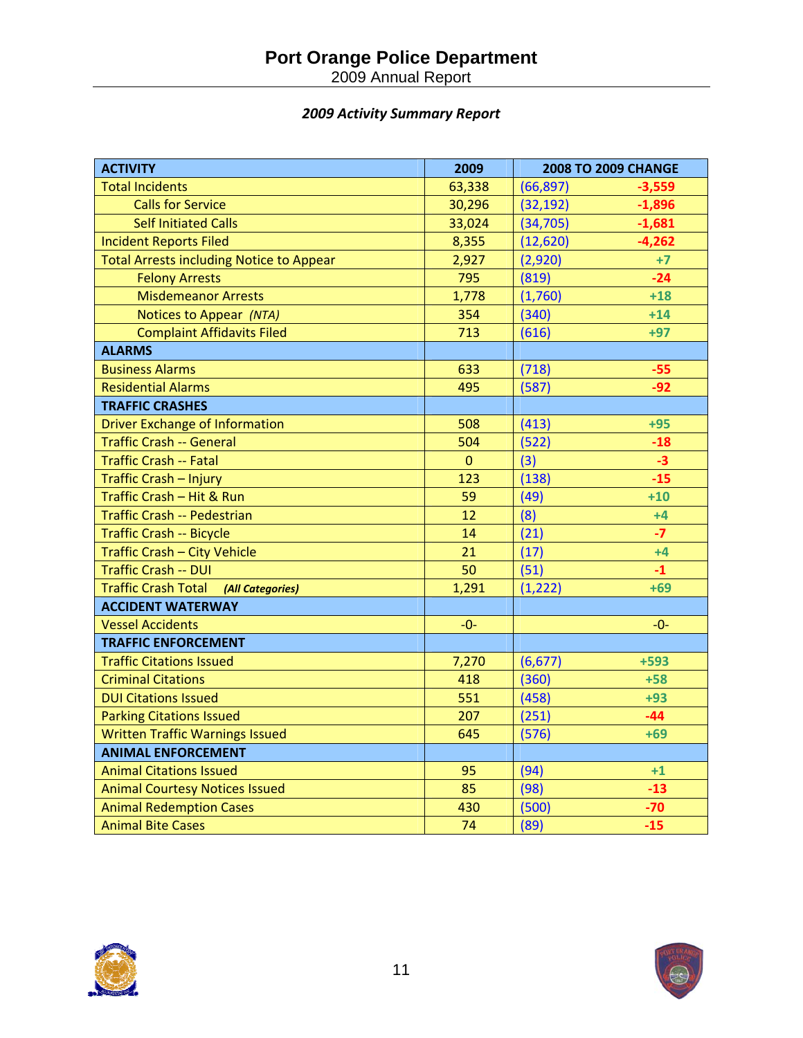# Port Orange Police Department

2009 Annual Report

***2009 Activity Summary Report***

| ACTIVITY | 2009 | 2008 TO 2009 CHANGE | |
|---|---|---|---|
| Total Incidents | 63,338 | (66,897) | -3,559 |
| Calls for Service | 30,296 | (32,192) | -1,896 |
| Self Initiated Calls | 33,024 | (34,705) | -1,681 |
| Incident Reports Filed | 8,355 | (12,620) | -4,262 |
| Total Arrests including Notice to Appear | 2,927 | (2,920) | +7 |
| Felony Arrests | 795 | (819) | -24 |
| Misdemeanor Arrests | 1,778 | (1,760) | +18 |
| Notices to Appear *(NTA)* | 354 | (340) | +14 |
| Complaint Affidavits Filed | 713 | (616) | +97 |
| **ALARMS** | | | |
| Business Alarms | 633 | (718) | -55 |
| Residential Alarms | 495 | (587) | -92 |
| **TRAFFIC CRASHES** | | | |
| Driver Exchange of Information | 508 | (413) | +95 |
| Traffic Crash -- General | 504 | (522) | -18 |
| Traffic Crash -- Fatal | 0 | (3) | -3 |
| Traffic Crash – Injury | 123 | (138) | -15 |
| Traffic Crash – Hit & Run | 59 | (49) | +10 |
| Traffic Crash -- Pedestrian | 12 | (8) | +4 |
| Traffic Crash -- Bicycle | 14 | (21) | -7 |
| Traffic Crash – City Vehicle | 21 | (17) | +4 |
| Traffic Crash -- DUI | 50 | (51) | -1 |
| Traffic Crash Total ***(All Categories)*** | 1,291 | (1,222) | +69 |
| **ACCIDENT WATERWAY** | | | |
| Vessel Accidents | -0- | | -0- |
| **TRAFFIC ENFORCEMENT** | | | |
| Traffic Citations Issued | 7,270 | (6,677) | +593 |
| Criminal Citations | 418 | (360) | +58 |
| DUI Citations Issued | 551 | (458) | +93 |
| Parking Citations Issued | 207 | (251) | -44 |
| Written Traffic Warnings Issued | 645 | (576) | +69 |
| **ANIMAL ENFORCEMENT** | | | |
| Animal Citations Issued | 95 | (94) | +1 |
| Animal Courtesy Notices Issued | 85 | (98) | -13 |
| Animal Redemption Cases | 430 | (500) | -70 |
| Animal Bite Cases | 74 | (89) | -15 |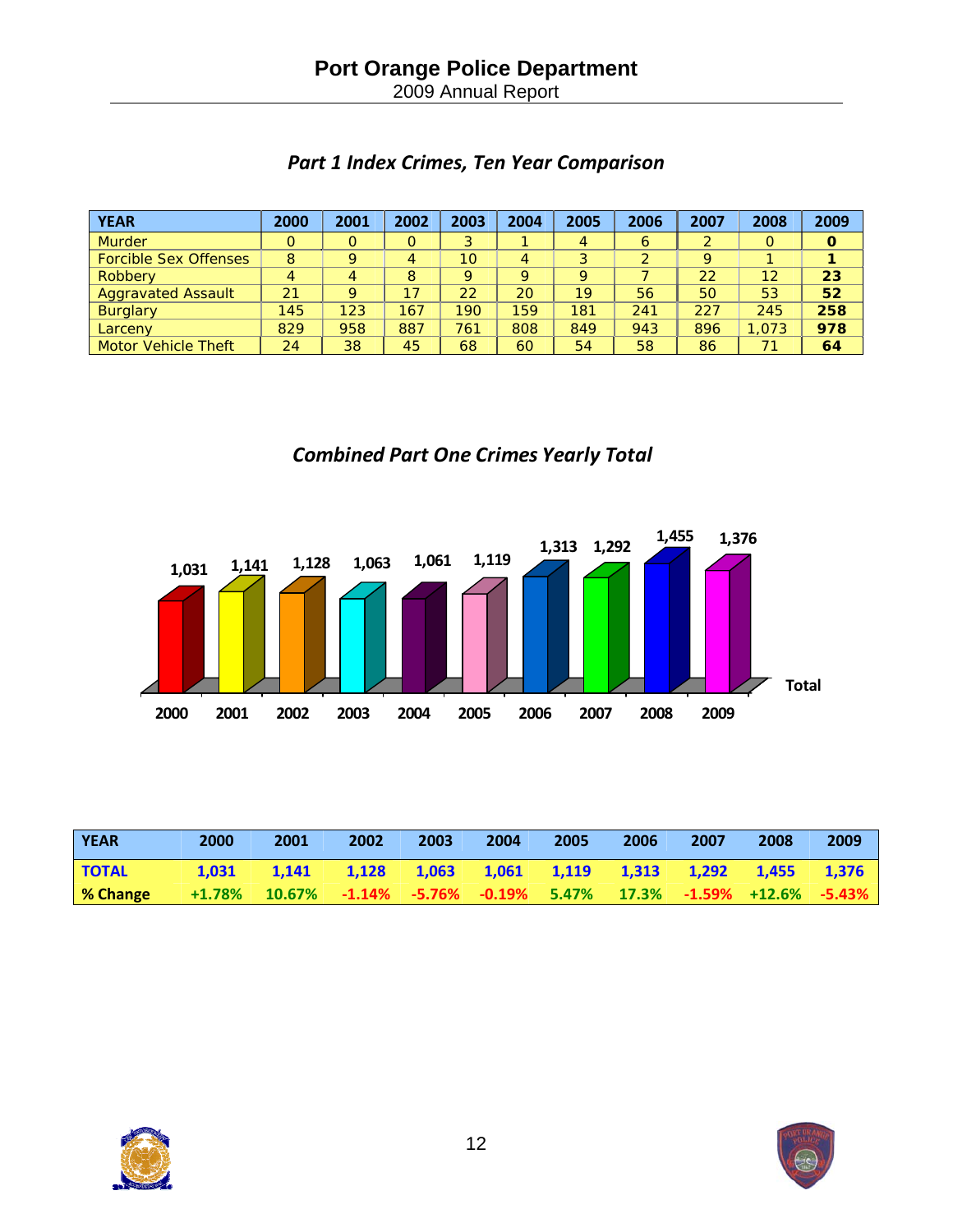## *Part 1 Index Crimes, Ten Year Comparison*

| YEAR | 2000 | 2001 | 2002 | 2003 | 2004 | 2005 | 2006 | 2007 | 2008 | 2009 |
|---|---|---|---|---|---|---|---|---|---|---|
| Murder | 0 | 0 | 0 | 3 | 1 | 4 | 6 | 2 | 0 | **0** |
| Forcible Sex Offenses | 8 | 9 | 4 | 10 | 4 | 3 | 2 | 9 | 1 | **1** |
| Robbery | 4 | 4 | 8 | 9 | 9 | 9 | 7 | 22 | 12 | **23** |
| Aggravated Assault | 21 | 9 | 17 | 22 | 20 | 19 | 56 | 50 | 53 | **52** |
| Burglary | 145 | 123 | 167 | 190 | 159 | 181 | 241 | 227 | 245 | **258** |
| Larceny | 829 | 958 | 887 | 761 | 808 | 849 | 943 | 896 | 1,073 | **978** |
| Motor Vehicle Theft | 24 | 38 | 45 | 68 | 60 | 54 | 58 | 86 | 71 | **64** |

## *Combined Part One Crimes Yearly Total*

1,031 1,141 1,128 1,063 1,061 1,119 1,313 1,292 1,455 1,376

Total

2000 2001 2002 2003 2004 2005 2006 2007 2008 2009

| YEAR | 2000 | 2001 | 2002 | 2003 | 2004 | 2005 | 2006 | 2007 | 2008 | 2009 |
|---|---|---|---|---|---|---|---|---|---|---|
| **TOTAL** | **1,031** | **1,141** | **1,128** | **1,063** | **1,061** | **1,119** | **1,313** | **1,292** | **1,455** | **1,376** |
| **% Change** | **+1.78%** | **10.67%** | **-1.14%** | **-5.76%** | **-0.19%** | **5.47%** | **17.3%** | **-1.59%** | **+12.6%** | **-5.43%** |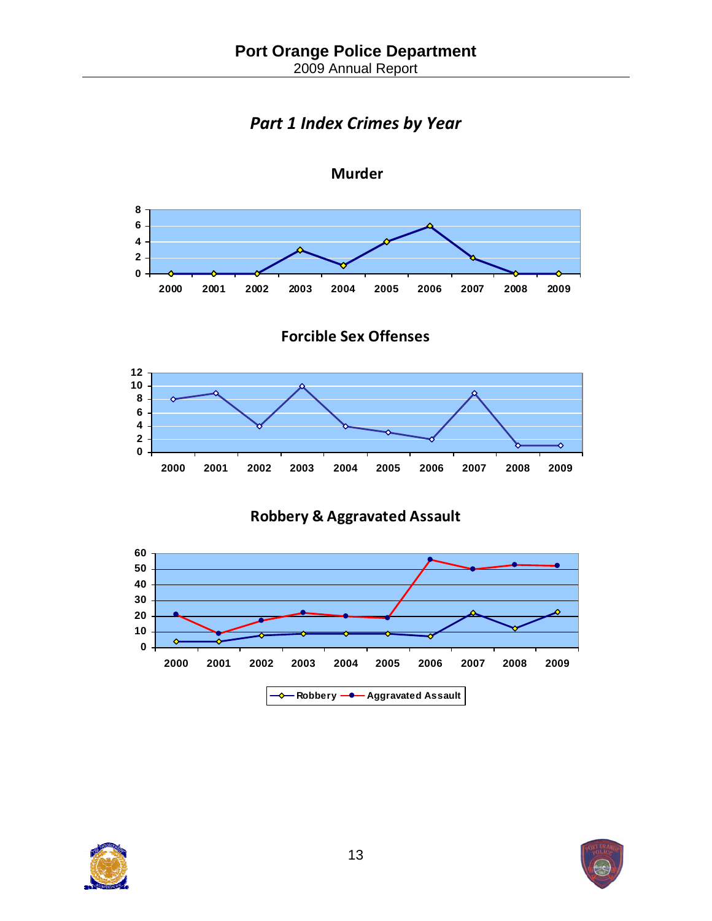# Part 1 Index Crimes by Year

## Murder

8
6
4
2
0

2000 2001 2002 2003 2004 2005 2006 2007 2008 2009

## Forcible Sex Offenses

12
10
8
6
4
2
0

2000 2001 2002 2003 2004 2005 2006 2007 2008 2009

## Robbery & Aggravated Assault

60
50
40
30
20
10
0

2000 2001 2002 2003 2004 2005 2006 2007 2008 2009

Robbery — Aggravated Assault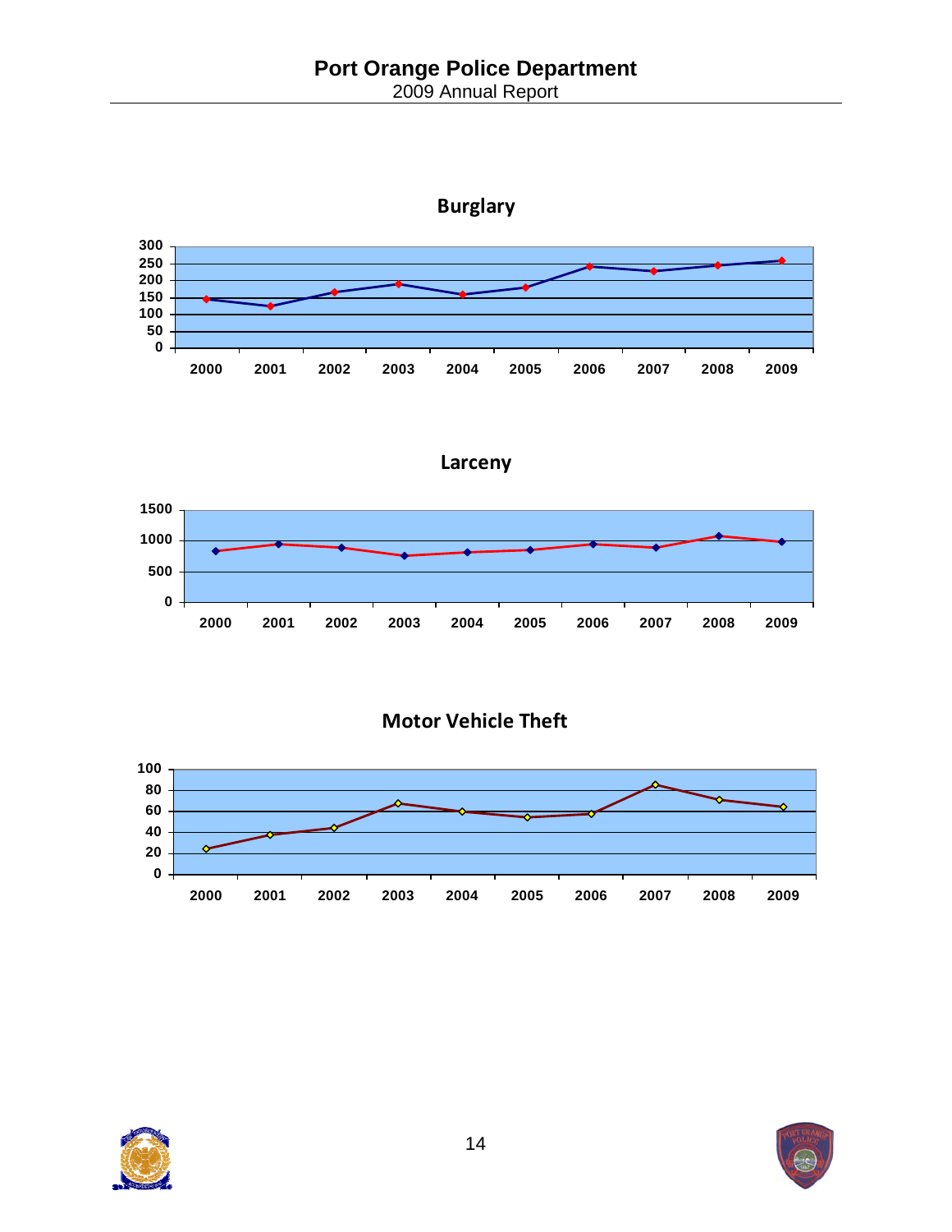## Burglary

300
250
200
150
100
50
0

2000 2001 2002 2003 2004 2005 2006 2007 2008 2009

## Larceny

1500
1000
500
0

2000 2001 2002 2003 2004 2005 2006 2007 2008 2009

## Motor Vehicle Theft

100
80
60
40
20
0

2000 2001 2002 2003 2004 2005 2006 2007 2008 2009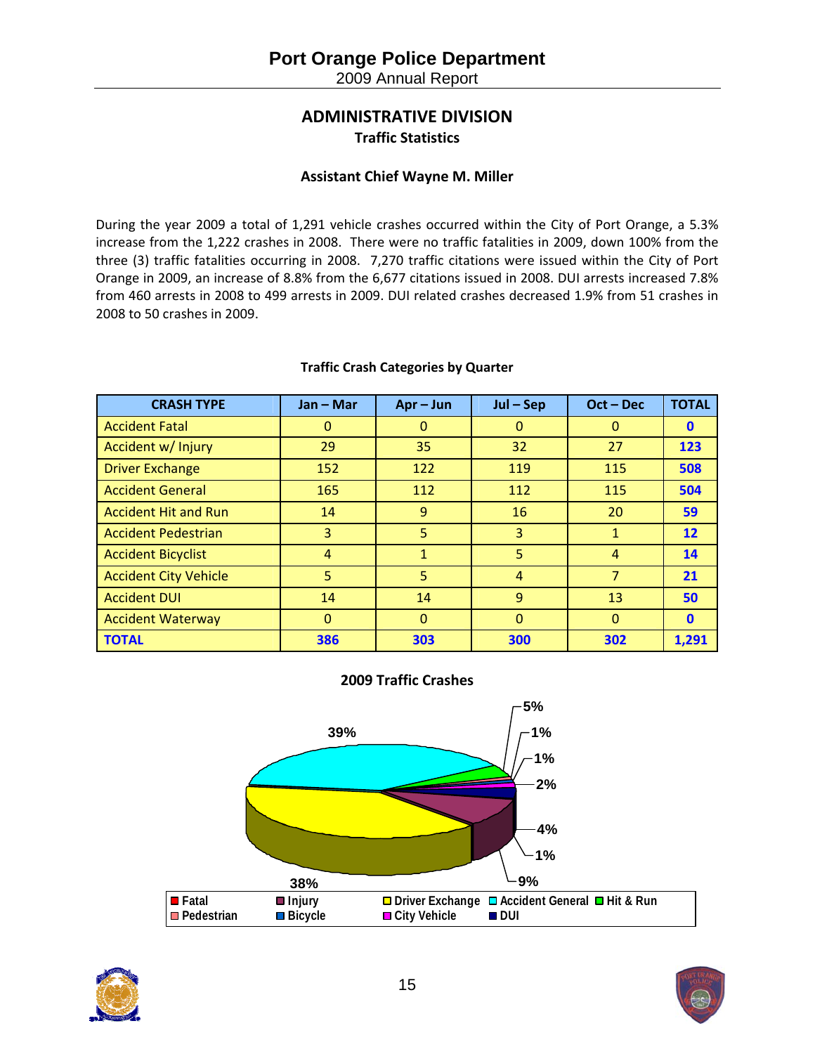## ADMINISTRATIVE DIVISION

### Traffic Statistics

**Assistant Chief Wayne M. Miller**

During the year 2009 a total of 1,291 vehicle crashes occurred within the City of Port Orange, a 5.3% increase from the 1,222 crashes in 2008. There were no traffic fatalities in 2009, down 100% from the three (3) traffic fatalities occurring in 2008. 7,270 traffic citations were issued within the City of Port Orange in 2009, an increase of 8.8% from the 6,677 citations issued in 2008. DUI arrests increased 7.8% from 460 arrests in 2008 to 499 arrests in 2009. DUI related crashes decreased 1.9% from 51 crashes in 2008 to 50 crashes in 2009.

**Traffic Crash Categories by Quarter**

| CRASH TYPE | Jan – Mar | Apr – Jun | Jul – Sep | Oct – Dec | TOTAL |
|---|---|---|---|---|---|
| Accident Fatal | 0 | 0 | 0 | 0 | **0** |
| Accident w/ Injury | 29 | 35 | 32 | 27 | **123** |
| Driver Exchange | 152 | 122 | 119 | 115 | **508** |
| Accident General | 165 | 112 | 112 | 115 | **504** |
| Accident Hit and Run | 14 | 9 | 16 | 20 | **59** |
| Accident Pedestrian | 3 | 5 | 3 | 1 | **12** |
| Accident Bicyclist | 4 | 1 | 5 | 4 | **14** |
| Accident City Vehicle | 5 | 5 | 4 | 7 | **21** |
| Accident DUI | 14 | 14 | 9 | 13 | **50** |
| Accident Waterway | 0 | 0 | 0 | 0 | **0** |
| **TOTAL** | **386** | **303** | **300** | **302** | **1,291** |

**2009 Traffic Crashes**

39%
5%
1%
1%
2%
4%
1%
9%
38%

Fatal, Injury, Driver Exchange, Accident General, Hit & Run, Pedestrian, Bicycle, City Vehicle, DUI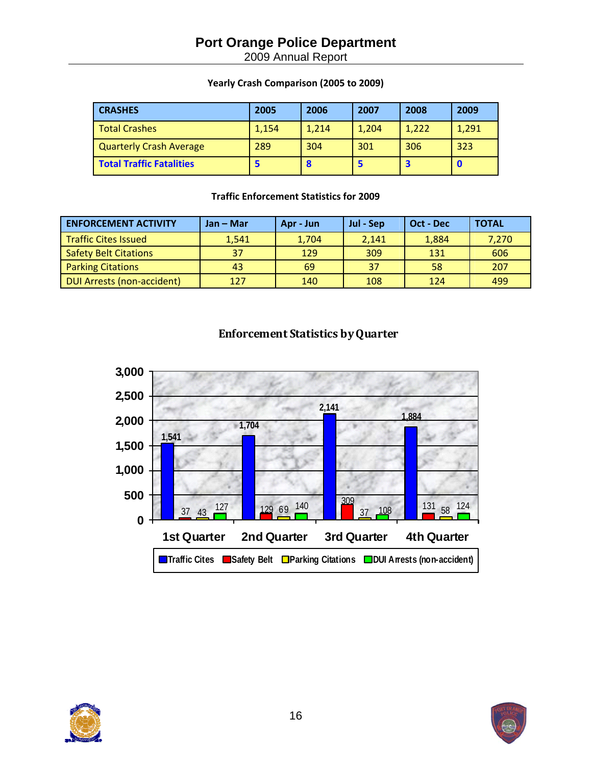# Port Orange Police Department

2009 Annual Report

**Yearly Crash Comparison (2005 to 2009)**

| CRASHES | 2005 | 2006 | 2007 | 2008 | 2009 |
|---|---|---|---|---|---|
| Total Crashes | 1,154 | 1,214 | 1,204 | 1,222 | 1,291 |
| Quarterly Crash Average | 289 | 304 | 301 | 306 | 323 |
| **Total Traffic Fatalities** | **5** | **8** | **5** | **3** | **0** |

**Traffic Enforcement Statistics for 2009**

| ENFORCEMENT ACTIVITY | Jan – Mar | Apr - Jun | Jul - Sep | Oct - Dec | TOTAL |
|---|---|---|---|---|---|
| Traffic Cites Issued | 1,541 | 1,704 | 2,141 | 1,884 | 7,270 |
| Safety Belt Citations | 37 | 129 | 309 | 131 | 606 |
| Parking Citations | 43 | 69 | 37 | 58 | 207 |
| DUI Arrests (non-accident) | 127 | 140 | 108 | 124 | 499 |

**Enforcement Statistics by Quarter**

3,000
2,500
2,000
1,500
1,000
500
0

1,541 37 43 127
1,704 129 69 140
2,141 309 37 108
1,884 131 58 124

1st Quarter 2nd Quarter 3rd Quarter 4th Quarter

Traffic Cites | Safety Belt | Parking Citations | DUI Arrests (non-accident)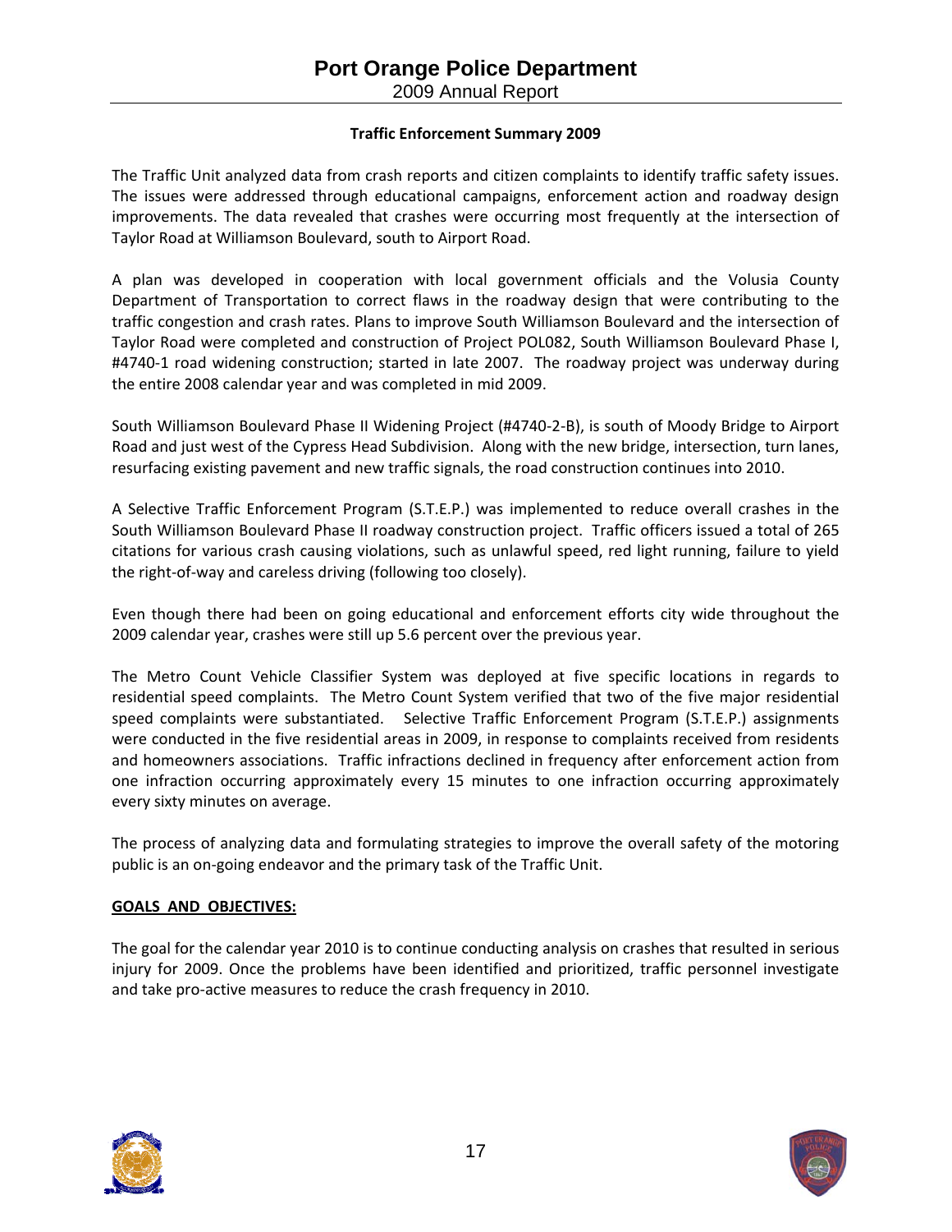**Traffic Enforcement Summary 2009**

The Traffic Unit analyzed data from crash reports and citizen complaints to identify traffic safety issues. The issues were addressed through educational campaigns, enforcement action and roadway design improvements. The data revealed that crashes were occurring most frequently at the intersection of Taylor Road at Williamson Boulevard, south to Airport Road.

A plan was developed in cooperation with local government officials and the Volusia County Department of Transportation to correct flaws in the roadway design that were contributing to the traffic congestion and crash rates. Plans to improve South Williamson Boulevard and the intersection of Taylor Road were completed and construction of Project POL082, South Williamson Boulevard Phase I, #4740-1 road widening construction; started in late 2007. The roadway project was underway during the entire 2008 calendar year and was completed in mid 2009.

South Williamson Boulevard Phase II Widening Project (#4740-2-B), is south of Moody Bridge to Airport Road and just west of the Cypress Head Subdivision. Along with the new bridge, intersection, turn lanes, resurfacing existing pavement and new traffic signals, the road construction continues into 2010.

A Selective Traffic Enforcement Program (S.T.E.P.) was implemented to reduce overall crashes in the South Williamson Boulevard Phase II roadway construction project. Traffic officers issued a total of 265 citations for various crash causing violations, such as unlawful speed, red light running, failure to yield the right-of-way and careless driving (following too closely).

Even though there had been on going educational and enforcement efforts city wide throughout the 2009 calendar year, crashes were still up 5.6 percent over the previous year.

The Metro Count Vehicle Classifier System was deployed at five specific locations in regards to residential speed complaints. The Metro Count System verified that two of the five major residential speed complaints were substantiated. Selective Traffic Enforcement Program (S.T.E.P.) assignments were conducted in the five residential areas in 2009, in response to complaints received from residents and homeowners associations. Traffic infractions declined in frequency after enforcement action from one infraction occurring approximately every 15 minutes to one infraction occurring approximately every sixty minutes on average.

The process of analyzing data and formulating strategies to improve the overall safety of the motoring public is an on-going endeavor and the primary task of the Traffic Unit.

**GOALS AND OBJECTIVES:**

The goal for the calendar year 2010 is to continue conducting analysis on crashes that resulted in serious injury for 2009. Once the problems have been identified and prioritized, traffic personnel investigate and take pro-active measures to reduce the crash frequency in 2010.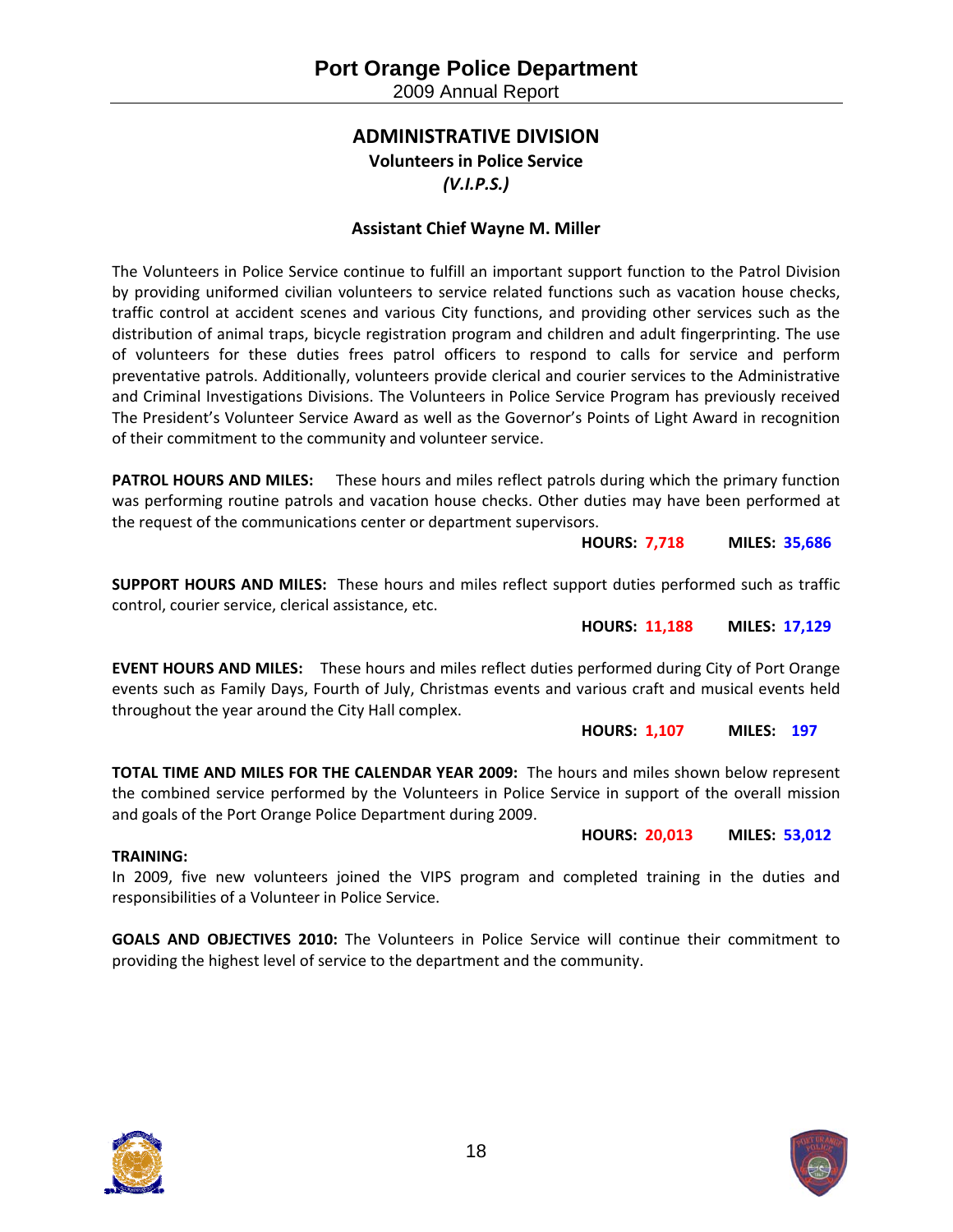## ADMINISTRATIVE DIVISION

### Volunteers in Police Service

***(V.I.P.S.)***

**Assistant Chief Wayne M. Miller**

The Volunteers in Police Service continue to fulfill an important support function to the Patrol Division by providing uniformed civilian volunteers to service related functions such as vacation house checks, traffic control at accident scenes and various City functions, and providing other services such as the distribution of animal traps, bicycle registration program and children and adult fingerprinting. The use of volunteers for these duties frees patrol officers to respond to calls for service and perform preventative patrols. Additionally, volunteers provide clerical and courier services to the Administrative and Criminal Investigations Divisions. The Volunteers in Police Service Program has previously received The President's Volunteer Service Award as well as the Governor's Points of Light Award in recognition of their commitment to the community and volunteer service.

**PATROL HOURS AND MILES:** These hours and miles reflect patrols during which the primary function was performing routine patrols and vacation house checks. Other duties may have been performed at the request of the communications center or department supervisors.

**HOURS: 7,718** **MILES: 35,686**

**SUPPORT HOURS AND MILES:** These hours and miles reflect support duties performed such as traffic control, courier service, clerical assistance, etc.

**HOURS: 11,188** **MILES: 17,129**

**EVENT HOURS AND MILES:** These hours and miles reflect duties performed during City of Port Orange events such as Family Days, Fourth of July, Christmas events and various craft and musical events held throughout the year around the City Hall complex.

**HOURS: 1,107** **MILES: 197**

**TOTAL TIME AND MILES FOR THE CALENDAR YEAR 2009:** The hours and miles shown below represent the combined service performed by the Volunteers in Police Service in support of the overall mission and goals of the Port Orange Police Department during 2009.

**HOURS: 20,013** **MILES: 53,012**

**TRAINING:**

In 2009, five new volunteers joined the VIPS program and completed training in the duties and responsibilities of a Volunteer in Police Service.

**GOALS AND OBJECTIVES 2010:** The Volunteers in Police Service will continue their commitment to providing the highest level of service to the department and the community.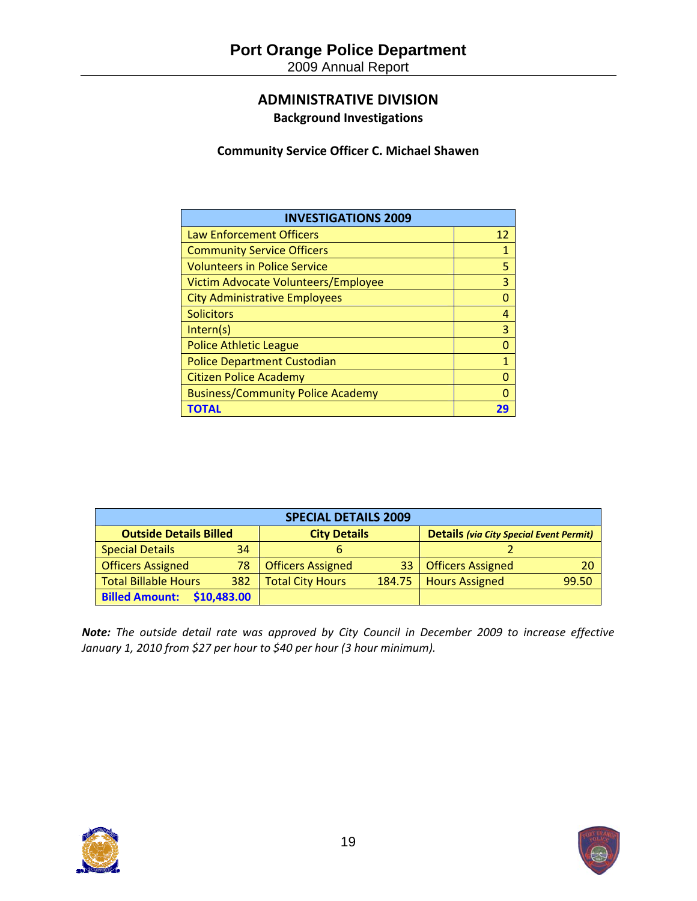# ADMINISTRATIVE DIVISION

## Background Investigations

**Community Service Officer C. Michael Shawen**

| INVESTIGATIONS 2009 | |
|---|---|
| Law Enforcement Officers | 12 |
| Community Service Officers | 1 |
| Volunteers in Police Service | 5 |
| Victim Advocate Volunteers/Employee | 3 |
| City Administrative Employees | 0 |
| Solicitors | 4 |
| Intern(s) | 3 |
| Police Athletic League | 0 |
| Police Department Custodian | 1 |
| Citizen Police Academy | 0 |
| Business/Community Police Academy | 0 |
| **TOTAL** | **29** |

| SPECIAL DETAILS 2009 | | | | | |
|---|---|---|---|---|---|
| **Outside Details Billed** | | **City Details** | | **Details** ***(via City Special Event Permit)*** | |
| Special Details | 34 | 6 | | 2 | |
| Officers Assigned | 78 | Officers Assigned | 33 | Officers Assigned | 20 |
| Total Billable Hours | 382 | Total City Hours | 184.75 | Hours Assigned | 99.50 |
| **Billed Amount:** | **$10,483.00** | | | | |

***Note:*** *The outside detail rate was approved by City Council in December 2009 to increase effective January 1, 2010 from $27 per hour to $40 per hour (3 hour minimum).*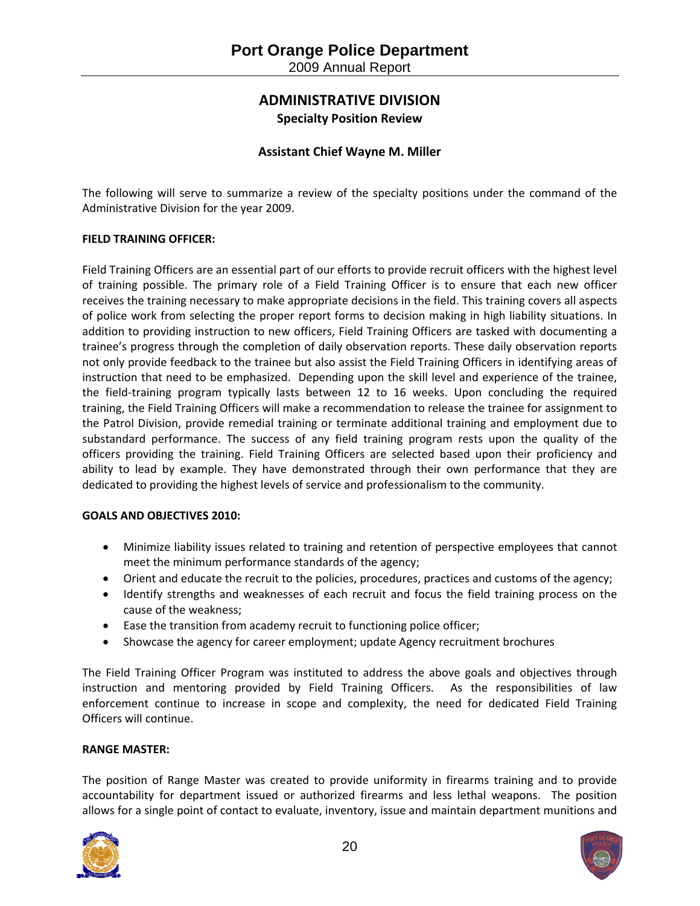## ADMINISTRATIVE DIVISION

### Specialty Position Review

### Assistant Chief Wayne M. Miller

The following will serve to summarize a review of the specialty positions under the command of the Administrative Division for the year 2009.

**FIELD TRAINING OFFICER:**

Field Training Officers are an essential part of our efforts to provide recruit officers with the highest level of training possible. The primary role of a Field Training Officer is to ensure that each new officer receives the training necessary to make appropriate decisions in the field. This training covers all aspects of police work from selecting the proper report forms to decision making in high liability situations. In addition to providing instruction to new officers, Field Training Officers are tasked with documenting a trainee's progress through the completion of daily observation reports. These daily observation reports not only provide feedback to the trainee but also assist the Field Training Officers in identifying areas of instruction that need to be emphasized. Depending upon the skill level and experience of the trainee, the field-training program typically lasts between 12 to 16 weeks. Upon concluding the required training, the Field Training Officers will make a recommendation to release the trainee for assignment to the Patrol Division, provide remedial training or terminate additional training and employment due to substandard performance. The success of any field training program rests upon the quality of the officers providing the training. Field Training Officers are selected based upon their proficiency and ability to lead by example. They have demonstrated through their own performance that they are dedicated to providing the highest levels of service and professionalism to the community.

**GOALS AND OBJECTIVES 2010:**

- Minimize liability issues related to training and retention of perspective employees that cannot meet the minimum performance standards of the agency;
- Orient and educate the recruit to the policies, procedures, practices and customs of the agency;
- Identify strengths and weaknesses of each recruit and focus the field training process on the cause of the weakness;
- Ease the transition from academy recruit to functioning police officer;
- Showcase the agency for career employment; update Agency recruitment brochures

The Field Training Officer Program was instituted to address the above goals and objectives through instruction and mentoring provided by Field Training Officers. As the responsibilities of law enforcement continue to increase in scope and complexity, the need for dedicated Field Training Officers will continue.

**RANGE MASTER:**

The position of Range Master was created to provide uniformity in firearms training and to provide accountability for department issued or authorized firearms and less lethal weapons. The position allows for a single point of contact to evaluate, inventory, issue and maintain department munitions and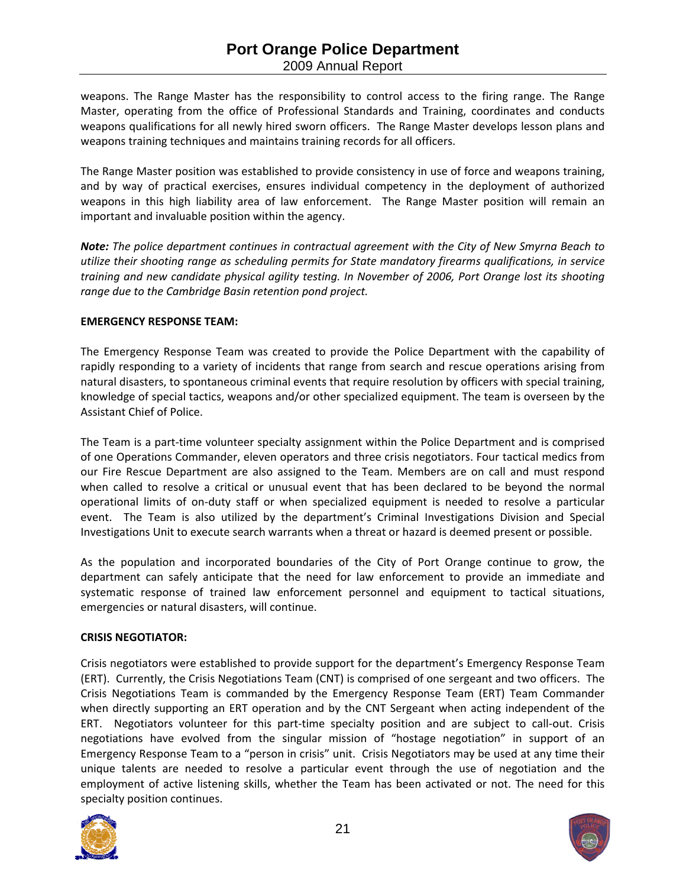weapons. The Range Master has the responsibility to control access to the firing range. The Range Master, operating from the office of Professional Standards and Training, coordinates and conducts weapons qualifications for all newly hired sworn officers. The Range Master develops lesson plans and weapons training techniques and maintains training records for all officers.

The Range Master position was established to provide consistency in use of force and weapons training, and by way of practical exercises, ensures individual competency in the deployment of authorized weapons in this high liability area of law enforcement. The Range Master position will remain an important and invaluable position within the agency.

***Note:*** *The police department continues in contractual agreement with the City of New Smyrna Beach to utilize their shooting range as scheduling permits for State mandatory firearms qualifications, in service training and new candidate physical agility testing. In November of 2006, Port Orange lost its shooting range due to the Cambridge Basin retention pond project.*

**EMERGENCY RESPONSE TEAM:**

The Emergency Response Team was created to provide the Police Department with the capability of rapidly responding to a variety of incidents that range from search and rescue operations arising from natural disasters, to spontaneous criminal events that require resolution by officers with special training, knowledge of special tactics, weapons and/or other specialized equipment. The team is overseen by the Assistant Chief of Police.

The Team is a part-time volunteer specialty assignment within the Police Department and is comprised of one Operations Commander, eleven operators and three crisis negotiators. Four tactical medics from our Fire Rescue Department are also assigned to the Team. Members are on call and must respond when called to resolve a critical or unusual event that has been declared to be beyond the normal operational limits of on-duty staff or when specialized equipment is needed to resolve a particular event. The Team is also utilized by the department's Criminal Investigations Division and Special Investigations Unit to execute search warrants when a threat or hazard is deemed present or possible.

As the population and incorporated boundaries of the City of Port Orange continue to grow, the department can safely anticipate that the need for law enforcement to provide an immediate and systematic response of trained law enforcement personnel and equipment to tactical situations, emergencies or natural disasters, will continue.

**CRISIS NEGOTIATOR:**

Crisis negotiators were established to provide support for the department's Emergency Response Team (ERT). Currently, the Crisis Negotiations Team (CNT) is comprised of one sergeant and two officers. The Crisis Negotiations Team is commanded by the Emergency Response Team (ERT) Team Commander when directly supporting an ERT operation and by the CNT Sergeant when acting independent of the ERT. Negotiators volunteer for this part-time specialty position and are subject to call-out. Crisis negotiations have evolved from the singular mission of "hostage negotiation" in support of an Emergency Response Team to a "person in crisis" unit. Crisis Negotiators may be used at any time their unique talents are needed to resolve a particular event through the use of negotiation and the employment of active listening skills, whether the Team has been activated or not. The need for this specialty position continues.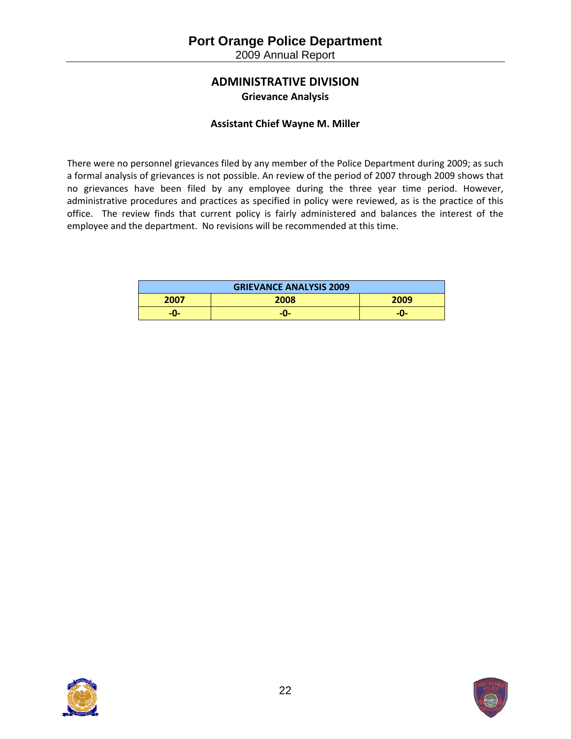## ADMINISTRATIVE DIVISION

### Grievance Analysis

**Assistant Chief Wayne M. Miller**

There were no personnel grievances filed by any member of the Police Department during 2009; as such a formal analysis of grievances is not possible. An review of the period of 2007 through 2009 shows that no grievances have been filed by any employee during the three year time period. However, administrative procedures and practices as specified in policy were reviewed, as is the practice of this office. The review finds that current policy is fairly administered and balances the interest of the employee and the department. No revisions will be recommended at this time.

| GRIEVANCE ANALYSIS 2009 | | |
|---|---|---|
| **2007** | **2008** | **2009** |
| **-0-** | **-0-** | **-0-** |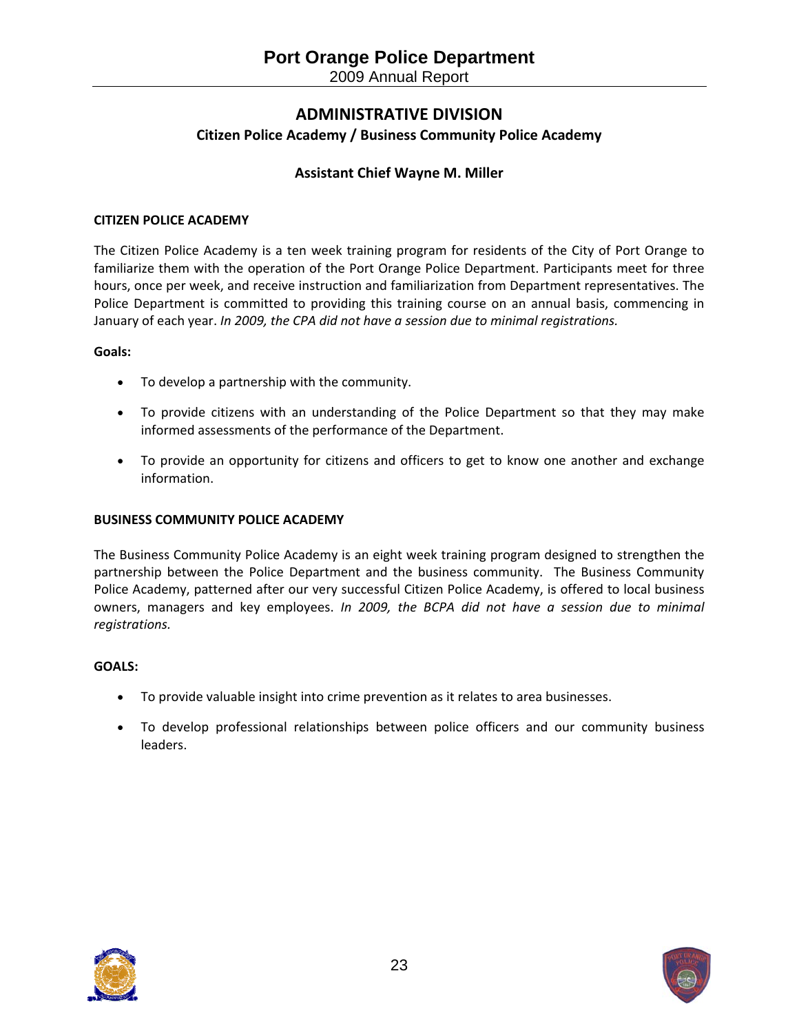## ADMINISTRATIVE DIVISION

### Citizen Police Academy / Business Community Police Academy

**Assistant Chief Wayne M. Miller**

**CITIZEN POLICE ACADEMY**

The Citizen Police Academy is a ten week training program for residents of the City of Port Orange to familiarize them with the operation of the Port Orange Police Department. Participants meet for three hours, once per week, and receive instruction and familiarization from Department representatives. The Police Department is committed to providing this training course on an annual basis, commencing in January of each year. *In 2009, the CPA did not have a session due to minimal registrations.*

**Goals:**

- To develop a partnership with the community.
- To provide citizens with an understanding of the Police Department so that they may make informed assessments of the performance of the Department.
- To provide an opportunity for citizens and officers to get to know one another and exchange information.

**BUSINESS COMMUNITY POLICE ACADEMY**

The Business Community Police Academy is an eight week training program designed to strengthen the partnership between the Police Department and the business community. The Business Community Police Academy, patterned after our very successful Citizen Police Academy, is offered to local business owners, managers and key employees. *In 2009, the BCPA did not have a session due to minimal registrations.*

**GOALS:**

- To provide valuable insight into crime prevention as it relates to area businesses.
- To develop professional relationships between police officers and our community business leaders.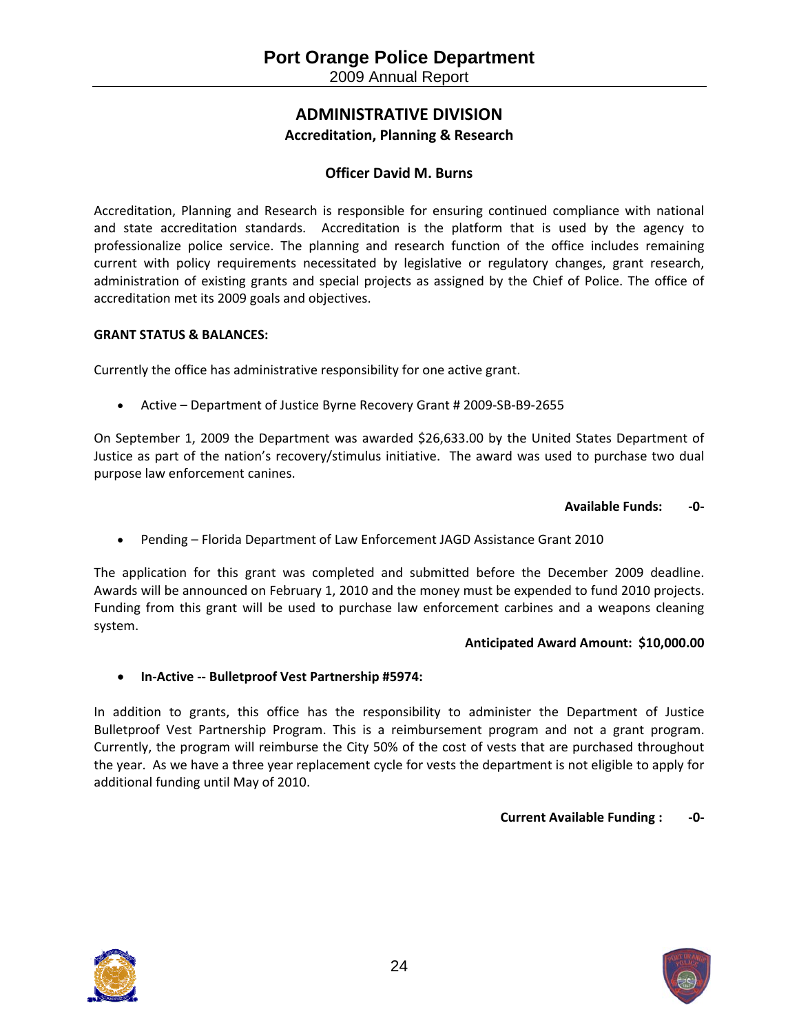# ADMINISTRATIVE DIVISION

## Accreditation, Planning & Research

**Officer David M. Burns**

Accreditation, Planning and Research is responsible for ensuring continued compliance with national and state accreditation standards. Accreditation is the platform that is used by the agency to professionalize police service. The planning and research function of the office includes remaining current with policy requirements necessitated by legislative or regulatory changes, grant research, administration of existing grants and special projects as assigned by the Chief of Police. The office of accreditation met its 2009 goals and objectives.

**GRANT STATUS & BALANCES:**

Currently the office has administrative responsibility for one active grant.

- Active – Department of Justice Byrne Recovery Grant # 2009-SB-B9-2655

On September 1, 2009 the Department was awarded $26,633.00 by the United States Department of Justice as part of the nation's recovery/stimulus initiative. The award was used to purchase two dual purpose law enforcement canines.

**Available Funds: -0-**

- Pending – Florida Department of Law Enforcement JAGD Assistance Grant 2010

The application for this grant was completed and submitted before the December 2009 deadline. Awards will be announced on February 1, 2010 and the money must be expended to fund 2010 projects. Funding from this grant will be used to purchase law enforcement carbines and a weapons cleaning system.

**Anticipated Award Amount: $10,000.00**

- **In-Active -- Bulletproof Vest Partnership #5974:**

In addition to grants, this office has the responsibility to administer the Department of Justice Bulletproof Vest Partnership Program. This is a reimbursement program and not a grant program. Currently, the program will reimburse the City 50% of the cost of vests that are purchased throughout the year. As we have a three year replacement cycle for vests the department is not eligible to apply for additional funding until May of 2010.

**Current Available Funding : -0-**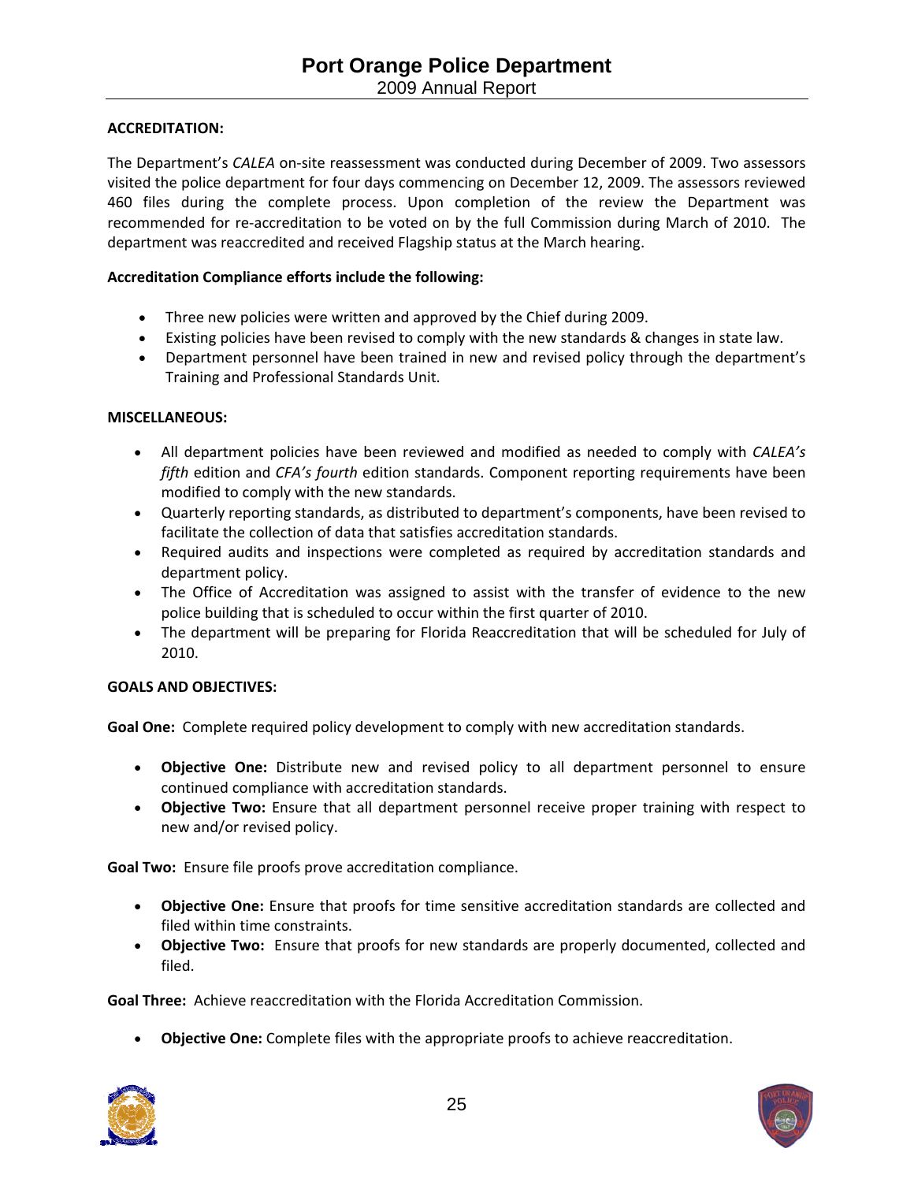**ACCREDITATION:**

The Department's *CALEA* on-site reassessment was conducted during December of 2009. Two assessors visited the police department for four days commencing on December 12, 2009. The assessors reviewed 460 files during the complete process. Upon completion of the review the Department was recommended for re-accreditation to be voted on by the full Commission during March of 2010. The department was reaccredited and received Flagship status at the March hearing.

**Accreditation Compliance efforts include the following:**

- Three new policies were written and approved by the Chief during 2009.
- Existing policies have been revised to comply with the new standards & changes in state law.
- Department personnel have been trained in new and revised policy through the department's Training and Professional Standards Unit.

**MISCELLANEOUS:**

- All department policies have been reviewed and modified as needed to comply with *CALEA's fifth* edition and *CFA's fourth* edition standards. Component reporting requirements have been modified to comply with the new standards.
- Quarterly reporting standards, as distributed to department's components, have been revised to facilitate the collection of data that satisfies accreditation standards.
- Required audits and inspections were completed as required by accreditation standards and department policy.
- The Office of Accreditation was assigned to assist with the transfer of evidence to the new police building that is scheduled to occur within the first quarter of 2010.
- The department will be preparing for Florida Reaccreditation that will be scheduled for July of 2010.

**GOALS AND OBJECTIVES:**

**Goal One:** Complete required policy development to comply with new accreditation standards.

- **Objective One:** Distribute new and revised policy to all department personnel to ensure continued compliance with accreditation standards.
- **Objective Two:** Ensure that all department personnel receive proper training with respect to new and/or revised policy.

**Goal Two:** Ensure file proofs prove accreditation compliance.

- **Objective One:** Ensure that proofs for time sensitive accreditation standards are collected and filed within time constraints.
- **Objective Two:** Ensure that proofs for new standards are properly documented, collected and filed.

**Goal Three:** Achieve reaccreditation with the Florida Accreditation Commission.

- **Objective One:** Complete files with the appropriate proofs to achieve reaccreditation.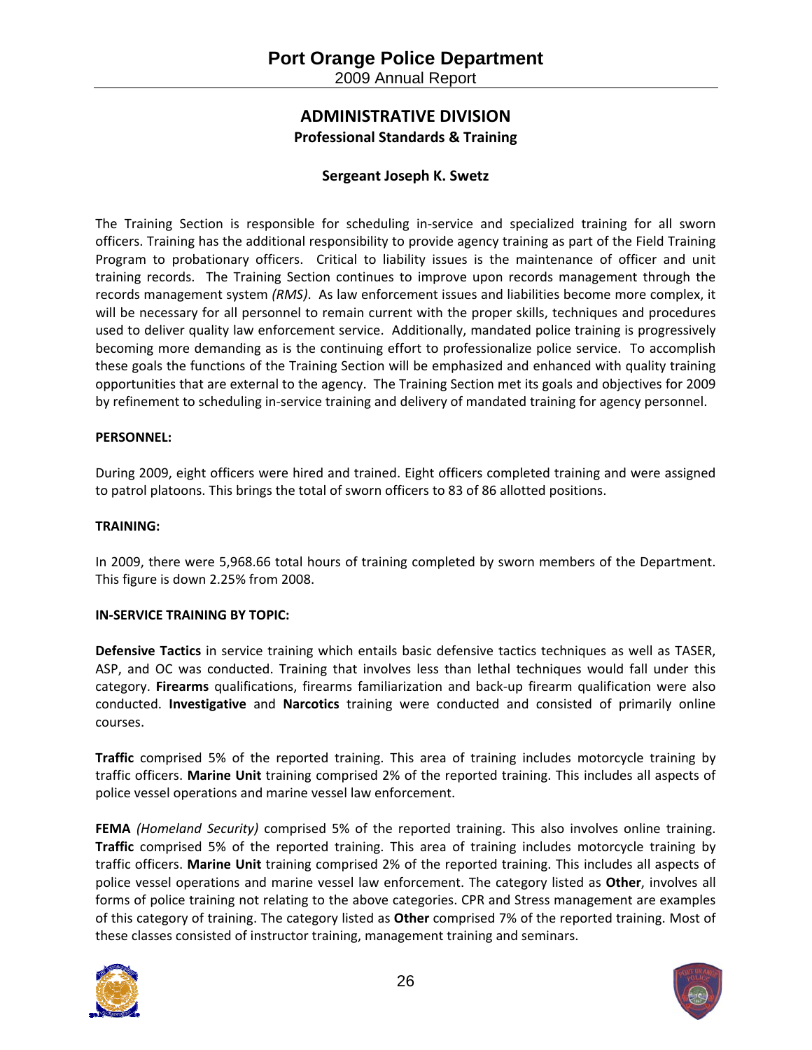## ADMINISTRATIVE DIVISION

### Professional Standards & Training

**Sergeant Joseph K. Swetz**

The Training Section is responsible for scheduling in-service and specialized training for all sworn officers. Training has the additional responsibility to provide agency training as part of the Field Training Program to probationary officers. Critical to liability issues is the maintenance of officer and unit training records. The Training Section continues to improve upon records management through the records management system *(RMS)*. As law enforcement issues and liabilities become more complex, it will be necessary for all personnel to remain current with the proper skills, techniques and procedures used to deliver quality law enforcement service. Additionally, mandated police training is progressively becoming more demanding as is the continuing effort to professionalize police service. To accomplish these goals the functions of the Training Section will be emphasized and enhanced with quality training opportunities that are external to the agency. The Training Section met its goals and objectives for 2009 by refinement to scheduling in-service training and delivery of mandated training for agency personnel.

**PERSONNEL:**

During 2009, eight officers were hired and trained. Eight officers completed training and were assigned to patrol platoons. This brings the total of sworn officers to 83 of 86 allotted positions.

**TRAINING:**

In 2009, there were 5,968.66 total hours of training completed by sworn members of the Department. This figure is down 2.25% from 2008.

**IN-SERVICE TRAINING BY TOPIC:**

**Defensive Tactics** in service training which entails basic defensive tactics techniques as well as TASER, ASP, and OC was conducted. Training that involves less than lethal techniques would fall under this category. **Firearms** qualifications, firearms familiarization and back-up firearm qualification were also conducted. **Investigative** and **Narcotics** training were conducted and consisted of primarily online courses.

**Traffic** comprised 5% of the reported training. This area of training includes motorcycle training by traffic officers. **Marine Unit** training comprised 2% of the reported training. This includes all aspects of police vessel operations and marine vessel law enforcement.

**FEMA** *(Homeland Security)* comprised 5% of the reported training. This also involves online training. **Traffic** comprised 5% of the reported training. This area of training includes motorcycle training by traffic officers. **Marine Unit** training comprised 2% of the reported training. This includes all aspects of police vessel operations and marine vessel law enforcement. The category listed as **Other**, involves all forms of police training not relating to the above categories. CPR and Stress management are examples of this category of training. The category listed as **Other** comprised 7% of the reported training. Most of these classes consisted of instructor training, management training and seminars.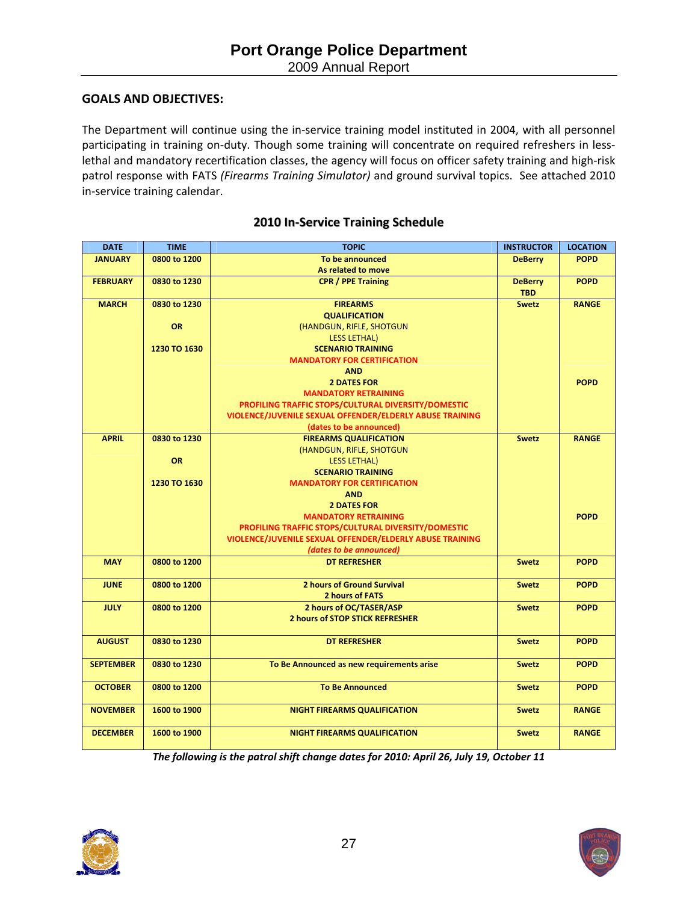## GOALS AND OBJECTIVES:

The Department will continue using the in-service training model instituted in 2004, with all personnel participating in training on-duty. Though some training will concentrate on required refreshers in less-lethal and mandatory recertification classes, the agency will focus on officer safety training and high-risk patrol response with FATS *(Firearms Training Simulator)* and ground survival topics. See attached 2010 in-service training calendar.

### 2010 In-Service Training Schedule

| DATE | TIME | TOPIC | INSTRUCTOR | LOCATION |
|---|---|---|---|---|
| JANUARY | 0800 to 1200 | To be announced<br>As related to move | DeBerry | POPD |
| FEBRUARY | 0830 to 1230 | CPR / PPE Training | DeBerry<br>TBD | POPD |
| MARCH | 0830 to 1230<br>OR<br>1230 TO 1630 | FIREARMS<br>QUALIFICATION<br>(HANDGUN, RIFLE, SHOTGUN<br>LESS LETHAL)<br>SCENARIO TRAINING<br>MANDATORY FOR CERTIFICATION<br>AND<br>2 DATES FOR<br>MANDATORY RETRAINING<br>PROFILING TRAFFIC STOPS/CULTURAL DIVERSITY/DOMESTIC VIOLENCE/JUVENILE SEXUAL OFFENDER/ELDERLY ABUSE TRAINING<br>(dates to be announced) | Swetz | RANGE<br><br>POPD |
| APRIL | 0830 to 1230<br>OR<br>1230 TO 1630 | FIREARMS QUALIFICATION<br>(HANDGUN, RIFLE, SHOTGUN<br>LESS LETHAL)<br>SCENARIO TRAINING<br>MANDATORY FOR CERTIFICATION<br>AND<br>2 DATES FOR<br>MANDATORY RETRAINING<br>PROFILING TRAFFIC STOPS/CULTURAL DIVERSITY/DOMESTIC VIOLENCE/JUVENILE SEXUAL OFFENDER/ELDERLY ABUSE TRAINING<br>*(dates to be announced)* | Swetz | RANGE<br><br>POPD |
| MAY | 0800 to 1200 | DT REFRESHER | Swetz | POPD |
| JUNE | 0800 to 1200 | 2 hours of Ground Survival<br>2 hours of FATS | Swetz | POPD |
| JULY | 0800 to 1200 | 2 hours of OC/TASER/ASP<br>2 hours of STOP STICK REFRESHER | Swetz | POPD |
| AUGUST | 0830 to 1230 | DT REFRESHER | Swetz | POPD |
| SEPTEMBER | 0830 to 1230 | To Be Announced as new requirements arise | Swetz | POPD |
| OCTOBER | 0800 to 1200 | To Be Announced | Swetz | POPD |
| NOVEMBER | 1600 to 1900 | NIGHT FIREARMS QUALIFICATION | Swetz | RANGE |
| DECEMBER | 1600 to 1900 | NIGHT FIREARMS QUALIFICATION | Swetz | RANGE |

***The following is the patrol shift change dates for 2010: April 26, July 19, October 11***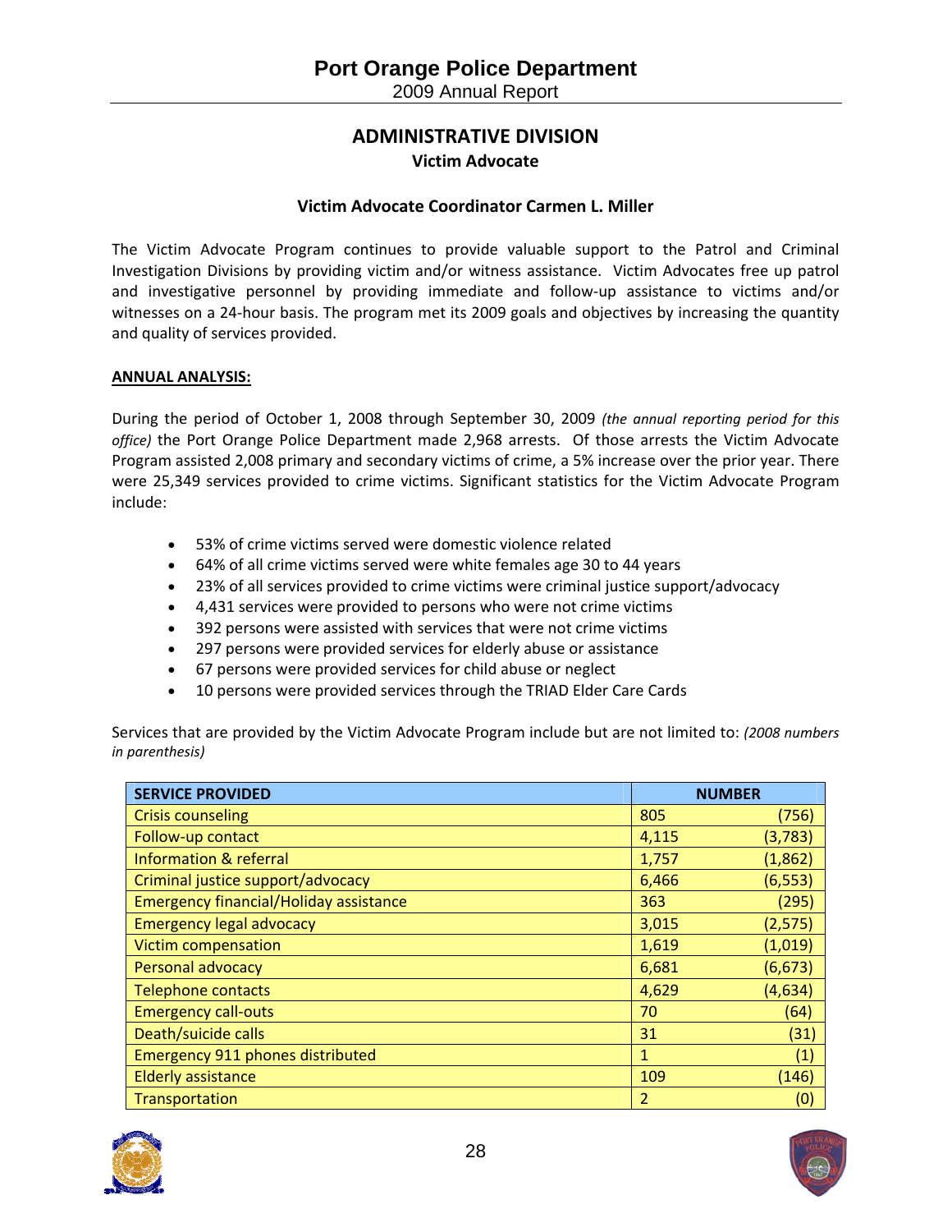# ADMINISTRATIVE DIVISION

## Victim Advocate

### Victim Advocate Coordinator Carmen L. Miller

The Victim Advocate Program continues to provide valuable support to the Patrol and Criminal Investigation Divisions by providing victim and/or witness assistance. Victim Advocates free up patrol and investigative personnel by providing immediate and follow-up assistance to victims and/or witnesses on a 24-hour basis. The program met its 2009 goals and objectives by increasing the quantity and quality of services provided.

**ANNUAL ANALYSIS:**

During the period of October 1, 2008 through September 30, 2009 *(the annual reporting period for this office)* the Port Orange Police Department made 2,968 arrests. Of those arrests the Victim Advocate Program assisted 2,008 primary and secondary victims of crime, a 5% increase over the prior year. There were 25,349 services provided to crime victims. Significant statistics for the Victim Advocate Program include:

- 53% of crime victims served were domestic violence related
- 64% of all crime victims served were white females age 30 to 44 years
- 23% of all services provided to crime victims were criminal justice support/advocacy
- 4,431 services were provided to persons who were not crime victims
- 392 persons were assisted with services that were not crime victims
- 297 persons were provided services for elderly abuse or assistance
- 67 persons were provided services for child abuse or neglect
- 10 persons were provided services through the TRIAD Elder Care Cards

Services that are provided by the Victim Advocate Program include but are not limited to: *(2008 numbers in parenthesis)*

| SERVICE PROVIDED | NUMBER | |
|---|---|---|
| Crisis counseling | 805 | (756) |
| Follow-up contact | 4,115 | (3,783) |
| Information & referral | 1,757 | (1,862) |
| Criminal justice support/advocacy | 6,466 | (6,553) |
| Emergency financial/Holiday assistance | 363 | (295) |
| Emergency legal advocacy | 3,015 | (2,575) |
| Victim compensation | 1,619 | (1,019) |
| Personal advocacy | 6,681 | (6,673) |
| Telephone contacts | 4,629 | (4,634) |
| Emergency call-outs | 70 | (64) |
| Death/suicide calls | 31 | (31) |
| Emergency 911 phones distributed | 1 | (1) |
| Elderly assistance | 109 | (146) |
| Transportation | 2 | (0) |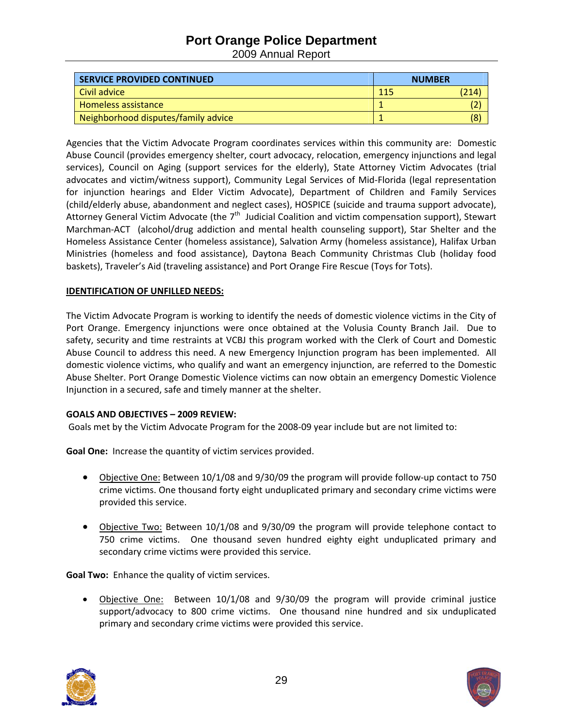| SERVICE PROVIDED CONTINUED | NUMBER | |
|---|---|---|
| Civil advice | 115 | (214) |
| Homeless assistance | 1 | (2) |
| Neighborhood disputes/family advice | 1 | (8) |

Agencies that the Victim Advocate Program coordinates services within this community are: Domestic Abuse Council (provides emergency shelter, court advocacy, relocation, emergency injunctions and legal services), Council on Aging (support services for the elderly), State Attorney Victim Advocates (trial advocates and victim/witness support), Community Legal Services of Mid-Florida (legal representation for injunction hearings and Elder Victim Advocate), Department of Children and Family Services (child/elderly abuse, abandonment and neglect cases), HOSPICE (suicide and trauma support advocate), Attorney General Victim Advocate (the 7th Judicial Coalition and victim compensation support), Stewart Marchman-ACT (alcohol/drug addiction and mental health counseling support), Star Shelter and the Homeless Assistance Center (homeless assistance), Salvation Army (homeless assistance), Halifax Urban Ministries (homeless and food assistance), Daytona Beach Community Christmas Club (holiday food baskets), Traveler's Aid (traveling assistance) and Port Orange Fire Rescue (Toys for Tots).

**IDENTIFICATION OF UNFILLED NEEDS:**

The Victim Advocate Program is working to identify the needs of domestic violence victims in the City of Port Orange. Emergency injunctions were once obtained at the Volusia County Branch Jail. Due to safety, security and time restraints at VCBJ this program worked with the Clerk of Court and Domestic Abuse Council to address this need. A new Emergency Injunction program has been implemented. All domestic violence victims, who qualify and want an emergency injunction, are referred to the Domestic Abuse Shelter. Port Orange Domestic Violence victims can now obtain an emergency Domestic Violence Injunction in a secured, safe and timely manner at the shelter.

**GOALS AND OBJECTIVES – 2009 REVIEW:**

Goals met by the Victim Advocate Program for the 2008-09 year include but are not limited to:

**Goal One:** Increase the quantity of victim services provided.

- Objective One: Between 10/1/08 and 9/30/09 the program will provide follow-up contact to 750 crime victims. One thousand forty eight unduplicated primary and secondary crime victims were provided this service.

- Objective Two: Between 10/1/08 and 9/30/09 the program will provide telephone contact to 750 crime victims. One thousand seven hundred eighty eight unduplicated primary and secondary crime victims were provided this service.

**Goal Two:** Enhance the quality of victim services.

- Objective One: Between 10/1/08 and 9/30/09 the program will provide criminal justice support/advocacy to 800 crime victims. One thousand nine hundred and six unduplicated primary and secondary crime victims were provided this service.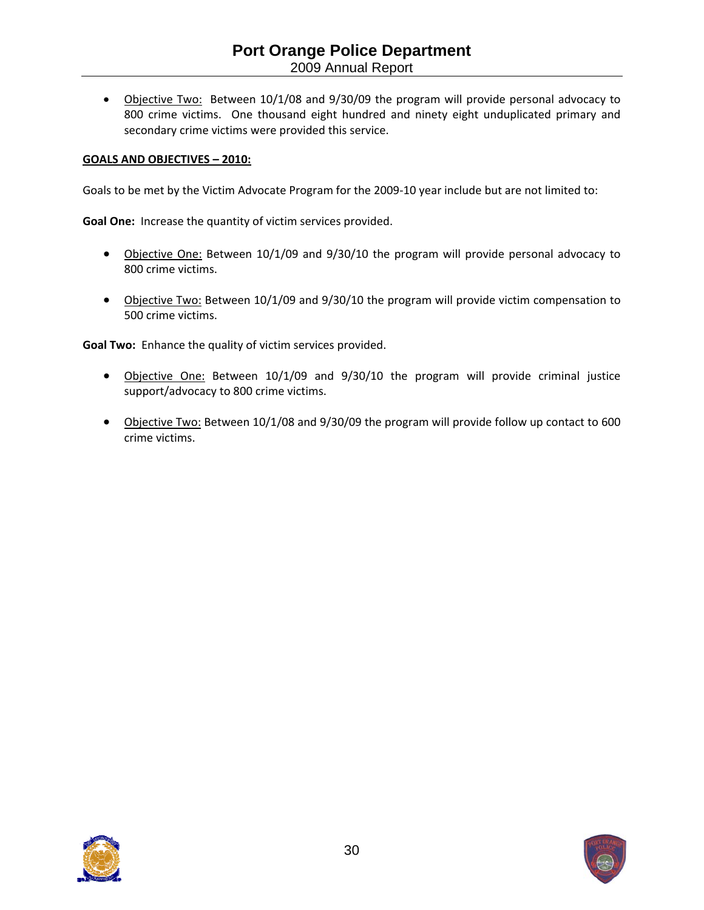- Objective Two: Between 10/1/08 and 9/30/09 the program will provide personal advocacy to 800 crime victims. One thousand eight hundred and ninety eight unduplicated primary and secondary crime victims were provided this service.

**GOALS AND OBJECTIVES – 2010:**

Goals to be met by the Victim Advocate Program for the 2009-10 year include but are not limited to:

**Goal One:** Increase the quantity of victim services provided.

- Objective One: Between 10/1/09 and 9/30/10 the program will provide personal advocacy to 800 crime victims.

- Objective Two: Between 10/1/09 and 9/30/10 the program will provide victim compensation to 500 crime victims.

**Goal Two:** Enhance the quality of victim services provided.

- Objective One: Between 10/1/09 and 9/30/10 the program will provide criminal justice support/advocacy to 800 crime victims.

- Objective Two: Between 10/1/08 and 9/30/09 the program will provide follow up contact to 600 crime victims.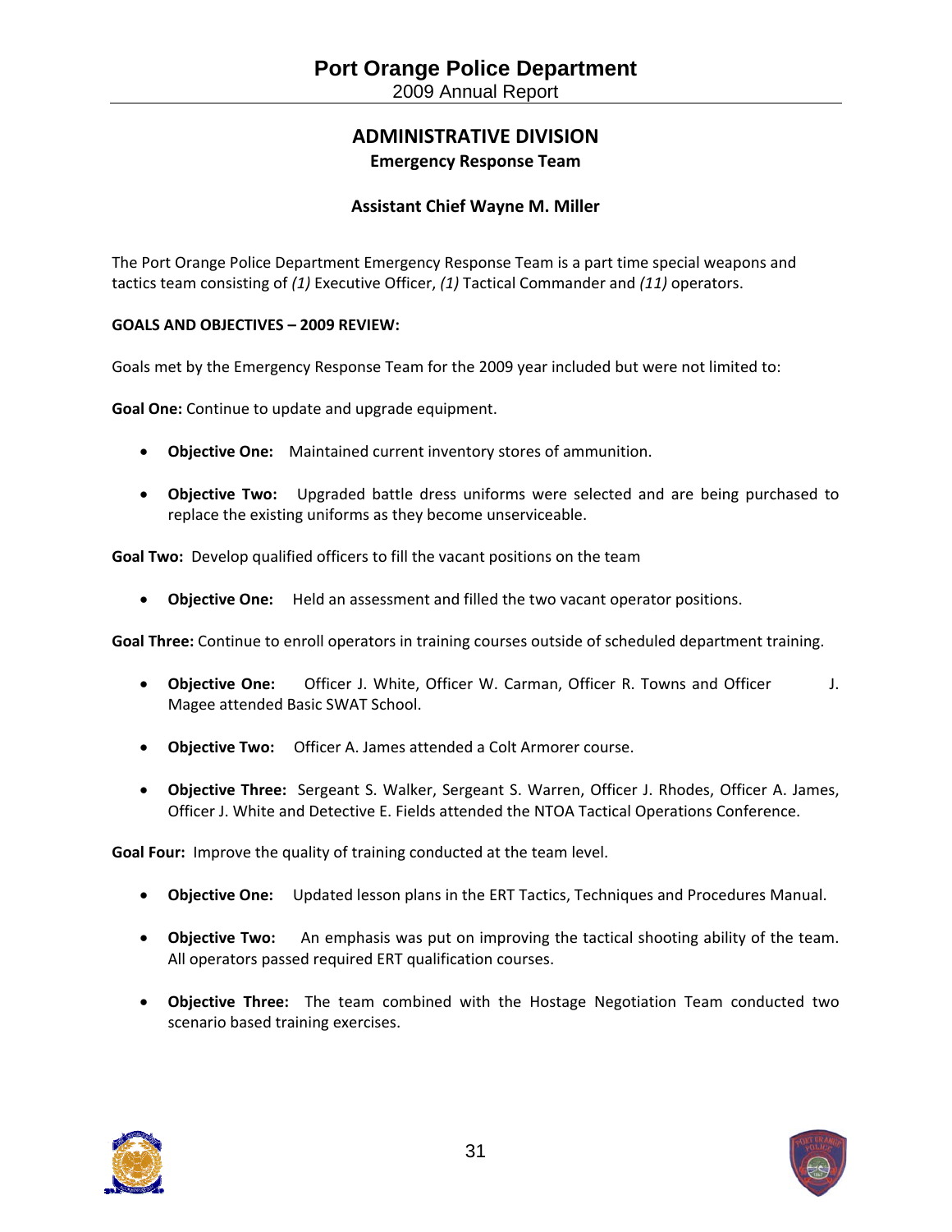# ADMINISTRATIVE DIVISION

## Emergency Response Team

### Assistant Chief Wayne M. Miller

The Port Orange Police Department Emergency Response Team is a part time special weapons and tactics team consisting of *(1)* Executive Officer, *(1)* Tactical Commander and *(11)* operators.

**GOALS AND OBJECTIVES – 2009 REVIEW:**

Goals met by the Emergency Response Team for the 2009 year included but were not limited to:

**Goal One:** Continue to update and upgrade equipment.

- **Objective One:** Maintained current inventory stores of ammunition.
- **Objective Two:** Upgraded battle dress uniforms were selected and are being purchased to replace the existing uniforms as they become unserviceable.

**Goal Two:** Develop qualified officers to fill the vacant positions on the team

- **Objective One:** Held an assessment and filled the two vacant operator positions.

**Goal Three:** Continue to enroll operators in training courses outside of scheduled department training.

- **Objective One:** Officer J. White, Officer W. Carman, Officer R. Towns and Officer J. Magee attended Basic SWAT School.
- **Objective Two:** Officer A. James attended a Colt Armorer course.
- **Objective Three:** Sergeant S. Walker, Sergeant S. Warren, Officer J. Rhodes, Officer A. James, Officer J. White and Detective E. Fields attended the NTOA Tactical Operations Conference.

**Goal Four:** Improve the quality of training conducted at the team level.

- **Objective One:** Updated lesson plans in the ERT Tactics, Techniques and Procedures Manual.
- **Objective Two:** An emphasis was put on improving the tactical shooting ability of the team. All operators passed required ERT qualification courses.
- **Objective Three:** The team combined with the Hostage Negotiation Team conducted two scenario based training exercises.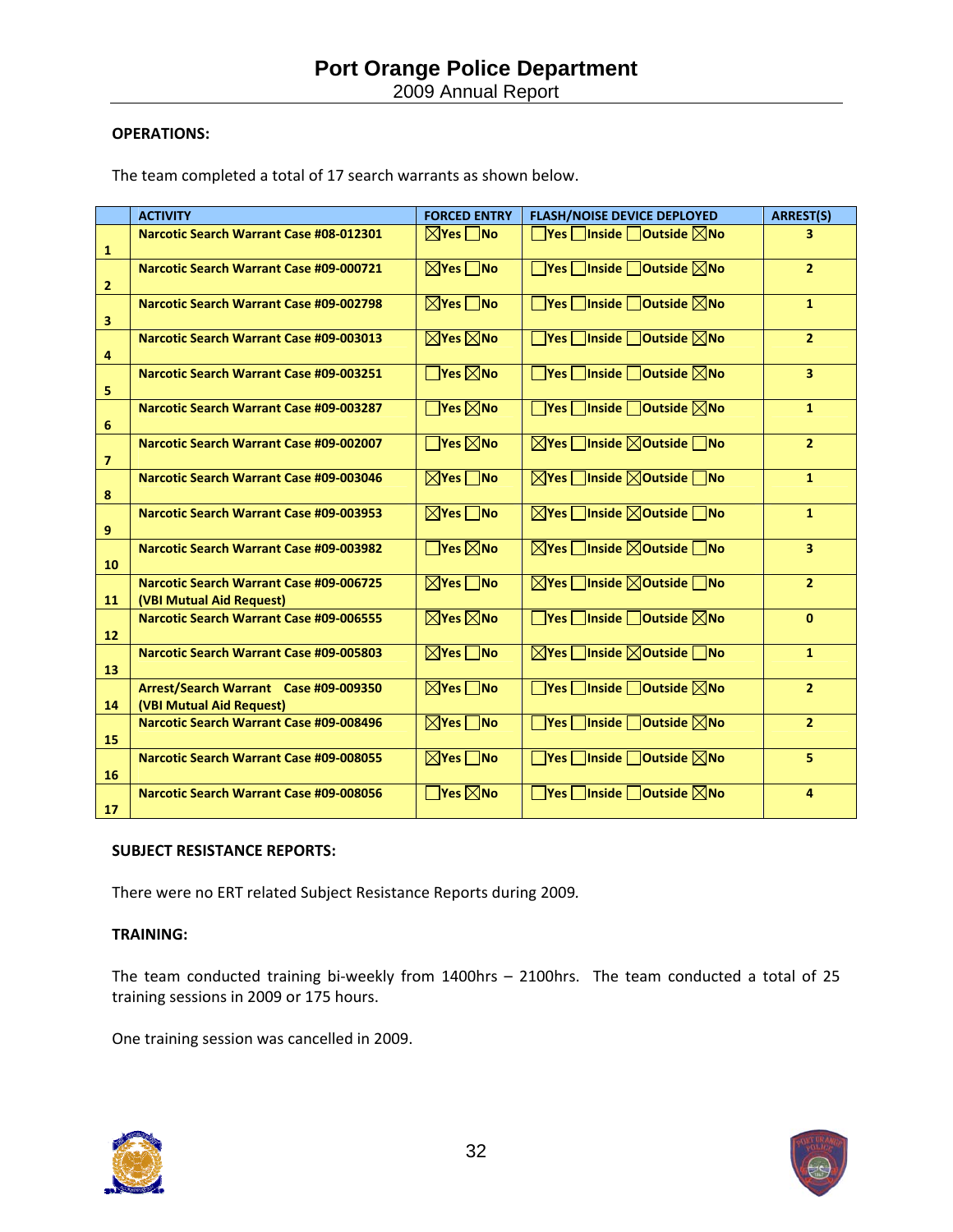**OPERATIONS:**

The team completed a total of 17 search warrants as shown below.

| | ACTIVITY | FORCED ENTRY | FLASH/NOISE DEVICE DEPLOYED | ARREST(S) |
|---|---|---|---|---|
| 1 | Narcotic Search Warrant Case #08-012301 | ☒Yes ☐No | ☐Yes ☐Inside ☐Outside ☒No | 3 |
| 2 | Narcotic Search Warrant Case #09-000721 | ☒Yes ☐No | ☐Yes ☐Inside ☐Outside ☒No | 2 |
| 3 | Narcotic Search Warrant Case #09-002798 | ☒Yes ☐No | ☐Yes ☐Inside ☐Outside ☒No | 1 |
| 4 | Narcotic Search Warrant Case #09-003013 | ☒Yes ☒No | ☐Yes ☐Inside ☐Outside ☒No | 2 |
| 5 | Narcotic Search Warrant Case #09-003251 | ☐Yes ☒No | ☐Yes ☐Inside ☐Outside ☒No | 3 |
| 6 | Narcotic Search Warrant Case #09-003287 | ☐Yes ☒No | ☐Yes ☐Inside ☐Outside ☒No | 1 |
| 7 | Narcotic Search Warrant Case #09-002007 | ☐Yes ☒No | ☒Yes ☐Inside ☒Outside ☐No | 2 |
| 8 | Narcotic Search Warrant Case #09-003046 | ☒Yes ☐No | ☒Yes ☐Inside ☒Outside ☐No | 1 |
| 9 | Narcotic Search Warrant Case #09-003953 | ☒Yes ☐No | ☒Yes ☐Inside ☒Outside ☐No | 1 |
| 10 | Narcotic Search Warrant Case #09-003982 | ☐Yes ☒No | ☒Yes ☐Inside ☒Outside ☐No | 3 |
| 11 | Narcotic Search Warrant Case #09-006725 (VBI Mutual Aid Request) | ☒Yes ☐No | ☒Yes ☐Inside ☒Outside ☐No | 2 |
| 12 | Narcotic Search Warrant Case #09-006555 | ☒Yes ☒No | ☐Yes ☐Inside ☐Outside ☒No | 0 |
| 13 | Narcotic Search Warrant Case #09-005803 | ☒Yes ☐No | ☒Yes ☐Inside ☒Outside ☐No | 1 |
| 14 | Arrest/Search Warrant Case #09-009350 (VBI Mutual Aid Request) | ☒Yes ☐No | ☐Yes ☐Inside ☐Outside ☒No | 2 |
| 15 | Narcotic Search Warrant Case #09-008496 | ☒Yes ☐No | ☐Yes ☐Inside ☐Outside ☒No | 2 |
| 16 | Narcotic Search Warrant Case #09-008055 | ☒Yes ☐No | ☐Yes ☐Inside ☐Outside ☒No | 5 |
| 17 | Narcotic Search Warrant Case #09-008056 | ☐Yes ☒No | ☐Yes ☐Inside ☐Outside ☒No | 4 |

**SUBJECT RESISTANCE REPORTS:**

There were no ERT related Subject Resistance Reports during 2009*.*

**TRAINING:**

The team conducted training bi-weekly from 1400hrs – 2100hrs. The team conducted a total of 25 training sessions in 2009 or 175 hours.

One training session was cancelled in 2009.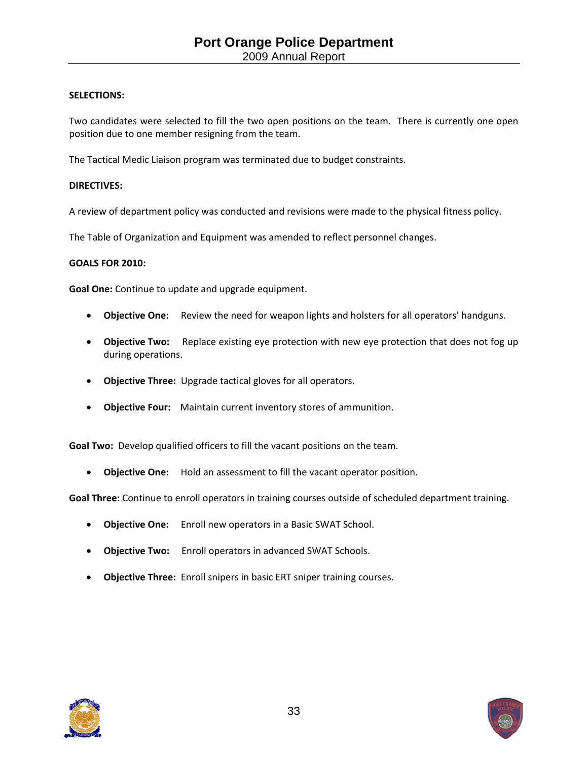**SELECTIONS:**

Two candidates were selected to fill the two open positions on the team. There is currently one open position due to one member resigning from the team.

The Tactical Medic Liaison program was terminated due to budget constraints.

**DIRECTIVES:**

A review of department policy was conducted and revisions were made to the physical fitness policy.

The Table of Organization and Equipment was amended to reflect personnel changes.

**GOALS FOR 2010:**

**Goal One:** Continue to update and upgrade equipment.

- **Objective One:** Review the need for weapon lights and holsters for all operators' handguns.
- **Objective Two:** Replace existing eye protection with new eye protection that does not fog up during operations.
- **Objective Three:** Upgrade tactical gloves for all operators.
- **Objective Four:** Maintain current inventory stores of ammunition.

**Goal Two:** Develop qualified officers to fill the vacant positions on the team.

- **Objective One:** Hold an assessment to fill the vacant operator position.

**Goal Three:** Continue to enroll operators in training courses outside of scheduled department training.

- **Objective One:** Enroll new operators in a Basic SWAT School.
- **Objective Two:** Enroll operators in advanced SWAT Schools.
- **Objective Three:** Enroll snipers in basic ERT sniper training courses.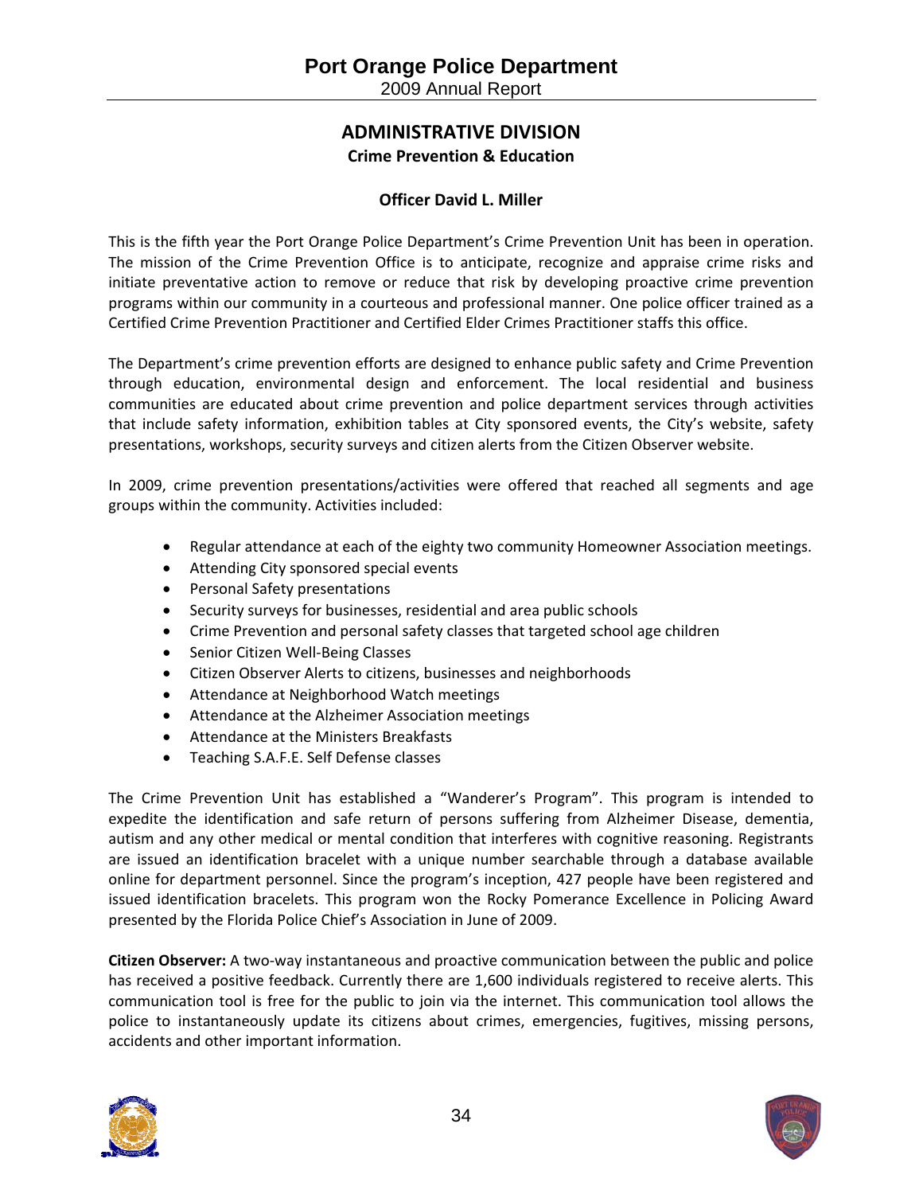## ADMINISTRATIVE DIVISION

### Crime Prevention & Education

**Officer David L. Miller**

This is the fifth year the Port Orange Police Department's Crime Prevention Unit has been in operation. The mission of the Crime Prevention Office is to anticipate, recognize and appraise crime risks and initiate preventative action to remove or reduce that risk by developing proactive crime prevention programs within our community in a courteous and professional manner. One police officer trained as a Certified Crime Prevention Practitioner and Certified Elder Crimes Practitioner staffs this office.

The Department's crime prevention efforts are designed to enhance public safety and Crime Prevention through education, environmental design and enforcement. The local residential and business communities are educated about crime prevention and police department services through activities that include safety information, exhibition tables at City sponsored events, the City's website, safety presentations, workshops, security surveys and citizen alerts from the Citizen Observer website.

In 2009, crime prevention presentations/activities were offered that reached all segments and age groups within the community. Activities included:

- Regular attendance at each of the eighty two community Homeowner Association meetings.
- Attending City sponsored special events
- Personal Safety presentations
- Security surveys for businesses, residential and area public schools
- Crime Prevention and personal safety classes that targeted school age children
- Senior Citizen Well-Being Classes
- Citizen Observer Alerts to citizens, businesses and neighborhoods
- Attendance at Neighborhood Watch meetings
- Attendance at the Alzheimer Association meetings
- Attendance at the Ministers Breakfasts
- Teaching S.A.F.E. Self Defense classes

The Crime Prevention Unit has established a "Wanderer's Program". This program is intended to expedite the identification and safe return of persons suffering from Alzheimer Disease, dementia, autism and any other medical or mental condition that interferes with cognitive reasoning. Registrants are issued an identification bracelet with a unique number searchable through a database available online for department personnel. Since the program's inception, 427 people have been registered and issued identification bracelets. This program won the Rocky Pomerance Excellence in Policing Award presented by the Florida Police Chief's Association in June of 2009.

**Citizen Observer:** A two-way instantaneous and proactive communication between the public and police has received a positive feedback. Currently there are 1,600 individuals registered to receive alerts. This communication tool is free for the public to join via the internet. This communication tool allows the police to instantaneously update its citizens about crimes, emergencies, fugitives, missing persons, accidents and other important information.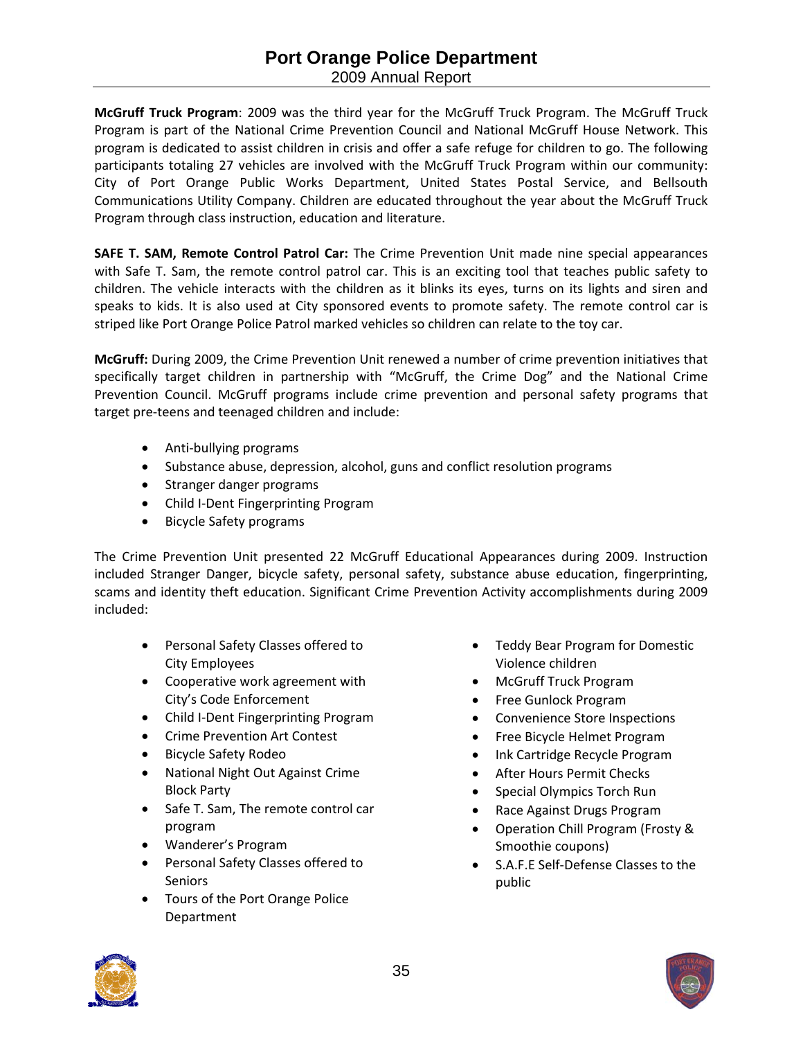**McGruff Truck Program**: 2009 was the third year for the McGruff Truck Program. The McGruff Truck Program is part of the National Crime Prevention Council and National McGruff House Network. This program is dedicated to assist children in crisis and offer a safe refuge for children to go. The following participants totaling 27 vehicles are involved with the McGruff Truck Program within our community: City of Port Orange Public Works Department, United States Postal Service, and Bellsouth Communications Utility Company. Children are educated throughout the year about the McGruff Truck Program through class instruction, education and literature.

**SAFE T. SAM, Remote Control Patrol Car:** The Crime Prevention Unit made nine special appearances with Safe T. Sam, the remote control patrol car. This is an exciting tool that teaches public safety to children. The vehicle interacts with the children as it blinks its eyes, turns on its lights and siren and speaks to kids. It is also used at City sponsored events to promote safety. The remote control car is striped like Port Orange Police Patrol marked vehicles so children can relate to the toy car.

**McGruff:** During 2009, the Crime Prevention Unit renewed a number of crime prevention initiatives that specifically target children in partnership with “McGruff, the Crime Dog” and the National Crime Prevention Council. McGruff programs include crime prevention and personal safety programs that target pre-teens and teenaged children and include:

- Anti-bullying programs
- Substance abuse, depression, alcohol, guns and conflict resolution programs
- Stranger danger programs
- Child I-Dent Fingerprinting Program
- Bicycle Safety programs

The Crime Prevention Unit presented 22 McGruff Educational Appearances during 2009. Instruction included Stranger Danger, bicycle safety, personal safety, substance abuse education, fingerprinting, scams and identity theft education. Significant Crime Prevention Activity accomplishments during 2009 included:

- Personal Safety Classes offered to City Employees
- Cooperative work agreement with City’s Code Enforcement
- Child I-Dent Fingerprinting Program
- Crime Prevention Art Contest
- Bicycle Safety Rodeo
- National Night Out Against Crime Block Party
- Safe T. Sam, The remote control car program
- Wanderer’s Program
- Personal Safety Classes offered to Seniors
- Tours of the Port Orange Police Department
- Teddy Bear Program for Domestic Violence children
- McGruff Truck Program
- Free Gunlock Program
- Convenience Store Inspections
- Free Bicycle Helmet Program
- Ink Cartridge Recycle Program
- After Hours Permit Checks
- Special Olympics Torch Run
- Race Against Drugs Program
- Operation Chill Program (Frosty & Smoothie coupons)
- S.A.F.E Self-Defense Classes to the public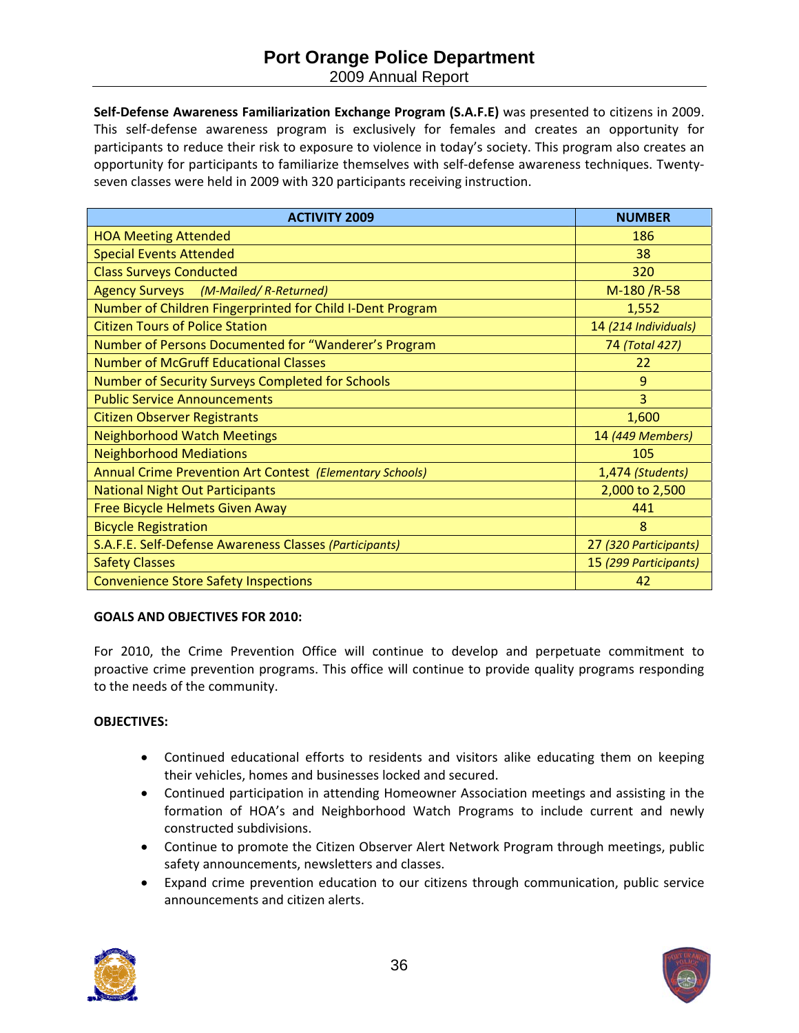**Self-Defense Awareness Familiarization Exchange Program (S.A.F.E)** was presented to citizens in 2009. This self-defense awareness program is exclusively for females and creates an opportunity for participants to reduce their risk to exposure to violence in today's society. This program also creates an opportunity for participants to familiarize themselves with self-defense awareness techniques. Twenty-seven classes were held in 2009 with 320 participants receiving instruction.

| ACTIVITY 2009 | NUMBER |
|---|---|
| HOA Meeting Attended | 186 |
| Special Events Attended | 38 |
| Class Surveys Conducted | 320 |
| Agency Surveys *(M-Mailed/ R-Returned)* | M-180 /R-58 |
| Number of Children Fingerprinted for Child I-Dent Program | 1,552 |
| Citizen Tours of Police Station | 14 *(214 Individuals)* |
| Number of Persons Documented for "Wanderer's Program | 74 *(Total 427)* |
| Number of McGruff Educational Classes | 22 |
| Number of Security Surveys Completed for Schools | 9 |
| Public Service Announcements | 3 |
| Citizen Observer Registrants | 1,600 |
| Neighborhood Watch Meetings | 14 *(449 Members)* |
| Neighborhood Mediations | 105 |
| Annual Crime Prevention Art Contest *(Elementary Schools)* | 1,474 *(Students)* |
| National Night Out Participants | 2,000 to 2,500 |
| Free Bicycle Helmets Given Away | 441 |
| Bicycle Registration | 8 |
| S.A.F.E. Self-Defense Awareness Classes *(Participants)* | 27 *(320 Participants)* |
| Safety Classes | 15 *(299 Participants)* |
| Convenience Store Safety Inspections | 42 |

**GOALS AND OBJECTIVES FOR 2010:**

For 2010, the Crime Prevention Office will continue to develop and perpetuate commitment to proactive crime prevention programs. This office will continue to provide quality programs responding to the needs of the community.

**OBJECTIVES:**

- Continued educational efforts to residents and visitors alike educating them on keeping their vehicles, homes and businesses locked and secured.
- Continued participation in attending Homeowner Association meetings and assisting in the formation of HOA's and Neighborhood Watch Programs to include current and newly constructed subdivisions.
- Continue to promote the Citizen Observer Alert Network Program through meetings, public safety announcements, newsletters and classes.
- Expand crime prevention education to our citizens through communication, public service announcements and citizen alerts.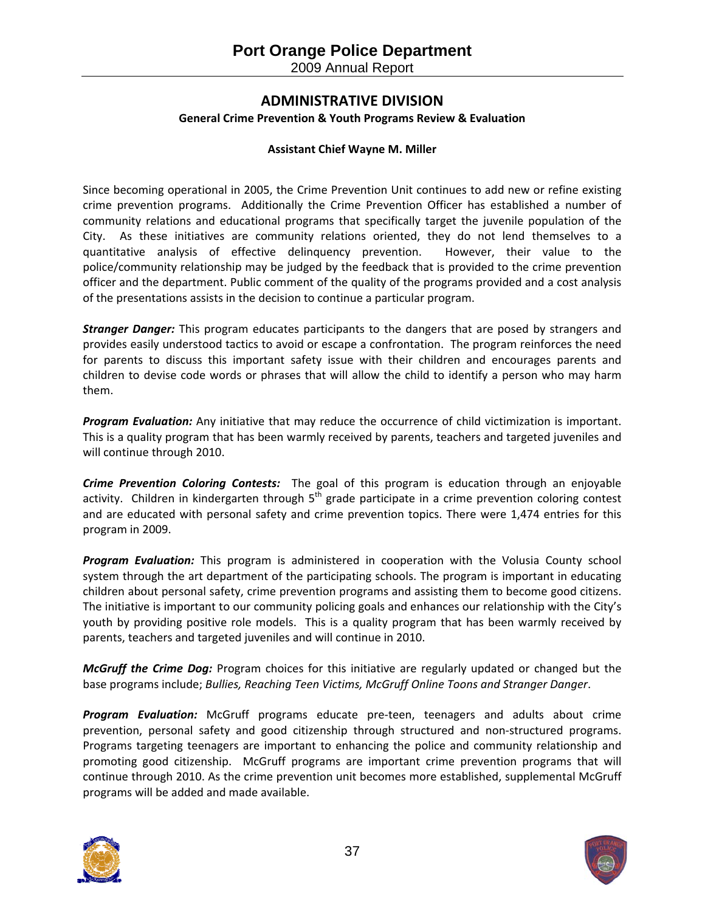## ADMINISTRATIVE DIVISION

**General Crime Prevention & Youth Programs Review & Evaluation**

**Assistant Chief Wayne M. Miller**

Since becoming operational in 2005, the Crime Prevention Unit continues to add new or refine existing crime prevention programs. Additionally the Crime Prevention Officer has established a number of community relations and educational programs that specifically target the juvenile population of the City. As these initiatives are community relations oriented, they do not lend themselves to a quantitative analysis of effective delinquency prevention. However, their value to the police/community relationship may be judged by the feedback that is provided to the crime prevention officer and the department. Public comment of the quality of the programs provided and a cost analysis of the presentations assists in the decision to continue a particular program.

***Stranger Danger:*** This program educates participants to the dangers that are posed by strangers and provides easily understood tactics to avoid or escape a confrontation. The program reinforces the need for parents to discuss this important safety issue with their children and encourages parents and children to devise code words or phrases that will allow the child to identify a person who may harm them.

***Program Evaluation:*** Any initiative that may reduce the occurrence of child victimization is important. This is a quality program that has been warmly received by parents, teachers and targeted juveniles and will continue through 2010.

***Crime Prevention Coloring Contests:*** The goal of this program is education through an enjoyable activity. Children in kindergarten through 5th grade participate in a crime prevention coloring contest and are educated with personal safety and crime prevention topics. There were 1,474 entries for this program in 2009.

***Program Evaluation:*** This program is administered in cooperation with the Volusia County school system through the art department of the participating schools. The program is important in educating children about personal safety, crime prevention programs and assisting them to become good citizens. The initiative is important to our community policing goals and enhances our relationship with the City's youth by providing positive role models. This is a quality program that has been warmly received by parents, teachers and targeted juveniles and will continue in 2010.

***McGruff the Crime Dog:*** Program choices for this initiative are regularly updated or changed but the base programs include; *Bullies, Reaching Teen Victims, McGruff Online Toons and Stranger Danger*.

***Program Evaluation:*** McGruff programs educate pre-teen, teenagers and adults about crime prevention, personal safety and good citizenship through structured and non-structured programs. Programs targeting teenagers are important to enhancing the police and community relationship and promoting good citizenship. McGruff programs are important crime prevention programs that will continue through 2010. As the crime prevention unit becomes more established, supplemental McGruff programs will be added and made available.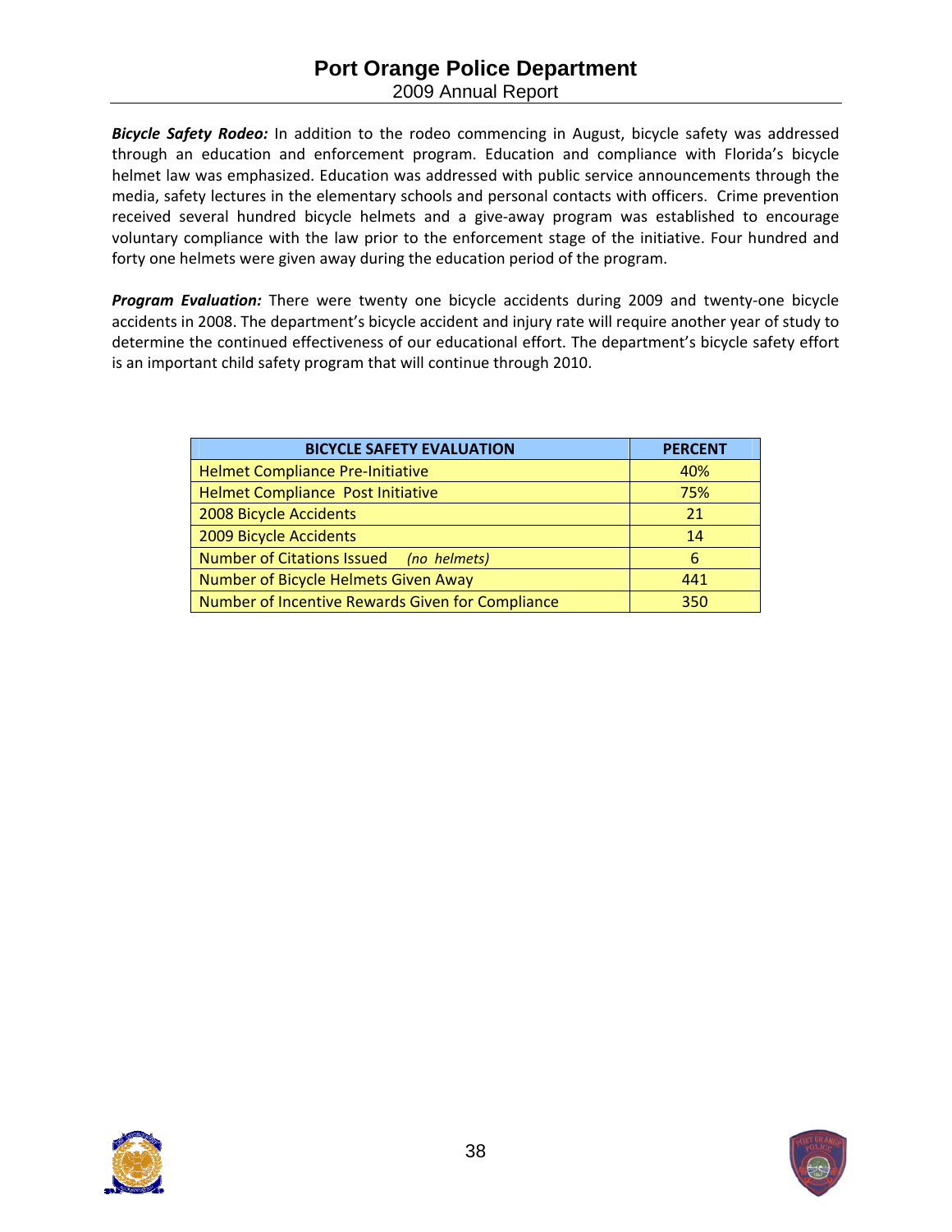***Bicycle Safety Rodeo:*** In addition to the rodeo commencing in August, bicycle safety was addressed through an education and enforcement program. Education and compliance with Florida's bicycle helmet law was emphasized. Education was addressed with public service announcements through the media, safety lectures in the elementary schools and personal contacts with officers. Crime prevention received several hundred bicycle helmets and a give-away program was established to encourage voluntary compliance with the law prior to the enforcement stage of the initiative. Four hundred and forty one helmets were given away during the education period of the program.

***Program Evaluation:*** There were twenty one bicycle accidents during 2009 and twenty-one bicycle accidents in 2008. The department's bicycle accident and injury rate will require another year of study to determine the continued effectiveness of our educational effort. The department's bicycle safety effort is an important child safety program that will continue through 2010.

| BICYCLE SAFETY EVALUATION | PERCENT |
|---|---|
| Helmet Compliance Pre-Initiative | 40% |
| Helmet Compliance Post Initiative | 75% |
| 2008 Bicycle Accidents | 21 |
| 2009 Bicycle Accidents | 14 |
| Number of Citations Issued *(no helmets)* | 6 |
| Number of Bicycle Helmets Given Away | 441 |
| Number of Incentive Rewards Given for Compliance | 350 |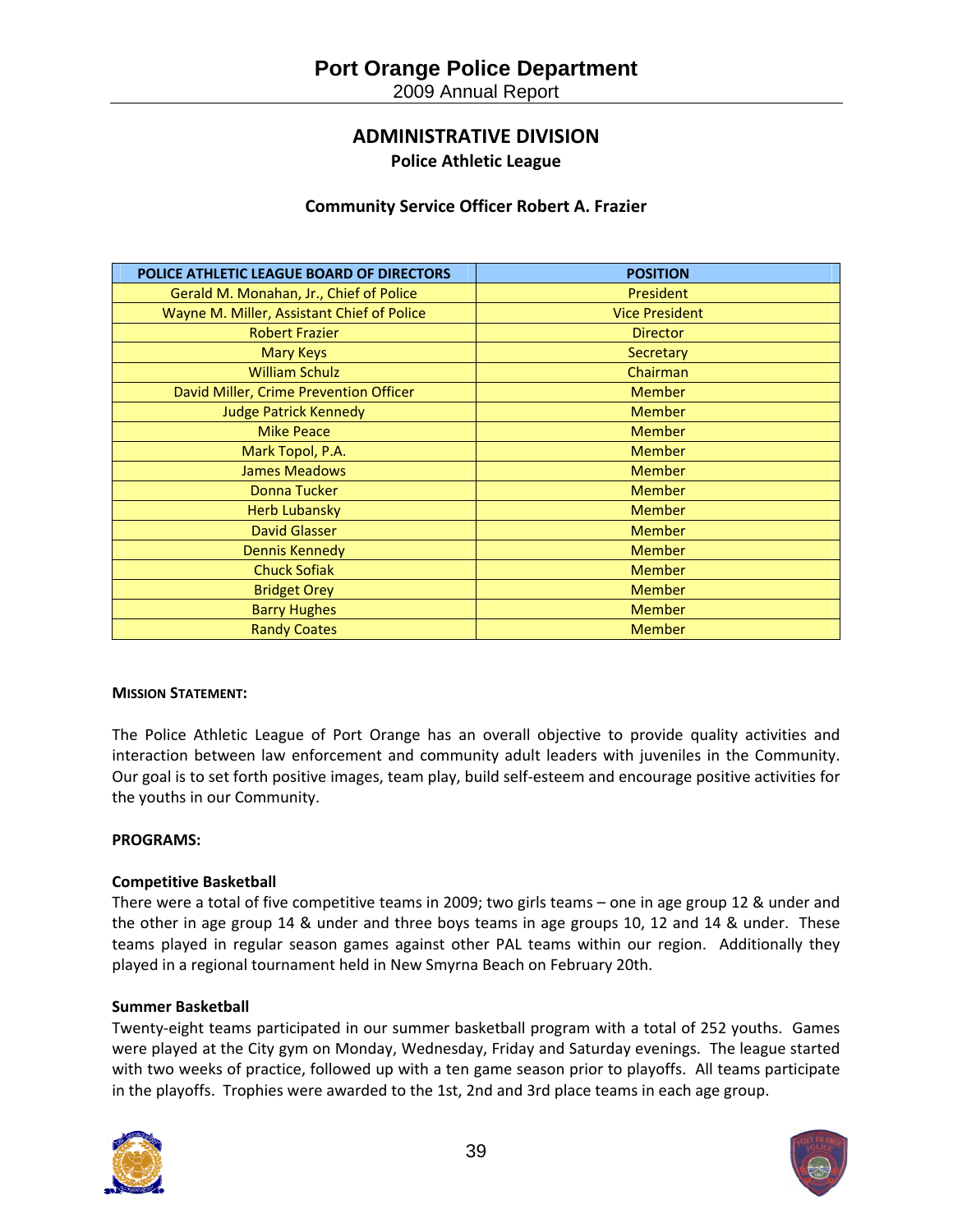# ADMINISTRATIVE DIVISION

## Police Athletic League

### Community Service Officer Robert A. Frazier

| POLICE ATHLETIC LEAGUE BOARD OF DIRECTORS | POSITION |
| --- | --- |
| Gerald M. Monahan, Jr., Chief of Police | President |
| Wayne M. Miller, Assistant Chief of Police | Vice President |
| Robert Frazier | Director |
| Mary Keys | Secretary |
| William Schulz | Chairman |
| David Miller, Crime Prevention Officer | Member |
| Judge Patrick Kennedy | Member |
| Mike Peace | Member |
| Mark Topol, P.A. | Member |
| James Meadows | Member |
| Donna Tucker | Member |
| Herb Lubansky | Member |
| David Glasser | Member |
| Dennis Kennedy | Member |
| Chuck Sofiak | Member |
| Bridget Orey | Member |
| Barry Hughes | Member |
| Randy Coates | Member |

**MISSION STATEMENT:**

The Police Athletic League of Port Orange has an overall objective to provide quality activities and interaction between law enforcement and community adult leaders with juveniles in the Community. Our goal is to set forth positive images, team play, build self-esteem and encourage positive activities for the youths in our Community.

**PROGRAMS:**

**Competitive Basketball**

There were a total of five competitive teams in 2009; two girls teams – one in age group 12 & under and the other in age group 14 & under and three boys teams in age groups 10, 12 and 14 & under. These teams played in regular season games against other PAL teams within our region. Additionally they played in a regional tournament held in New Smyrna Beach on February 20th.

**Summer Basketball**

Twenty-eight teams participated in our summer basketball program with a total of 252 youths. Games were played at the City gym on Monday, Wednesday, Friday and Saturday evenings. The league started with two weeks of practice, followed up with a ten game season prior to playoffs. All teams participate in the playoffs. Trophies were awarded to the 1st, 2nd and 3rd place teams in each age group.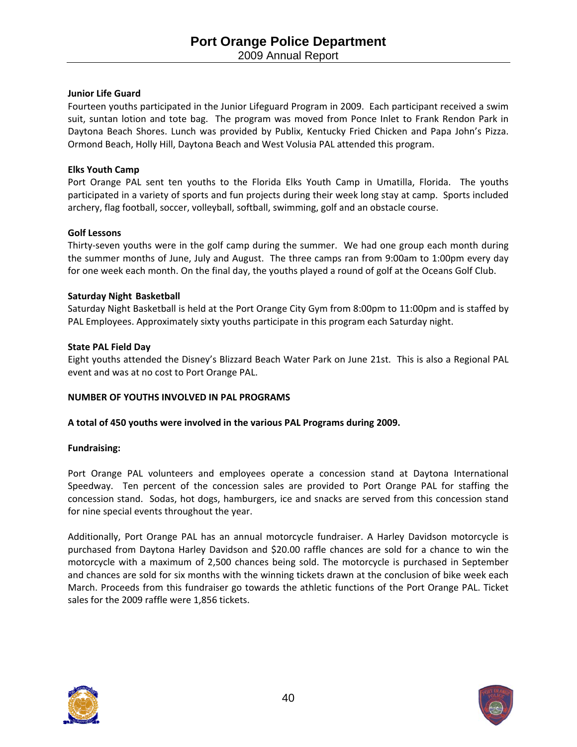**Junior Life Guard**

Fourteen youths participated in the Junior Lifeguard Program in 2009. Each participant received a swim suit, suntan lotion and tote bag. The program was moved from Ponce Inlet to Frank Rendon Park in Daytona Beach Shores. Lunch was provided by Publix, Kentucky Fried Chicken and Papa John's Pizza. Ormond Beach, Holly Hill, Daytona Beach and West Volusia PAL attended this program.

**Elks Youth Camp**

Port Orange PAL sent ten youths to the Florida Elks Youth Camp in Umatilla, Florida. The youths participated in a variety of sports and fun projects during their week long stay at camp. Sports included archery, flag football, soccer, volleyball, softball, swimming, golf and an obstacle course.

**Golf Lessons**

Thirty-seven youths were in the golf camp during the summer. We had one group each month during the summer months of June, July and August. The three camps ran from 9:00am to 1:00pm every day for one week each month. On the final day, the youths played a round of golf at the Oceans Golf Club.

**Saturday Night Basketball**

Saturday Night Basketball is held at the Port Orange City Gym from 8:00pm to 11:00pm and is staffed by PAL Employees. Approximately sixty youths participate in this program each Saturday night.

**State PAL Field Day**

Eight youths attended the Disney's Blizzard Beach Water Park on June 21st. This is also a Regional PAL event and was at no cost to Port Orange PAL.

**NUMBER OF YOUTHS INVOLVED IN PAL PROGRAMS**

**A total of 450 youths were involved in the various PAL Programs during 2009.**

**Fundraising:**

Port Orange PAL volunteers and employees operate a concession stand at Daytona International Speedway. Ten percent of the concession sales are provided to Port Orange PAL for staffing the concession stand. Sodas, hot dogs, hamburgers, ice and snacks are served from this concession stand for nine special events throughout the year.

Additionally, Port Orange PAL has an annual motorcycle fundraiser. A Harley Davidson motorcycle is purchased from Daytona Harley Davidson and $20.00 raffle chances are sold for a chance to win the motorcycle with a maximum of 2,500 chances being sold. The motorcycle is purchased in September and chances are sold for six months with the winning tickets drawn at the conclusion of bike week each March. Proceeds from this fundraiser go towards the athletic functions of the Port Orange PAL. Ticket sales for the 2009 raffle were 1,856 tickets.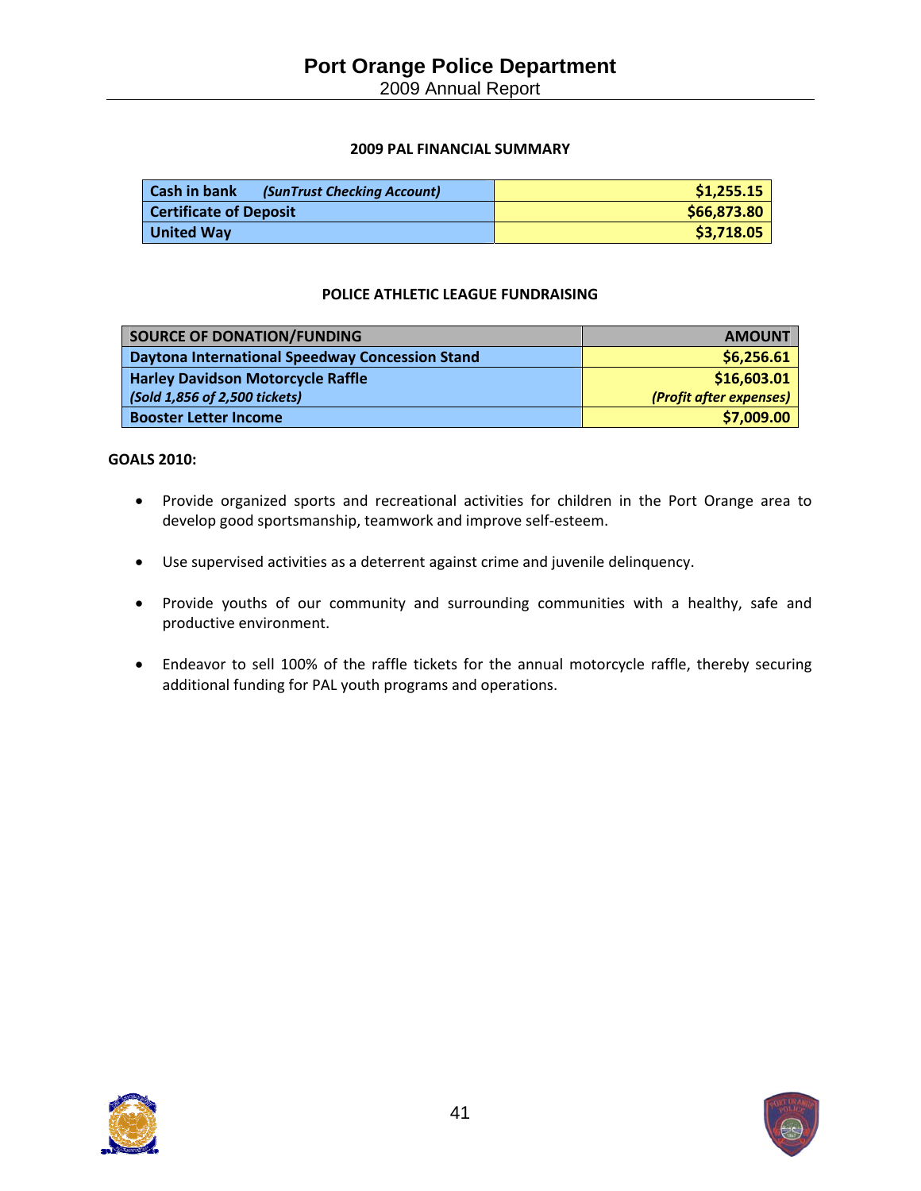### 2009 PAL FINANCIAL SUMMARY

| | |
|---|---|
| **Cash in bank** ***(SunTrust Checking Account)*** | **$1,255.15** |
| **Certificate of Deposit** | **$66,873.80** |
| **United Way** | **$3,718.05** |

### POLICE ATHLETIC LEAGUE FUNDRAISING

| SOURCE OF DONATION/FUNDING | AMOUNT |
|---|---|
| **Daytona International Speedway Concession Stand** | **$6,256.61** |
| **Harley Davidson Motorcycle Raffle** ***(Sold 1,856 of 2,500 tickets)*** | **$16,603.01** ***(Profit after expenses)*** |
| **Booster Letter Income** | **$7,009.00** |

**GOALS 2010:**

- Provide organized sports and recreational activities for children in the Port Orange area to develop good sportsmanship, teamwork and improve self-esteem.
- Use supervised activities as a deterrent against crime and juvenile delinquency.
- Provide youths of our community and surrounding communities with a healthy, safe and productive environment.
- Endeavor to sell 100% of the raffle tickets for the annual motorcycle raffle, thereby securing additional funding for PAL youth programs and operations.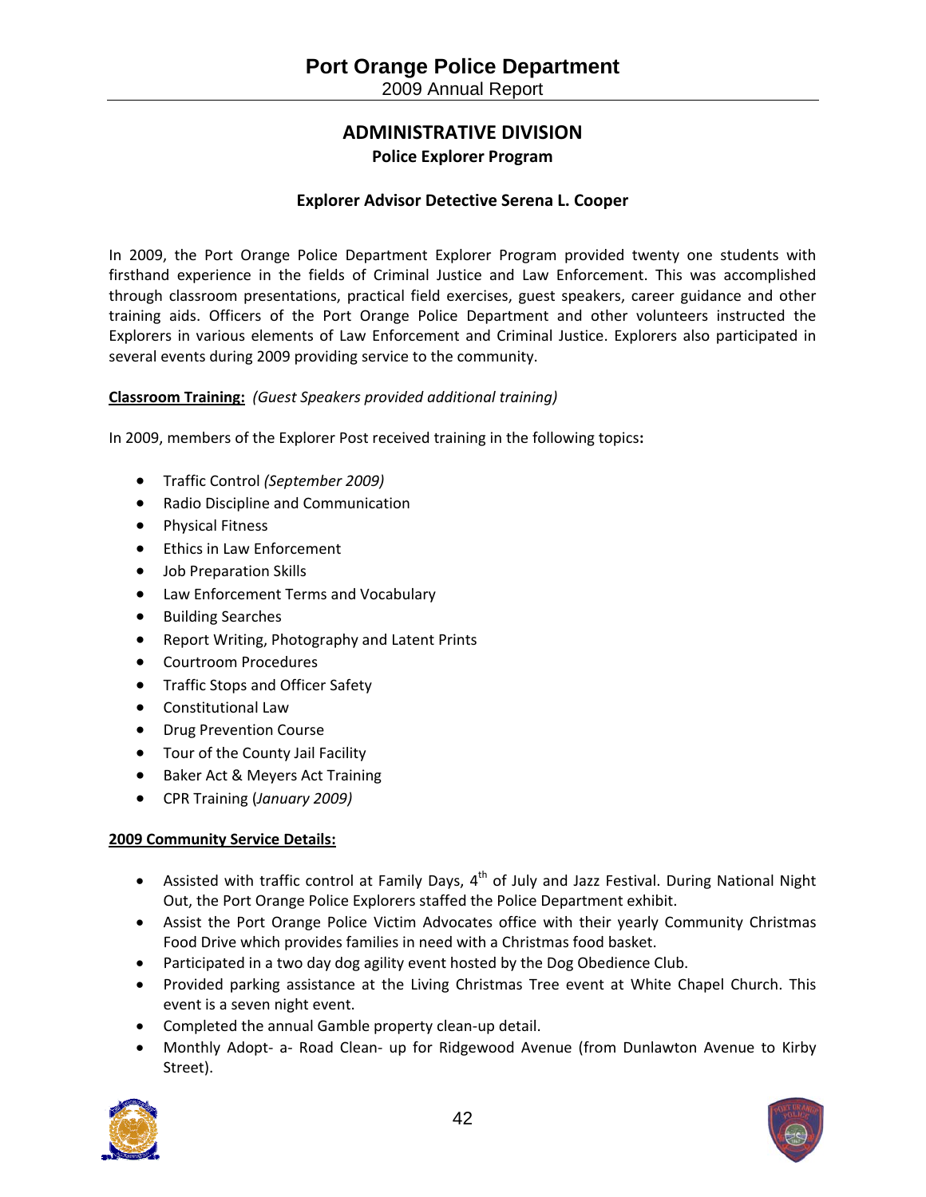## ADMINISTRATIVE DIVISION

### Police Explorer Program

### Explorer Advisor Detective Serena L. Cooper

In 2009, the Port Orange Police Department Explorer Program provided twenty one students with firsthand experience in the fields of Criminal Justice and Law Enforcement. This was accomplished through classroom presentations, practical field exercises, guest speakers, career guidance and other training aids. Officers of the Port Orange Police Department and other volunteers instructed the Explorers in various elements of Law Enforcement and Criminal Justice. Explorers also participated in several events during 2009 providing service to the community.

**Classroom Training:** *(Guest Speakers provided additional training)*

In 2009, members of the Explorer Post received training in the following topics**:**

- Traffic Control *(September 2009)*
- Radio Discipline and Communication
- Physical Fitness
- Ethics in Law Enforcement
- Job Preparation Skills
- Law Enforcement Terms and Vocabulary
- Building Searches
- Report Writing, Photography and Latent Prints
- Courtroom Procedures
- Traffic Stops and Officer Safety
- Constitutional Law
- Drug Prevention Course
- Tour of the County Jail Facility
- Baker Act & Meyers Act Training
- CPR Training (*January 2009)*

**2009 Community Service Details:**

- Assisted with traffic control at Family Days, 4th of July and Jazz Festival. During National Night Out, the Port Orange Police Explorers staffed the Police Department exhibit.
- Assist the Port Orange Police Victim Advocates office with their yearly Community Christmas Food Drive which provides families in need with a Christmas food basket.
- Participated in a two day dog agility event hosted by the Dog Obedience Club.
- Provided parking assistance at the Living Christmas Tree event at White Chapel Church. This event is a seven night event.
- Completed the annual Gamble property clean-up detail.
- Monthly Adopt- a- Road Clean- up for Ridgewood Avenue (from Dunlawton Avenue to Kirby Street).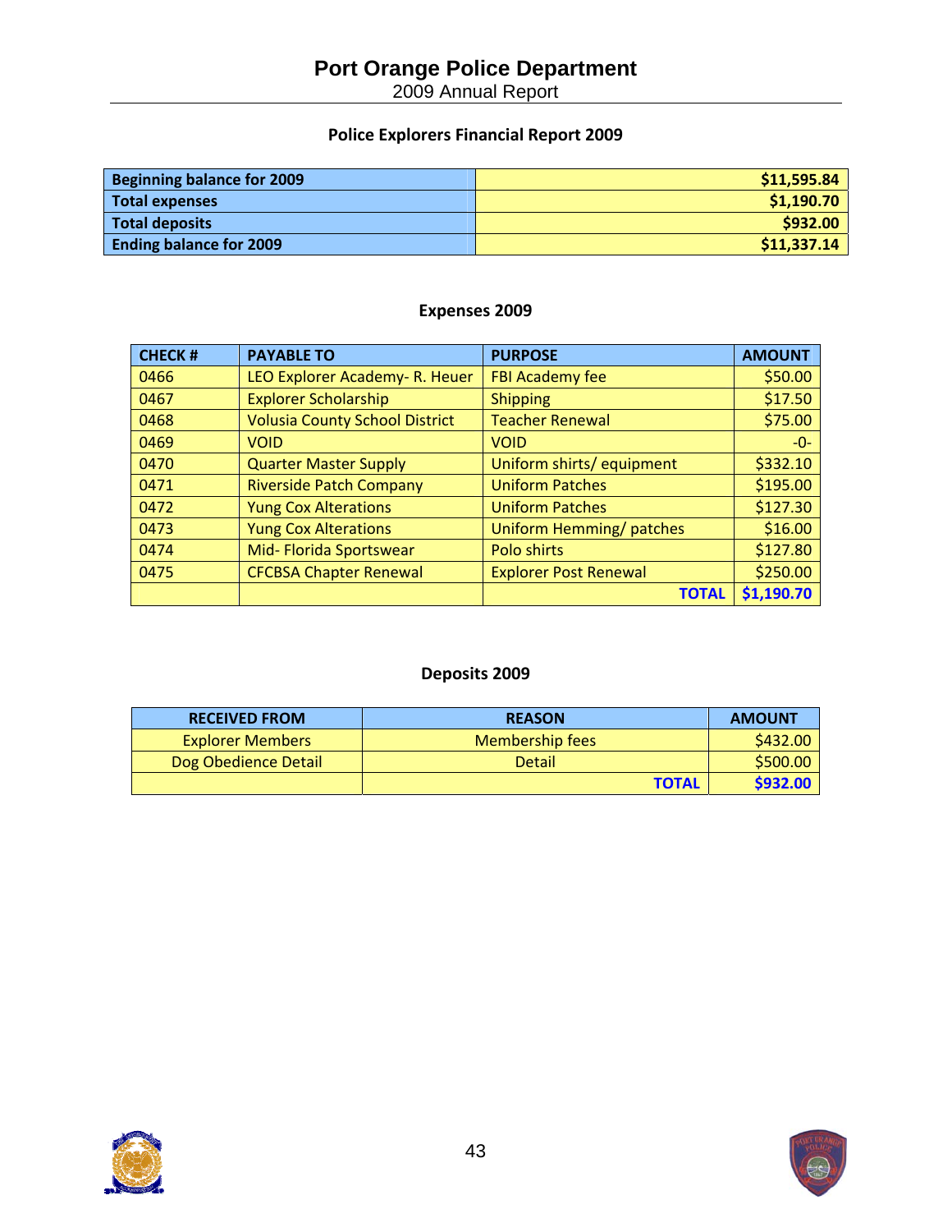## Police Explorers Financial Report 2009

| | |
|---|---|
| **Beginning balance for 2009** | **$11,595.84** |
| **Total expenses** | **$1,190.70** |
| **Total deposits** | **$932.00** |
| **Ending balance for 2009** | **$11,337.14** |

### Expenses 2009

| CHECK # | PAYABLE TO | PURPOSE | AMOUNT |
|---|---|---|---|
| 0466 | LEO Explorer Academy- R. Heuer | FBI Academy fee | $50.00 |
| 0467 | Explorer Scholarship | Shipping | $17.50 |
| 0468 | Volusia County School District | Teacher Renewal | $75.00 |
| 0469 | VOID | VOID | -0- |
| 0470 | Quarter Master Supply | Uniform shirts/ equipment | $332.10 |
| 0471 | Riverside Patch Company | Uniform Patches | $195.00 |
| 0472 | Yung Cox Alterations | Uniform Patches | $127.30 |
| 0473 | Yung Cox Alterations | Uniform Hemming/ patches | $16.00 |
| 0474 | Mid- Florida Sportswear | Polo shirts | $127.80 |
| 0475 | CFCBSA Chapter Renewal | Explorer Post Renewal | $250.00 |
| | | **TOTAL** | **$1,190.70** |

### Deposits 2009

| RECEIVED FROM | REASON | AMOUNT |
|---|---|---|
| Explorer Members | Membership fees | $432.00 |
| Dog Obedience Detail | Detail | $500.00 |
| | **TOTAL** | **$932.00** |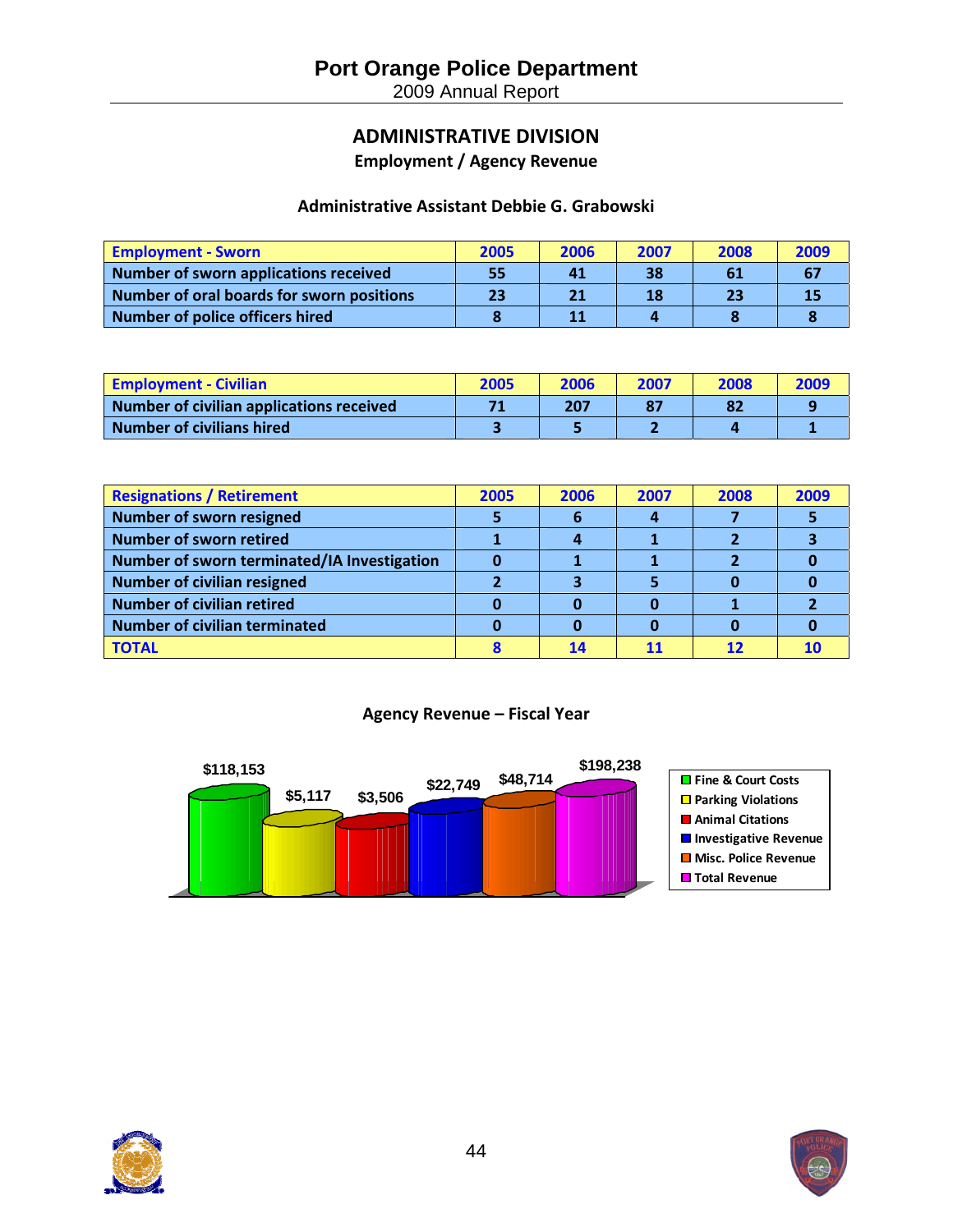## ADMINISTRATIVE DIVISION

**Employment / Agency Revenue**

**Administrative Assistant Debbie G. Grabowski**

| Employment - Sworn | 2005 | 2006 | 2007 | 2008 | 2009 |
|---|---|---|---|---|---|
| Number of sworn applications received | 55 | 41 | 38 | 61 | 67 |
| Number of oral boards for sworn positions | 23 | 21 | 18 | 23 | 15 |
| Number of police officers hired | 8 | 11 | 4 | 8 | 8 |

| Employment - Civilian | 2005 | 2006 | 2007 | 2008 | 2009 |
|---|---|---|---|---|---|
| Number of civilian applications received | 71 | 207 | 87 | 82 | 9 |
| Number of civilians hired | 3 | 5 | 2 | 4 | 1 |

| Resignations / Retirement | 2005 | 2006 | 2007 | 2008 | 2009 |
|---|---|---|---|---|---|
| Number of sworn resigned | 5 | 6 | 4 | 7 | 5 |
| Number of sworn retired | 1 | 4 | 1 | 2 | 3 |
| Number of sworn terminated/IA Investigation | 0 | 1 | 1 | 2 | 0 |
| Number of civilian resigned | 2 | 3 | 5 | 0 | 0 |
| Number of civilian retired | 0 | 0 | 0 | 1 | 2 |
| Number of civilian terminated | 0 | 0 | 0 | 0 | 0 |
| TOTAL | 8 | 14 | 11 | 12 | 10 |

**Agency Revenue – Fiscal Year**

| Category | Amount |
|---|---|
| Fine & Court Costs | $118,153 |
| Parking Violations | $5,117 |
| Animal Citations | $3,506 |
| Investigative Revenue | $22,749 |
| Misc. Police Revenue | $48,714 |
| Total Revenue | $198,238 |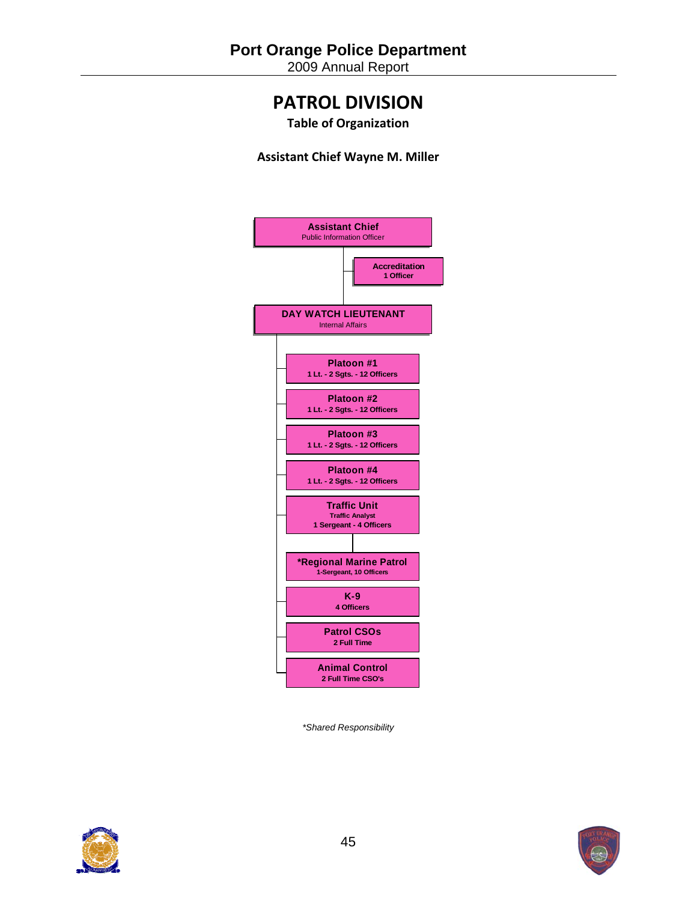# PATROL DIVISION

**Table of Organization**

**Assistant Chief Wayne M. Miller**

**Assistant Chief**
Public Information Officer

**Accreditation**
1 Officer

**DAY WATCH LIEUTENANT**
Internal Affairs

**Platoon #1**
1 Lt. - 2 Sgts. - 12 Officers

**Platoon #2**
1 Lt. - 2 Sgts. - 12 Officers

**Platoon #3**
1 Lt. - 2 Sgts. - 12 Officers

**Platoon #4**
1 Lt. - 2 Sgts. - 12 Officers

**Traffic Unit**
Traffic Analyst
1 Sergeant - 4 Officers

***Regional Marine Patrol**
1-Sergeant, 10 Officers

**K-9**
4 Officers

**Patrol CSOs**
2 Full Time

**Animal Control**
2 Full Time CSO's

*\*Shared Responsibility*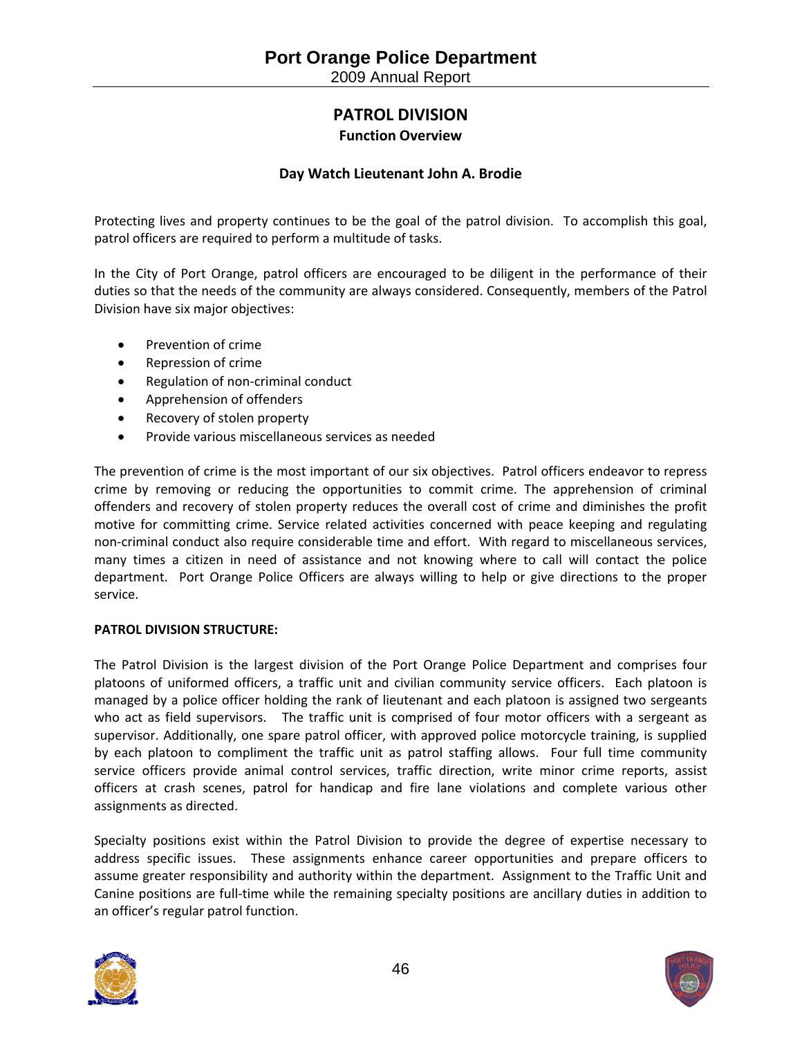# PATROL DIVISION

## Function Overview

### Day Watch Lieutenant John A. Brodie

Protecting lives and property continues to be the goal of the patrol division. To accomplish this goal, patrol officers are required to perform a multitude of tasks.

In the City of Port Orange, patrol officers are encouraged to be diligent in the performance of their duties so that the needs of the community are always considered. Consequently, members of the Patrol Division have six major objectives:

- Prevention of crime
- Repression of crime
- Regulation of non-criminal conduct
- Apprehension of offenders
- Recovery of stolen property
- Provide various miscellaneous services as needed

The prevention of crime is the most important of our six objectives. Patrol officers endeavor to repress crime by removing or reducing the opportunities to commit crime. The apprehension of criminal offenders and recovery of stolen property reduces the overall cost of crime and diminishes the profit motive for committing crime. Service related activities concerned with peace keeping and regulating non-criminal conduct also require considerable time and effort. With regard to miscellaneous services, many times a citizen in need of assistance and not knowing where to call will contact the police department. Port Orange Police Officers are always willing to help or give directions to the proper service.

**PATROL DIVISION STRUCTURE:**

The Patrol Division is the largest division of the Port Orange Police Department and comprises four platoons of uniformed officers, a traffic unit and civilian community service officers. Each platoon is managed by a police officer holding the rank of lieutenant and each platoon is assigned two sergeants who act as field supervisors. The traffic unit is comprised of four motor officers with a sergeant as supervisor. Additionally, one spare patrol officer, with approved police motorcycle training, is supplied by each platoon to compliment the traffic unit as patrol staffing allows. Four full time community service officers provide animal control services, traffic direction, write minor crime reports, assist officers at crash scenes, patrol for handicap and fire lane violations and complete various other assignments as directed.

Specialty positions exist within the Patrol Division to provide the degree of expertise necessary to address specific issues. These assignments enhance career opportunities and prepare officers to assume greater responsibility and authority within the department. Assignment to the Traffic Unit and Canine positions are full-time while the remaining specialty positions are ancillary duties in addition to an officer's regular patrol function.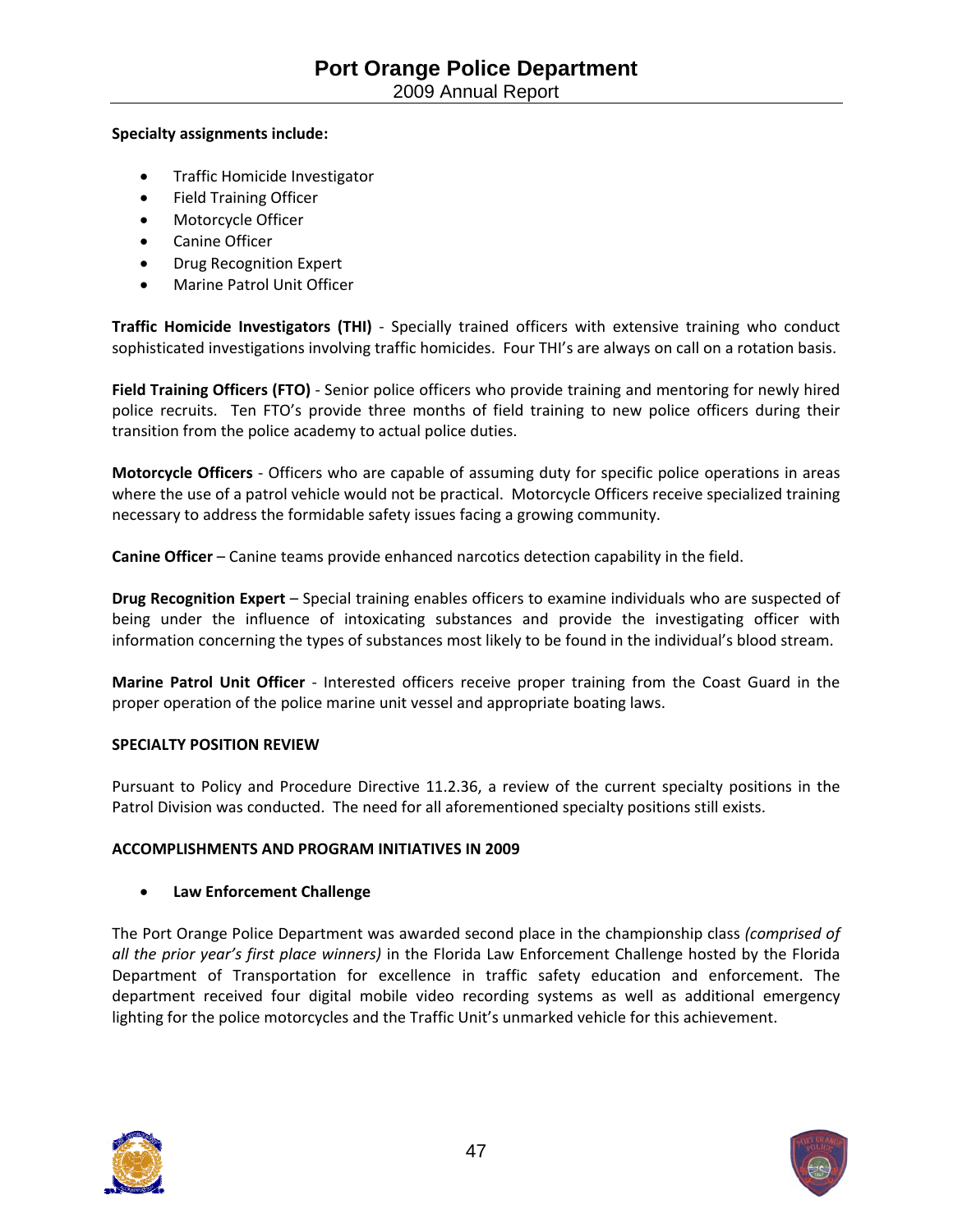**Specialty assignments include:**

- Traffic Homicide Investigator
- Field Training Officer
- Motorcycle Officer
- Canine Officer
- Drug Recognition Expert
- Marine Patrol Unit Officer

**Traffic Homicide Investigators (THI)** - Specially trained officers with extensive training who conduct sophisticated investigations involving traffic homicides. Four THI's are always on call on a rotation basis.

**Field Training Officers (FTO)** - Senior police officers who provide training and mentoring for newly hired police recruits. Ten FTO's provide three months of field training to new police officers during their transition from the police academy to actual police duties.

**Motorcycle Officers** - Officers who are capable of assuming duty for specific police operations in areas where the use of a patrol vehicle would not be practical. Motorcycle Officers receive specialized training necessary to address the formidable safety issues facing a growing community.

**Canine Officer** – Canine teams provide enhanced narcotics detection capability in the field.

**Drug Recognition Expert** – Special training enables officers to examine individuals who are suspected of being under the influence of intoxicating substances and provide the investigating officer with information concerning the types of substances most likely to be found in the individual's blood stream.

**Marine Patrol Unit Officer** - Interested officers receive proper training from the Coast Guard in the proper operation of the police marine unit vessel and appropriate boating laws.

**SPECIALTY POSITION REVIEW**

Pursuant to Policy and Procedure Directive 11.2.36, a review of the current specialty positions in the Patrol Division was conducted. The need for all aforementioned specialty positions still exists.

**ACCOMPLISHMENTS AND PROGRAM INITIATIVES IN 2009**

- **Law Enforcement Challenge**

The Port Orange Police Department was awarded second place in the championship class *(comprised of all the prior year's first place winners)* in the Florida Law Enforcement Challenge hosted by the Florida Department of Transportation for excellence in traffic safety education and enforcement. The department received four digital mobile video recording systems as well as additional emergency lighting for the police motorcycles and the Traffic Unit's unmarked vehicle for this achievement.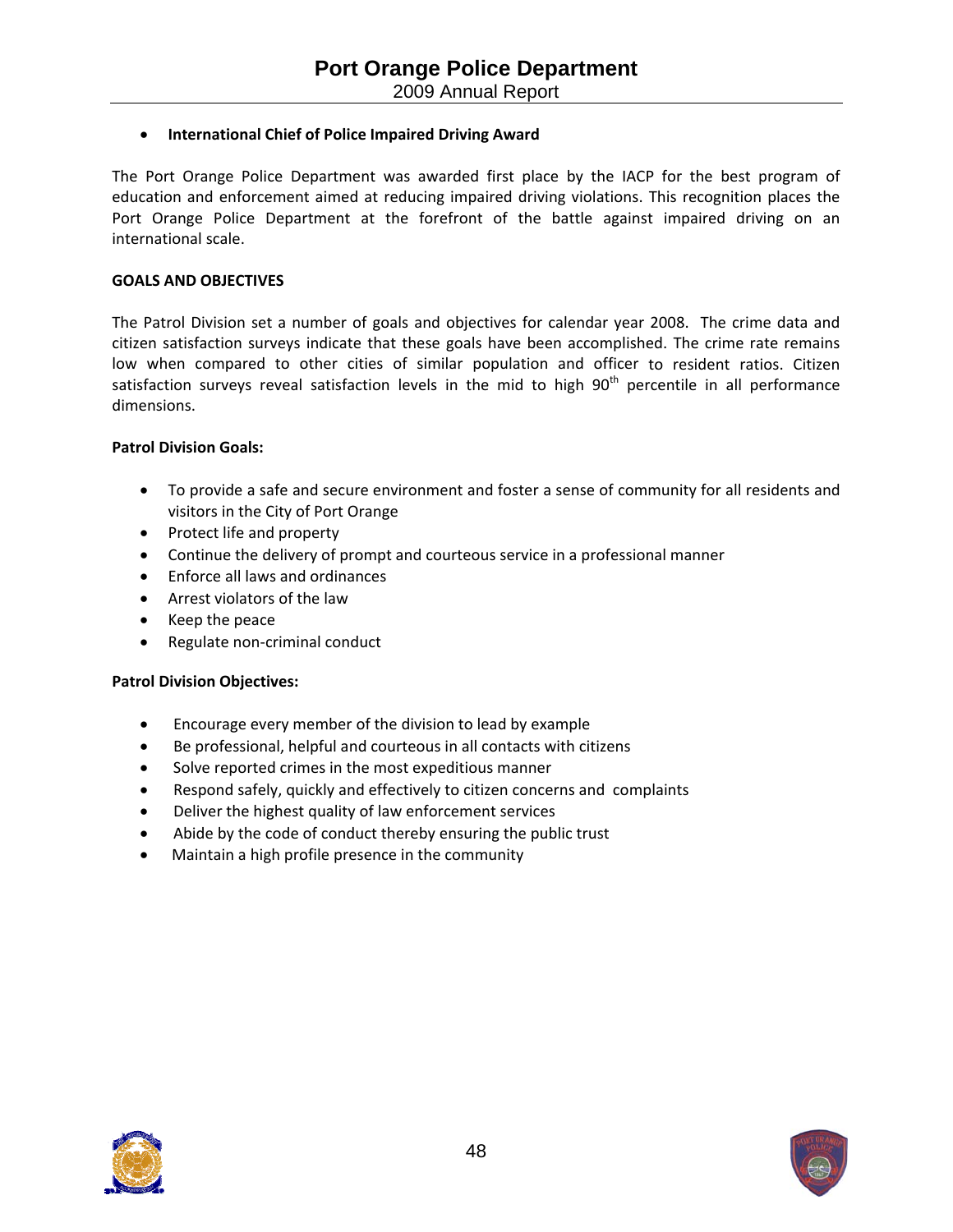- **International Chief of Police Impaired Driving Award**

The Port Orange Police Department was awarded first place by the IACP for the best program of education and enforcement aimed at reducing impaired driving violations. This recognition places the Port Orange Police Department at the forefront of the battle against impaired driving on an international scale.

**GOALS AND OBJECTIVES**

The Patrol Division set a number of goals and objectives for calendar year 2008. The crime data and citizen satisfaction surveys indicate that these goals have been accomplished. The crime rate remains low when compared to other cities of similar population and officer to resident ratios. Citizen satisfaction surveys reveal satisfaction levels in the mid to high 90th percentile in all performance dimensions.

**Patrol Division Goals:**

- To provide a safe and secure environment and foster a sense of community for all residents and visitors in the City of Port Orange
- Protect life and property
- Continue the delivery of prompt and courteous service in a professional manner
- Enforce all laws and ordinances
- Arrest violators of the law
- Keep the peace
- Regulate non-criminal conduct

**Patrol Division Objectives:**

- Encourage every member of the division to lead by example
- Be professional, helpful and courteous in all contacts with citizens
- Solve reported crimes in the most expeditious manner
- Respond safely, quickly and effectively to citizen concerns and complaints
- Deliver the highest quality of law enforcement services
- Abide by the code of conduct thereby ensuring the public trust
- Maintain a high profile presence in the community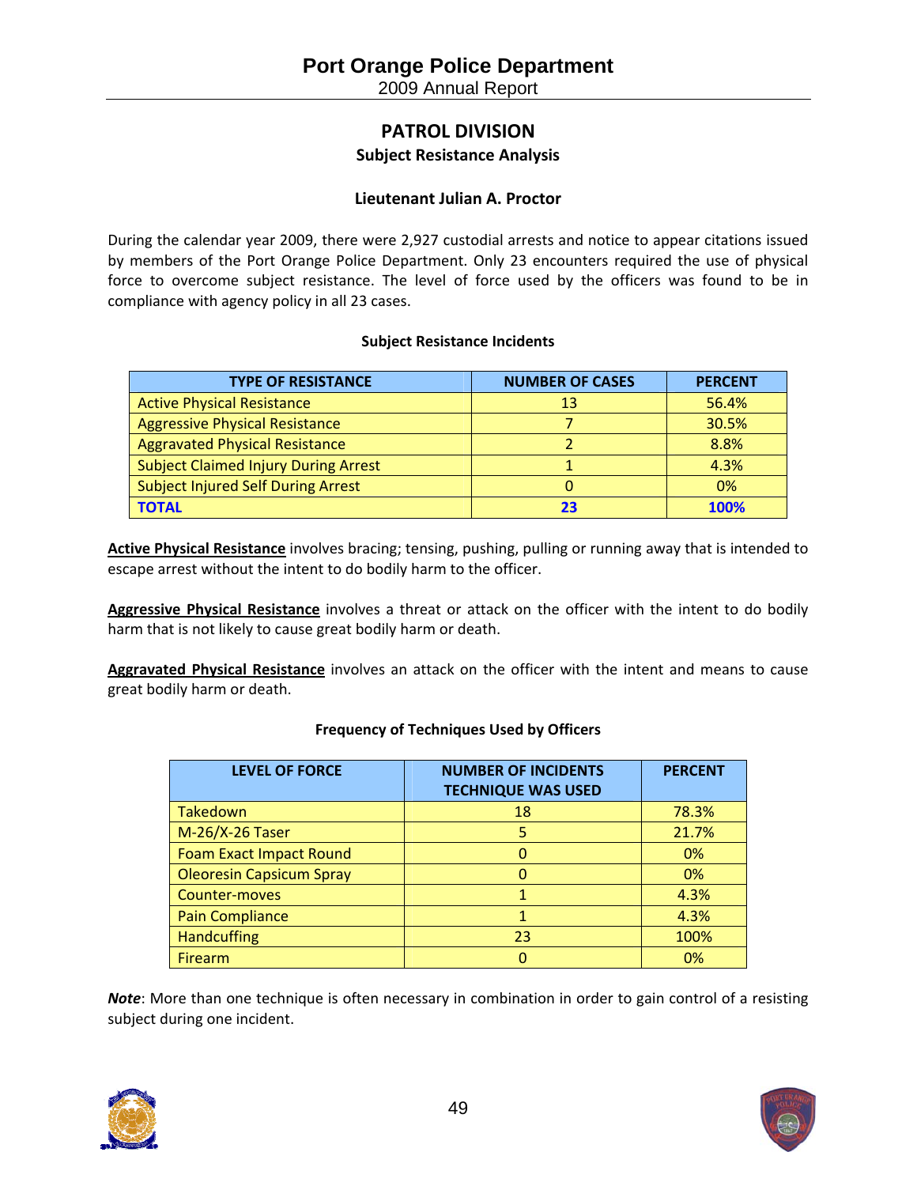## PATROL DIVISION

### Subject Resistance Analysis

**Lieutenant Julian A. Proctor**

During the calendar year 2009, there were 2,927 custodial arrests and notice to appear citations issued by members of the Port Orange Police Department. Only 23 encounters required the use of physical force to overcome subject resistance. The level of force used by the officers was found to be in compliance with agency policy in all 23 cases.

**Subject Resistance Incidents**

| TYPE OF RESISTANCE | NUMBER OF CASES | PERCENT |
|---|---|---|
| Active Physical Resistance | 13 | 56.4% |
| Aggressive Physical Resistance | 7 | 30.5% |
| Aggravated Physical Resistance | 2 | 8.8% |
| Subject Claimed Injury During Arrest | 1 | 4.3% |
| Subject Injured Self During Arrest | 0 | 0% |
| **TOTAL** | **23** | **100%** |

**Active Physical Resistance** involves bracing; tensing, pushing, pulling or running away that is intended to escape arrest without the intent to do bodily harm to the officer.

**Aggressive Physical Resistance** involves a threat or attack on the officer with the intent to do bodily harm that is not likely to cause great bodily harm or death.

**Aggravated Physical Resistance** involves an attack on the officer with the intent and means to cause great bodily harm or death.

**Frequency of Techniques Used by Officers**

| LEVEL OF FORCE | NUMBER OF INCIDENTS TECHNIQUE WAS USED | PERCENT |
|---|---|---|
| Takedown | 18 | 78.3% |
| M-26/X-26 Taser | 5 | 21.7% |
| Foam Exact Impact Round | 0 | 0% |
| Oleoresin Capsicum Spray | 0 | 0% |
| Counter-moves | 1 | 4.3% |
| Pain Compliance | 1 | 4.3% |
| Handcuffing | 23 | 100% |
| Firearm | 0 | 0% |

***Note***: More than one technique is often necessary in combination in order to gain control of a resisting subject during one incident.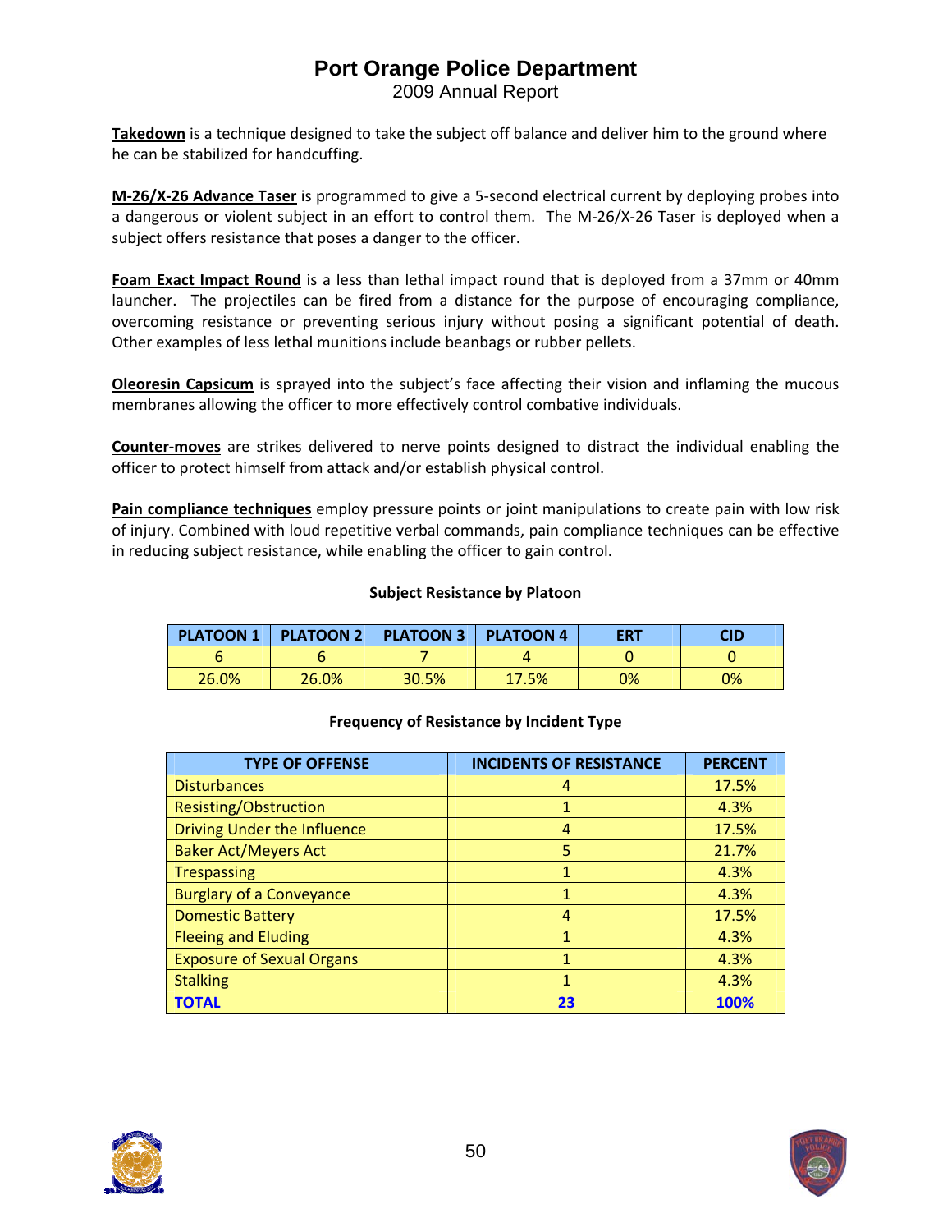**Takedown** is a technique designed to take the subject off balance and deliver him to the ground where he can be stabilized for handcuffing.

**M-26/X-26 Advance Taser** is programmed to give a 5-second electrical current by deploying probes into a dangerous or violent subject in an effort to control them. The M-26/X-26 Taser is deployed when a subject offers resistance that poses a danger to the officer.

**Foam Exact Impact Round** is a less than lethal impact round that is deployed from a 37mm or 40mm launcher. The projectiles can be fired from a distance for the purpose of encouraging compliance, overcoming resistance or preventing serious injury without posing a significant potential of death. Other examples of less lethal munitions include beanbags or rubber pellets.

**Oleoresin Capsicum** is sprayed into the subject's face affecting their vision and inflaming the mucous membranes allowing the officer to more effectively control combative individuals.

**Counter-moves** are strikes delivered to nerve points designed to distract the individual enabling the officer to protect himself from attack and/or establish physical control.

**Pain compliance techniques** employ pressure points or joint manipulations to create pain with low risk of injury. Combined with loud repetitive verbal commands, pain compliance techniques can be effective in reducing subject resistance, while enabling the officer to gain control.

**Subject Resistance by Platoon**

| PLATOON 1 | PLATOON 2 | PLATOON 3 | PLATOON 4 | ERT | CID |
|---|---|---|---|---|---|
| 6 | 6 | 7 | 4 | 0 | 0 |
| 26.0% | 26.0% | 30.5% | 17.5% | 0% | 0% |

**Frequency of Resistance by Incident Type**

| TYPE OF OFFENSE | INCIDENTS OF RESISTANCE | PERCENT |
|---|---|---|
| Disturbances | 4 | 17.5% |
| Resisting/Obstruction | 1 | 4.3% |
| Driving Under the Influence | 4 | 17.5% |
| Baker Act/Meyers Act | 5 | 21.7% |
| Trespassing | 1 | 4.3% |
| Burglary of a Conveyance | 1 | 4.3% |
| Domestic Battery | 4 | 17.5% |
| Fleeing and Eluding | 1 | 4.3% |
| Exposure of Sexual Organs | 1 | 4.3% |
| Stalking | 1 | 4.3% |
| **TOTAL** | **23** | **100%** |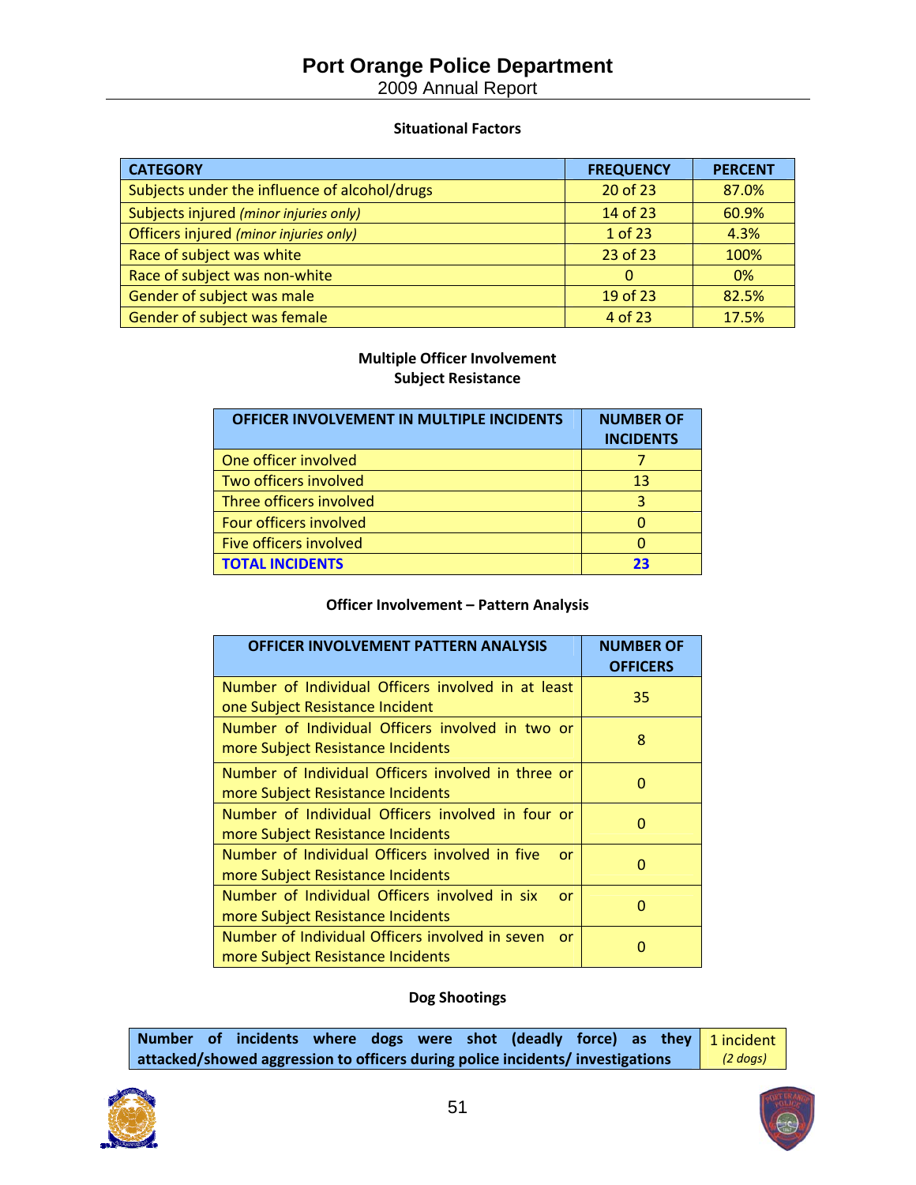### Situational Factors

| CATEGORY | FREQUENCY | PERCENT |
|---|---|---|
| Subjects under the influence of alcohol/drugs | 20 of 23 | 87.0% |
| Subjects injured *(minor injuries only)* | 14 of 23 | 60.9% |
| Officers injured *(minor injuries only)* | 1 of 23 | 4.3% |
| Race of subject was white | 23 of 23 | 100% |
| Race of subject was non-white | 0 | 0% |
| Gender of subject was male | 19 of 23 | 82.5% |
| Gender of subject was female | 4 of 23 | 17.5% |

### Multiple Officer Involvement
### Subject Resistance

| OFFICER INVOLVEMENT IN MULTIPLE INCIDENTS | NUMBER OF INCIDENTS |
|---|---|
| One officer involved | 7 |
| Two officers involved | 13 |
| Three officers involved | 3 |
| Four officers involved | 0 |
| Five officers involved | 0 |
| **TOTAL INCIDENTS** | **23** |

### Officer Involvement – Pattern Analysis

| OFFICER INVOLVEMENT PATTERN ANALYSIS | NUMBER OF OFFICERS |
|---|---|
| Number of Individual Officers involved in at least one Subject Resistance Incident | 35 |
| Number of Individual Officers involved in two or more Subject Resistance Incidents | 8 |
| Number of Individual Officers involved in three or more Subject Resistance Incidents | 0 |
| Number of Individual Officers involved in four or more Subject Resistance Incidents | 0 |
| Number of Individual Officers involved in five or more Subject Resistance Incidents | 0 |
| Number of Individual Officers involved in six or more Subject Resistance Incidents | 0 |
| Number of Individual Officers involved in seven or more Subject Resistance Incidents | 0 |

### Dog Shootings

| | |
|---|---|
| **Number of incidents where dogs were shot (deadly force) as they attacked/showed aggression to officers during police incidents/ investigations** | 1 incident *(2 dogs)* |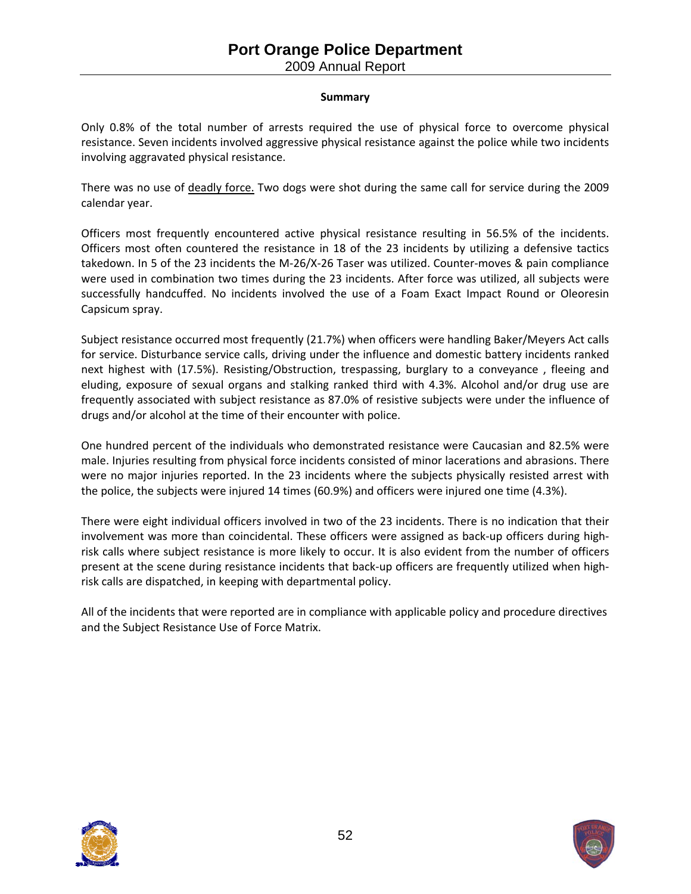**Summary**

Only 0.8% of the total number of arrests required the use of physical force to overcome physical resistance. Seven incidents involved aggressive physical resistance against the police while two incidents involving aggravated physical resistance.

There was no use of deadly force. Two dogs were shot during the same call for service during the 2009 calendar year.

Officers most frequently encountered active physical resistance resulting in 56.5% of the incidents. Officers most often countered the resistance in 18 of the 23 incidents by utilizing a defensive tactics takedown. In 5 of the 23 incidents the M-26/X-26 Taser was utilized. Counter-moves & pain compliance were used in combination two times during the 23 incidents. After force was utilized, all subjects were successfully handcuffed. No incidents involved the use of a Foam Exact Impact Round or Oleoresin Capsicum spray.

Subject resistance occurred most frequently (21.7%) when officers were handling Baker/Meyers Act calls for service. Disturbance service calls, driving under the influence and domestic battery incidents ranked next highest with (17.5%). Resisting/Obstruction, trespassing, burglary to a conveyance , fleeing and eluding, exposure of sexual organs and stalking ranked third with 4.3%. Alcohol and/or drug use are frequently associated with subject resistance as 87.0% of resistive subjects were under the influence of drugs and/or alcohol at the time of their encounter with police.

One hundred percent of the individuals who demonstrated resistance were Caucasian and 82.5% were male. Injuries resulting from physical force incidents consisted of minor lacerations and abrasions. There were no major injuries reported. In the 23 incidents where the subjects physically resisted arrest with the police, the subjects were injured 14 times (60.9%) and officers were injured one time (4.3%).

There were eight individual officers involved in two of the 23 incidents. There is no indication that their involvement was more than coincidental. These officers were assigned as back-up officers during high-risk calls where subject resistance is more likely to occur. It is also evident from the number of officers present at the scene during resistance incidents that back-up officers are frequently utilized when high-risk calls are dispatched, in keeping with departmental policy.

All of the incidents that were reported are in compliance with applicable policy and procedure directives and the Subject Resistance Use of Force Matrix.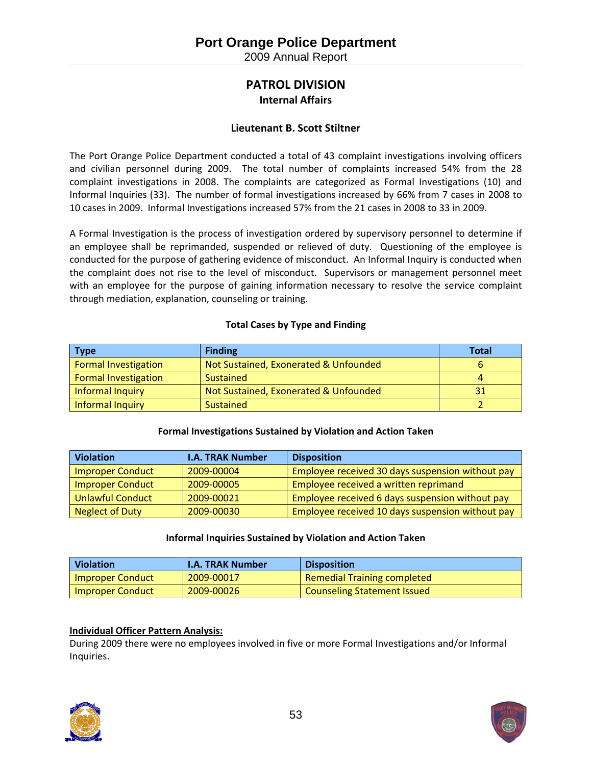# PATROL DIVISION

## Internal Affairs

### Lieutenant B. Scott Stiltner

The Port Orange Police Department conducted a total of 43 complaint investigations involving officers and civilian personnel during 2009. The total number of complaints increased 54% from the 28 complaint investigations in 2008. The complaints are categorized as Formal Investigations (10) and Informal Inquiries (33). The number of formal investigations increased by 66% from 7 cases in 2008 to 10 cases in 2009. Informal Investigations increased 57% from the 21 cases in 2008 to 33 in 2009.

A Formal Investigation is the process of investigation ordered by supervisory personnel to determine if an employee shall be reprimanded, suspended or relieved of duty. Questioning of the employee is conducted for the purpose of gathering evidence of misconduct. An Informal Inquiry is conducted when the complaint does not rise to the level of misconduct. Supervisors or management personnel meet with an employee for the purpose of gaining information necessary to resolve the service complaint through mediation, explanation, counseling or training.

**Total Cases by Type and Finding**

| Type | Finding | Total |
|---|---|---|
| Formal Investigation | Not Sustained, Exonerated & Unfounded | 6 |
| Formal Investigation | Sustained | 4 |
| Informal Inquiry | Not Sustained, Exonerated & Unfounded | 31 |
| Informal Inquiry | Sustained | 2 |

**Formal Investigations Sustained by Violation and Action Taken**

| Violation | I.A. TRAK Number | Disposition |
|---|---|---|
| Improper Conduct | 2009-00004 | Employee received 30 days suspension without pay |
| Improper Conduct | 2009-00005 | Employee received a written reprimand |
| Unlawful Conduct | 2009-00021 | Employee received 6 days suspension without pay |
| Neglect of Duty | 2009-00030 | Employee received 10 days suspension without pay |

**Informal Inquiries Sustained by Violation and Action Taken**

| Violation | I.A. TRAK Number | Disposition |
|---|---|---|
| Improper Conduct | 2009-00017 | Remedial Training completed |
| Improper Conduct | 2009-00026 | Counseling Statement Issued |

**Individual Officer Pattern Analysis:**

During 2009 there were no employees involved in five or more Formal Investigations and/or Informal Inquiries.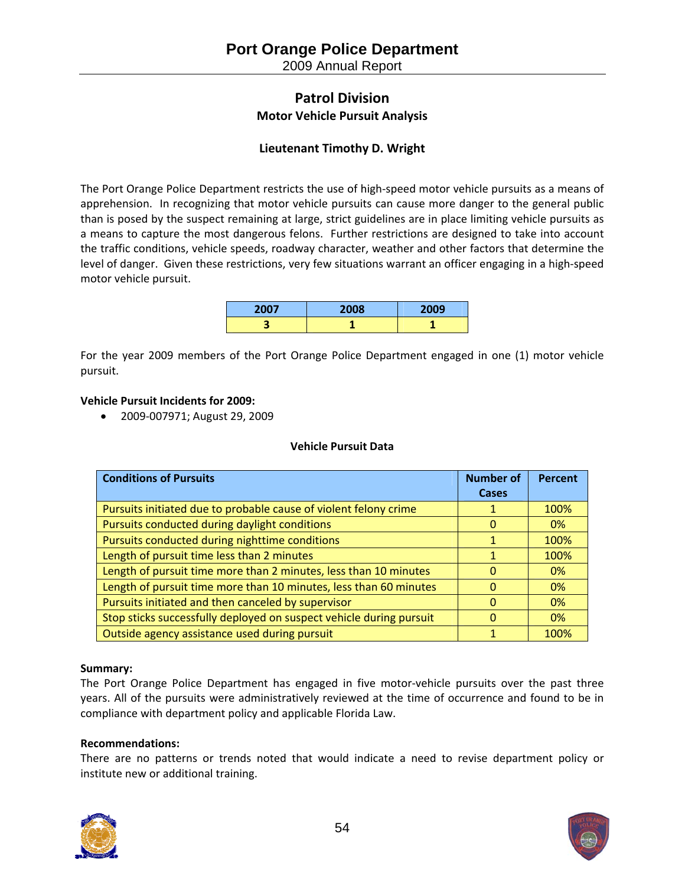## Patrol Division

### Motor Vehicle Pursuit Analysis

**Lieutenant Timothy D. Wright**

The Port Orange Police Department restricts the use of high-speed motor vehicle pursuits as a means of apprehension. In recognizing that motor vehicle pursuits can cause more danger to the general public than is posed by the suspect remaining at large, strict guidelines are in place limiting vehicle pursuits as a means to capture the most dangerous felons. Further restrictions are designed to take into account the traffic conditions, vehicle speeds, roadway character, weather and other factors that determine the level of danger. Given these restrictions, very few situations warrant an officer engaging in a high-speed motor vehicle pursuit.

| 2007 | 2008 | 2009 |
|---|---|---|
| 3 | 1 | 1 |

For the year 2009 members of the Port Orange Police Department engaged in one (1) motor vehicle pursuit.

**Vehicle Pursuit Incidents for 2009:**

- 2009-007971; August 29, 2009

**Vehicle Pursuit Data**

| Conditions of Pursuits | Number of Cases | Percent |
|---|---|---|
| Pursuits initiated due to probable cause of violent felony crime | 1 | 100% |
| Pursuits conducted during daylight conditions | 0 | 0% |
| Pursuits conducted during nighttime conditions | 1 | 100% |
| Length of pursuit time less than 2 minutes | 1 | 100% |
| Length of pursuit time more than 2 minutes, less than 10 minutes | 0 | 0% |
| Length of pursuit time more than 10 minutes, less than 60 minutes | 0 | 0% |
| Pursuits initiated and then canceled by supervisor | 0 | 0% |
| Stop sticks successfully deployed on suspect vehicle during pursuit | 0 | 0% |
| Outside agency assistance used during pursuit | 1 | 100% |

**Summary:**

The Port Orange Police Department has engaged in five motor-vehicle pursuits over the past three years. All of the pursuits were administratively reviewed at the time of occurrence and found to be in compliance with department policy and applicable Florida Law.

**Recommendations:**

There are no patterns or trends noted that would indicate a need to revise department policy or institute new or additional training.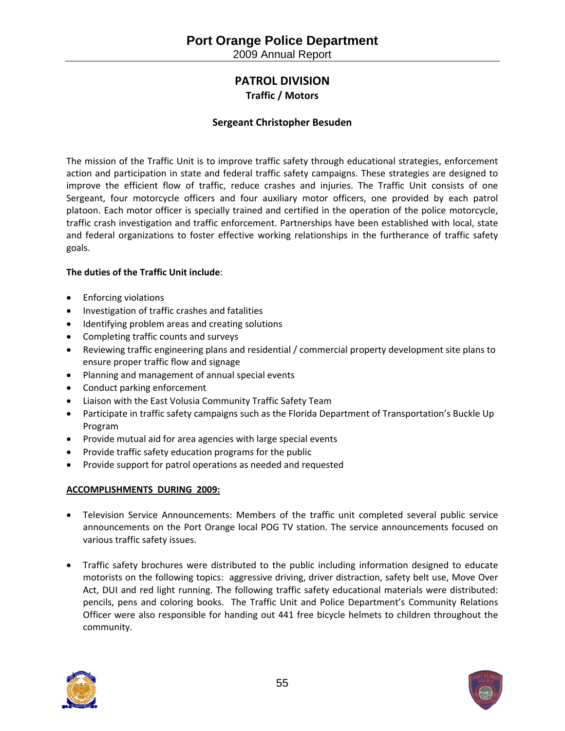# PATROL DIVISION

## Traffic / Motors

### Sergeant Christopher Besuden

The mission of the Traffic Unit is to improve traffic safety through educational strategies, enforcement action and participation in state and federal traffic safety campaigns. These strategies are designed to improve the efficient flow of traffic, reduce crashes and injuries. The Traffic Unit consists of one Sergeant, four motorcycle officers and four auxiliary motor officers, one provided by each patrol platoon. Each motor officer is specially trained and certified in the operation of the police motorcycle, traffic crash investigation and traffic enforcement. Partnerships have been established with local, state and federal organizations to foster effective working relationships in the furtherance of traffic safety goals.

**The duties of the Traffic Unit include**:

- Enforcing violations
- Investigation of traffic crashes and fatalities
- Identifying problem areas and creating solutions
- Completing traffic counts and surveys
- Reviewing traffic engineering plans and residential / commercial property development site plans to ensure proper traffic flow and signage
- Planning and management of annual special events
- Conduct parking enforcement
- Liaison with the East Volusia Community Traffic Safety Team
- Participate in traffic safety campaigns such as the Florida Department of Transportation's Buckle Up Program
- Provide mutual aid for area agencies with large special events
- Provide traffic safety education programs for the public
- Provide support for patrol operations as needed and requested

**ACCOMPLISHMENTS DURING 2009:**

- Television Service Announcements: Members of the traffic unit completed several public service announcements on the Port Orange local POG TV station. The service announcements focused on various traffic safety issues.

- Traffic safety brochures were distributed to the public including information designed to educate motorists on the following topics: aggressive driving, driver distraction, safety belt use, Move Over Act, DUI and red light running. The following traffic safety educational materials were distributed: pencils, pens and coloring books. The Traffic Unit and Police Department's Community Relations Officer were also responsible for handing out 441 free bicycle helmets to children throughout the community.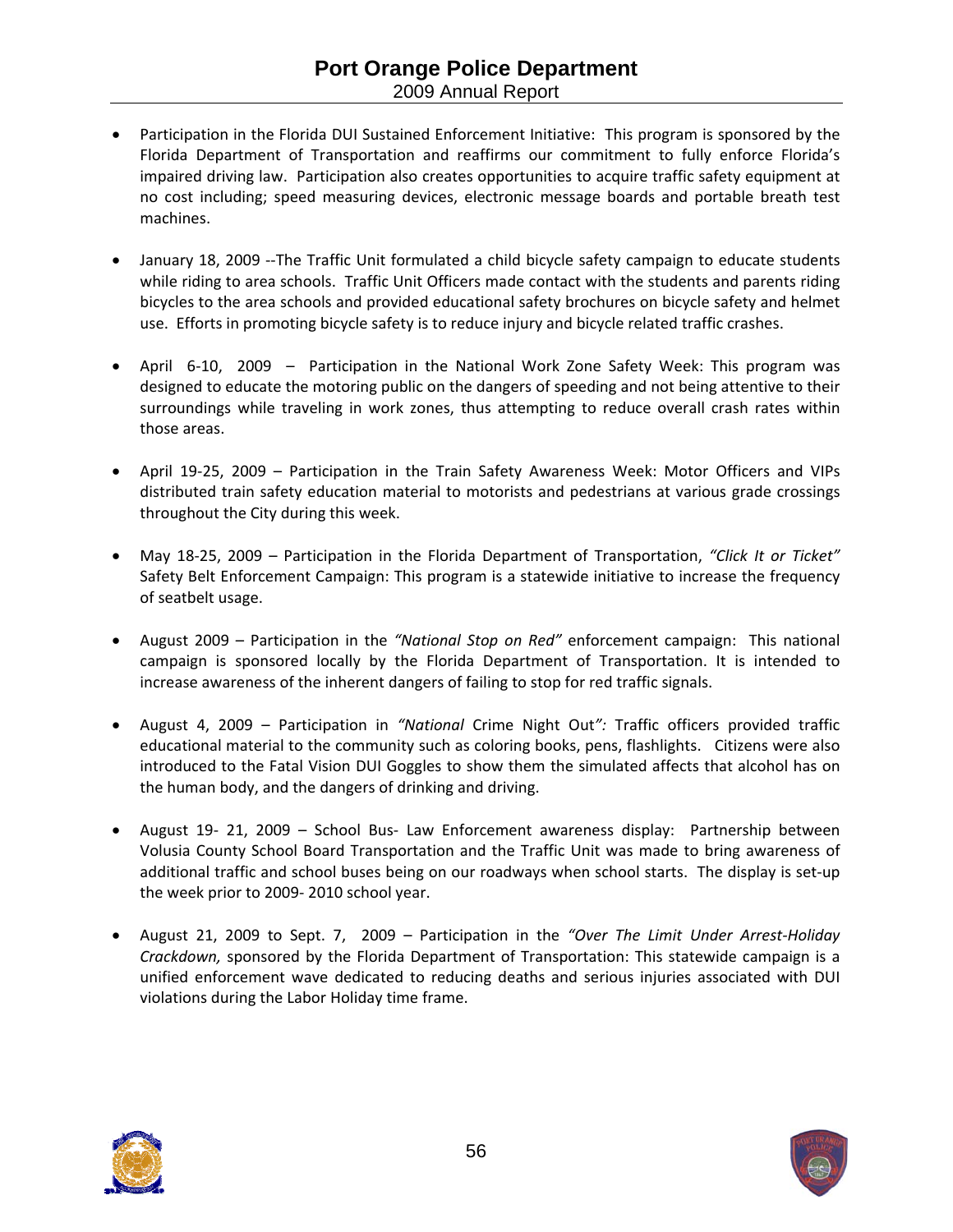- Participation in the Florida DUI Sustained Enforcement Initiative: This program is sponsored by the Florida Department of Transportation and reaffirms our commitment to fully enforce Florida's impaired driving law. Participation also creates opportunities to acquire traffic safety equipment at no cost including; speed measuring devices, electronic message boards and portable breath test machines.

- January 18, 2009 --The Traffic Unit formulated a child bicycle safety campaign to educate students while riding to area schools. Traffic Unit Officers made contact with the students and parents riding bicycles to the area schools and provided educational safety brochures on bicycle safety and helmet use. Efforts in promoting bicycle safety is to reduce injury and bicycle related traffic crashes.

- April 6-10, 2009 – Participation in the National Work Zone Safety Week: This program was designed to educate the motoring public on the dangers of speeding and not being attentive to their surroundings while traveling in work zones, thus attempting to reduce overall crash rates within those areas.

- April 19-25, 2009 – Participation in the Train Safety Awareness Week: Motor Officers and VIPs distributed train safety education material to motorists and pedestrians at various grade crossings throughout the City during this week.

- May 18-25, 2009 – Participation in the Florida Department of Transportation, *"Click It or Ticket"* Safety Belt Enforcement Campaign: This program is a statewide initiative to increase the frequency of seatbelt usage.

- August 2009 – Participation in the *"National Stop on Red"* enforcement campaign: This national campaign is sponsored locally by the Florida Department of Transportation. It is intended to increase awareness of the inherent dangers of failing to stop for red traffic signals.

- August 4, 2009 – Participation in *"National* Crime Night Out*":* Traffic officers provided traffic educational material to the community such as coloring books, pens, flashlights. Citizens were also introduced to the Fatal Vision DUI Goggles to show them the simulated affects that alcohol has on the human body, and the dangers of drinking and driving.

- August 19- 21, 2009 – School Bus- Law Enforcement awareness display: Partnership between Volusia County School Board Transportation and the Traffic Unit was made to bring awareness of additional traffic and school buses being on our roadways when school starts. The display is set-up the week prior to 2009- 2010 school year.

- August 21, 2009 to Sept. 7, 2009 – Participation in the *"Over The Limit Under Arrest-Holiday Crackdown,* sponsored by the Florida Department of Transportation: This statewide campaign is a unified enforcement wave dedicated to reducing deaths and serious injuries associated with DUI violations during the Labor Holiday time frame.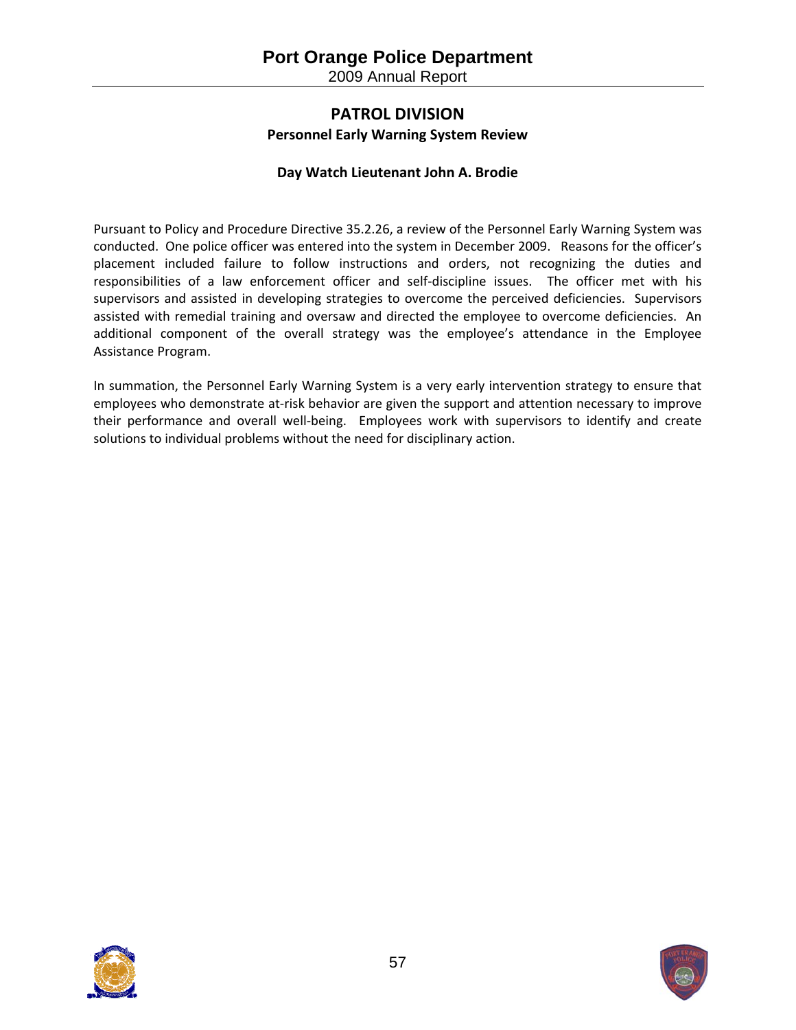## PATROL DIVISION

### Personnel Early Warning System Review

**Day Watch Lieutenant John A. Brodie**

Pursuant to Policy and Procedure Directive 35.2.26, a review of the Personnel Early Warning System was conducted. One police officer was entered into the system in December 2009. Reasons for the officer's placement included failure to follow instructions and orders, not recognizing the duties and responsibilities of a law enforcement officer and self-discipline issues. The officer met with his supervisors and assisted in developing strategies to overcome the perceived deficiencies. Supervisors assisted with remedial training and oversaw and directed the employee to overcome deficiencies. An additional component of the overall strategy was the employee's attendance in the Employee Assistance Program.

In summation, the Personnel Early Warning System is a very early intervention strategy to ensure that employees who demonstrate at-risk behavior are given the support and attention necessary to improve their performance and overall well-being. Employees work with supervisors to identify and create solutions to individual problems without the need for disciplinary action.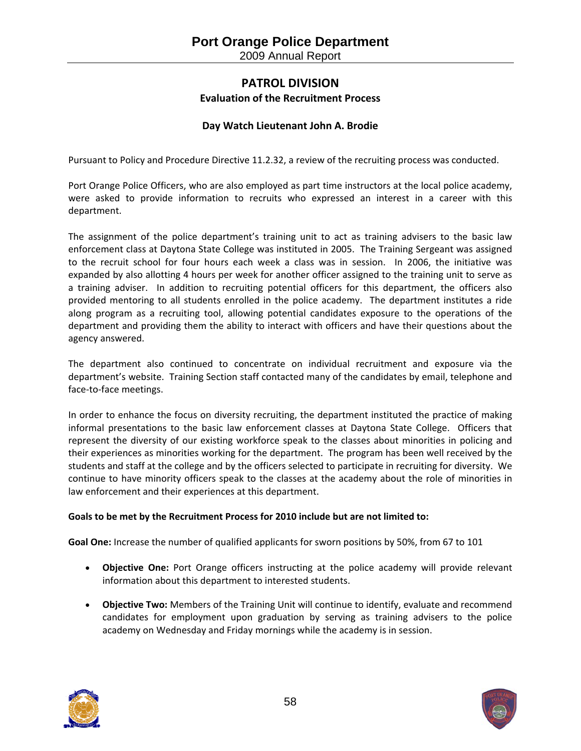## PATROL DIVISION

### Evaluation of the Recruitment Process

### Day Watch Lieutenant John A. Brodie

Pursuant to Policy and Procedure Directive 11.2.32, a review of the recruiting process was conducted.

Port Orange Police Officers, who are also employed as part time instructors at the local police academy, were asked to provide information to recruits who expressed an interest in a career with this department.

The assignment of the police department's training unit to act as training advisers to the basic law enforcement class at Daytona State College was instituted in 2005. The Training Sergeant was assigned to the recruit school for four hours each week a class was in session. In 2006, the initiative was expanded by also allotting 4 hours per week for another officer assigned to the training unit to serve as a training adviser. In addition to recruiting potential officers for this department, the officers also provided mentoring to all students enrolled in the police academy. The department institutes a ride along program as a recruiting tool, allowing potential candidates exposure to the operations of the department and providing them the ability to interact with officers and have their questions about the agency answered.

The department also continued to concentrate on individual recruitment and exposure via the department's website. Training Section staff contacted many of the candidates by email, telephone and face-to-face meetings.

In order to enhance the focus on diversity recruiting, the department instituted the practice of making informal presentations to the basic law enforcement classes at Daytona State College. Officers that represent the diversity of our existing workforce speak to the classes about minorities in policing and their experiences as minorities working for the department. The program has been well received by the students and staff at the college and by the officers selected to participate in recruiting for diversity. We continue to have minority officers speak to the classes at the academy about the role of minorities in law enforcement and their experiences at this department.

**Goals to be met by the Recruitment Process for 2010 include but are not limited to:**

**Goal One:** Increase the number of qualified applicants for sworn positions by 50%, from 67 to 101

- **Objective One:** Port Orange officers instructing at the police academy will provide relevant information about this department to interested students.
- **Objective Two:** Members of the Training Unit will continue to identify, evaluate and recommend candidates for employment upon graduation by serving as training advisers to the police academy on Wednesday and Friday mornings while the academy is in session.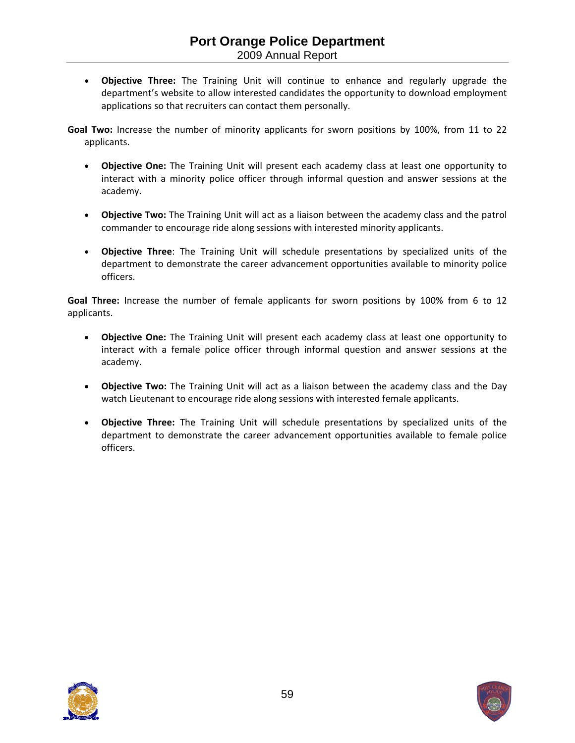- **Objective Three:** The Training Unit will continue to enhance and regularly upgrade the department's website to allow interested candidates the opportunity to download employment applications so that recruiters can contact them personally.

**Goal Two:** Increase the number of minority applicants for sworn positions by 100%, from 11 to 22 applicants.

- **Objective One:** The Training Unit will present each academy class at least one opportunity to interact with a minority police officer through informal question and answer sessions at the academy.

- **Objective Two:** The Training Unit will act as a liaison between the academy class and the patrol commander to encourage ride along sessions with interested minority applicants.

- **Objective Three**: The Training Unit will schedule presentations by specialized units of the department to demonstrate the career advancement opportunities available to minority police officers.

**Goal Three:** Increase the number of female applicants for sworn positions by 100% from 6 to 12 applicants.

- **Objective One:** The Training Unit will present each academy class at least one opportunity to interact with a female police officer through informal question and answer sessions at the academy.

- **Objective Two:** The Training Unit will act as a liaison between the academy class and the Day watch Lieutenant to encourage ride along sessions with interested female applicants.

- **Objective Three:** The Training Unit will schedule presentations by specialized units of the department to demonstrate the career advancement opportunities available to female police officers.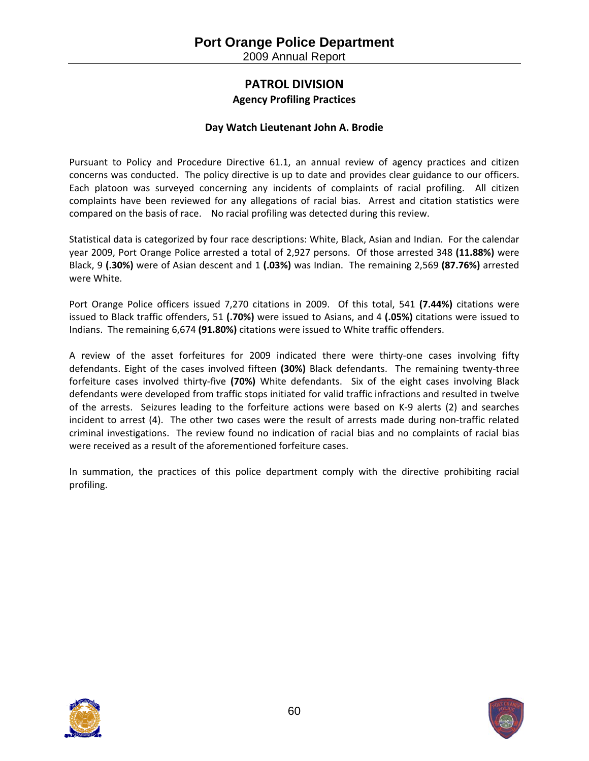## PATROL DIVISION

### Agency Profiling Practices

#### Day Watch Lieutenant John A. Brodie

Pursuant to Policy and Procedure Directive 61.1, an annual review of agency practices and citizen concerns was conducted. The policy directive is up to date and provides clear guidance to our officers. Each platoon was surveyed concerning any incidents of complaints of racial profiling. All citizen complaints have been reviewed for any allegations of racial bias. Arrest and citation statistics were compared on the basis of race. No racial profiling was detected during this review.

Statistical data is categorized by four race descriptions: White, Black, Asian and Indian. For the calendar year 2009, Port Orange Police arrested a total of 2,927 persons. Of those arrested 348 **(11.88%)** were Black, 9 **(.30%)** were of Asian descent and 1 **(.03%)** was Indian. The remaining 2,569 **(87.76%)** arrested were White.

Port Orange Police officers issued 7,270 citations in 2009. Of this total, 541 **(7.44%)** citations were issued to Black traffic offenders, 51 **(.70%)** were issued to Asians, and 4 **(.05%)** citations were issued to Indians. The remaining 6,674 **(91.80%)** citations were issued to White traffic offenders.

A review of the asset forfeitures for 2009 indicated there were thirty-one cases involving fifty defendants. Eight of the cases involved fifteen **(30%)** Black defendants. The remaining twenty-three forfeiture cases involved thirty-five **(70%)** White defendants. Six of the eight cases involving Black defendants were developed from traffic stops initiated for valid traffic infractions and resulted in twelve of the arrests. Seizures leading to the forfeiture actions were based on K-9 alerts (2) and searches incident to arrest (4). The other two cases were the result of arrests made during non-traffic related criminal investigations. The review found no indication of racial bias and no complaints of racial bias were received as a result of the aforementioned forfeiture cases.

In summation, the practices of this police department comply with the directive prohibiting racial profiling.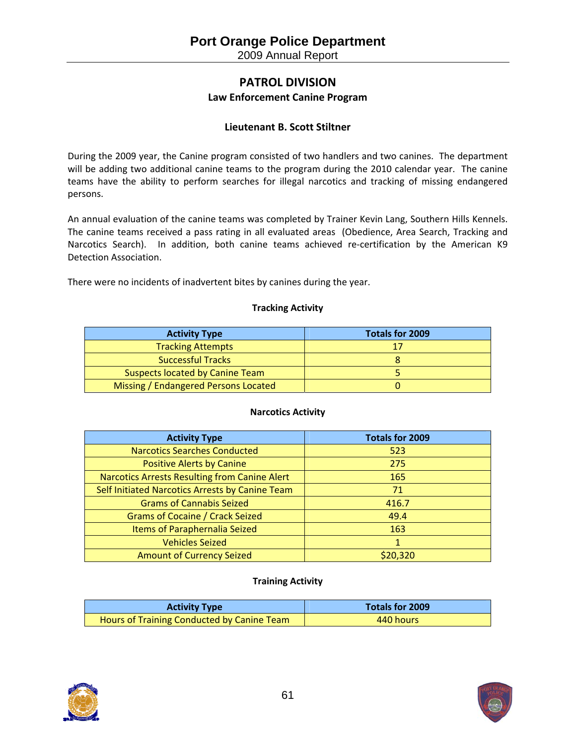# PATROL DIVISION

## Law Enforcement Canine Program

### Lieutenant B. Scott Stiltner

During the 2009 year, the Canine program consisted of two handlers and two canines. The department will be adding two additional canine teams to the program during the 2010 calendar year. The canine teams have the ability to perform searches for illegal narcotics and tracking of missing endangered persons.

An annual evaluation of the canine teams was completed by Trainer Kevin Lang, Southern Hills Kennels. The canine teams received a pass rating in all evaluated areas (Obedience, Area Search, Tracking and Narcotics Search). In addition, both canine teams achieved re-certification by the American K9 Detection Association.

There were no incidents of inadvertent bites by canines during the year.

**Tracking Activity**

| Activity Type | Totals for 2009 |
|---|---|
| Tracking Attempts | 17 |
| Successful Tracks | 8 |
| Suspects located by Canine Team | 5 |
| Missing / Endangered Persons Located | 0 |

**Narcotics Activity**

| Activity Type | Totals for 2009 |
|---|---|
| Narcotics Searches Conducted | 523 |
| Positive Alerts by Canine | 275 |
| Narcotics Arrests Resulting from Canine Alert | 165 |
| Self Initiated Narcotics Arrests by Canine Team | 71 |
| Grams of Cannabis Seized | 416.7 |
| Grams of Cocaine / Crack Seized | 49.4 |
| Items of Paraphernalia Seized | 163 |
| Vehicles Seized | 1 |
| Amount of Currency Seized | $20,320 |

**Training Activity**

| Activity Type | Totals for 2009 |
|---|---|
| Hours of Training Conducted by Canine Team | 440 hours |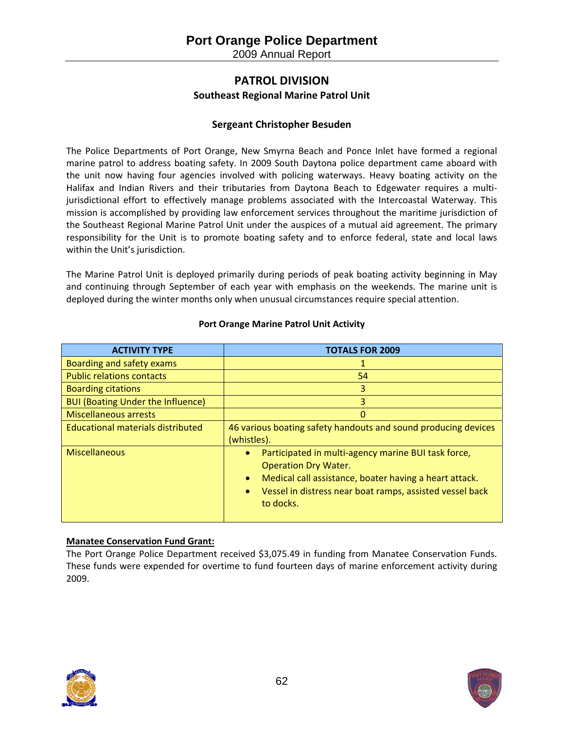## PATROL DIVISION

### Southeast Regional Marine Patrol Unit

**Sergeant Christopher Besuden**

The Police Departments of Port Orange, New Smyrna Beach and Ponce Inlet have formed a regional marine patrol to address boating safety. In 2009 South Daytona police department came aboard with the unit now having four agencies involved with policing waterways. Heavy boating activity on the Halifax and Indian Rivers and their tributaries from Daytona Beach to Edgewater requires a multi-jurisdictional effort to effectively manage problems associated with the Intercoastal Waterway. This mission is accomplished by providing law enforcement services throughout the maritime jurisdiction of the Southeast Regional Marine Patrol Unit under the auspices of a mutual aid agreement. The primary responsibility for the Unit is to promote boating safety and to enforce federal, state and local laws within the Unit's jurisdiction.

The Marine Patrol Unit is deployed primarily during periods of peak boating activity beginning in May and continuing through September of each year with emphasis on the weekends. The marine unit is deployed during the winter months only when unusual circumstances require special attention.

**Port Orange Marine Patrol Unit Activity**

| ACTIVITY TYPE | TOTALS FOR 2009 |
|---|---|
| Boarding and safety exams | 1 |
| Public relations contacts | 54 |
| Boarding citations | 3 |
| BUI (Boating Under the Influence) | 3 |
| Miscellaneous arrests | 0 |
| Educational materials distributed | 46 various boating safety handouts and sound producing devices (whistles). |
| Miscellaneous | • Participated in multi-agency marine BUI task force, Operation Dry Water.<br>• Medical call assistance, boater having a heart attack.<br>• Vessel in distress near boat ramps, assisted vessel back to docks. |

**Manatee Conservation Fund Grant:**

The Port Orange Police Department received $3,075.49 in funding from Manatee Conservation Funds. These funds were expended for overtime to fund fourteen days of marine enforcement activity during 2009.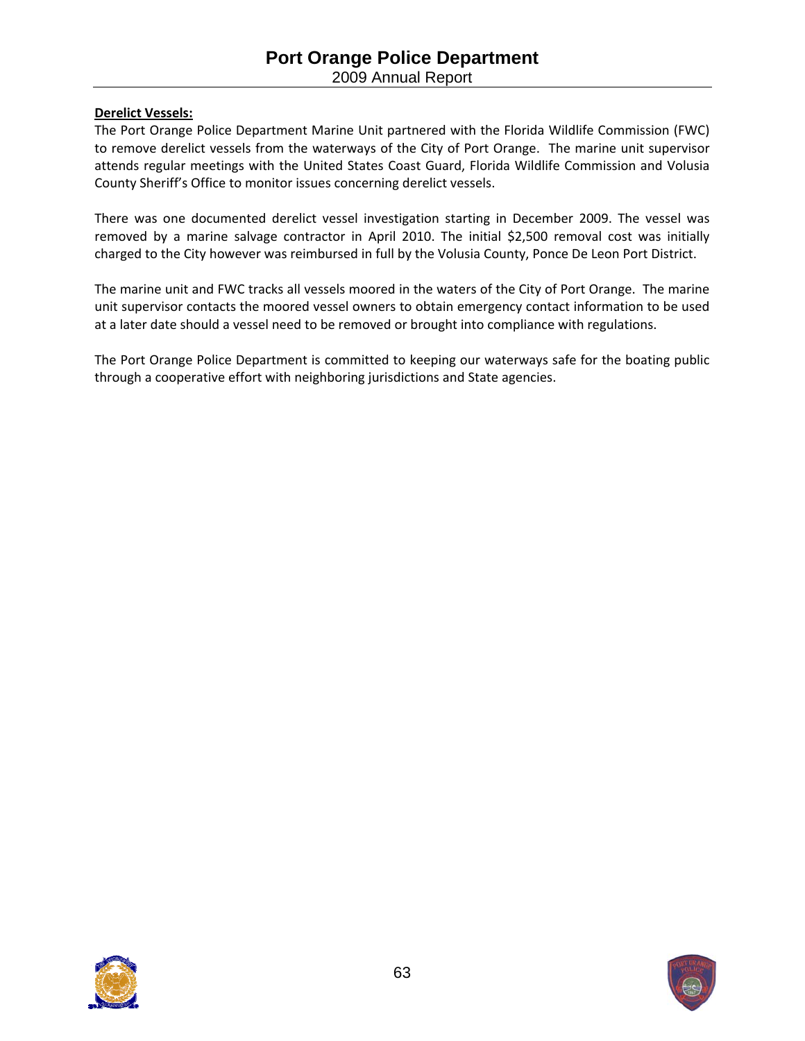**Derelict Vessels:**

The Port Orange Police Department Marine Unit partnered with the Florida Wildlife Commission (FWC) to remove derelict vessels from the waterways of the City of Port Orange. The marine unit supervisor attends regular meetings with the United States Coast Guard, Florida Wildlife Commission and Volusia County Sheriff's Office to monitor issues concerning derelict vessels.

There was one documented derelict vessel investigation starting in December 2009. The vessel was removed by a marine salvage contractor in April 2010. The initial $2,500 removal cost was initially charged to the City however was reimbursed in full by the Volusia County, Ponce De Leon Port District.

The marine unit and FWC tracks all vessels moored in the waters of the City of Port Orange. The marine unit supervisor contacts the moored vessel owners to obtain emergency contact information to be used at a later date should a vessel need to be removed or brought into compliance with regulations.

The Port Orange Police Department is committed to keeping our waterways safe for the boating public through a cooperative effort with neighboring jurisdictions and State agencies.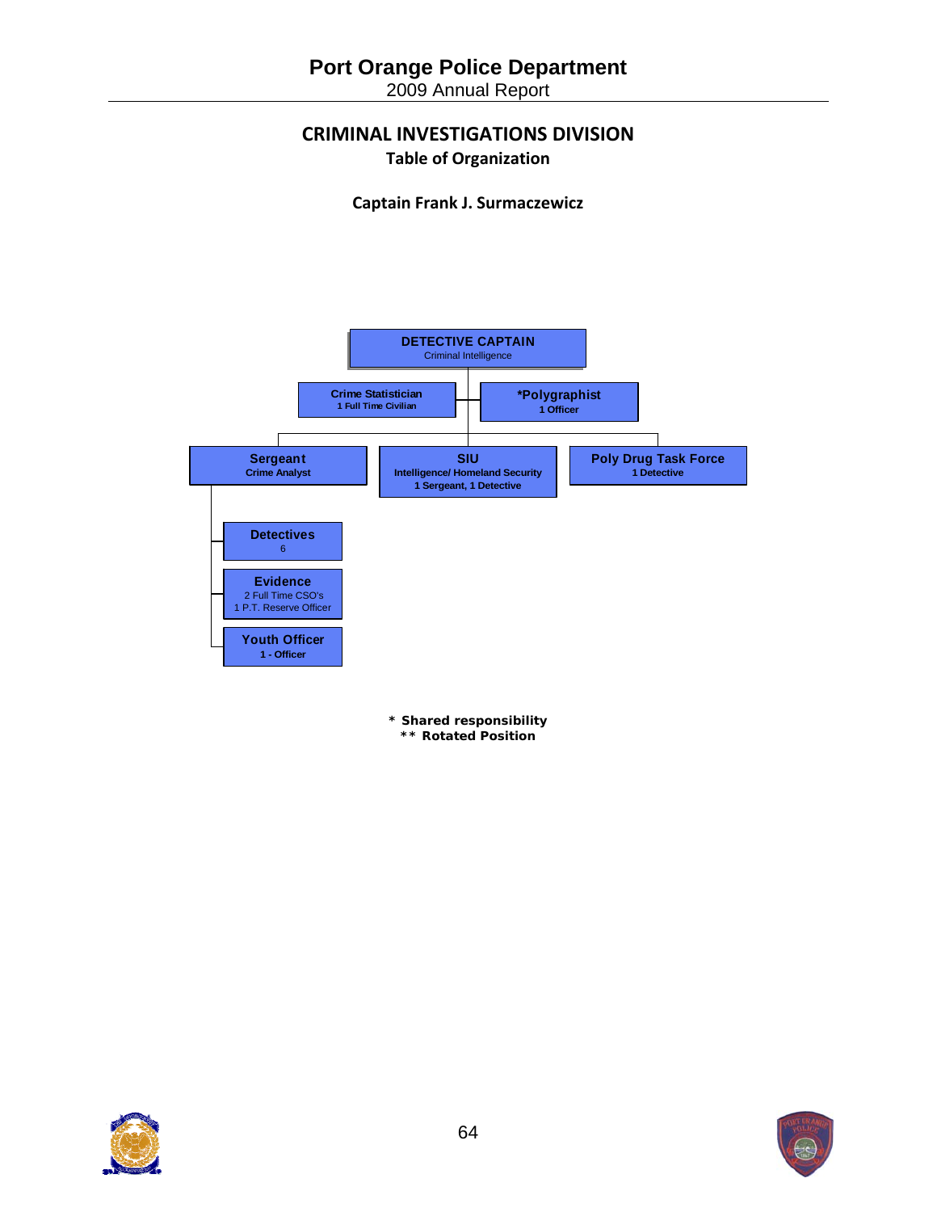# CRIMINAL INVESTIGATIONS DIVISION

## Table of Organization

**Captain Frank J. Surmaczewicz**

**DETECTIVE CAPTAIN**
Criminal Intelligence

**Crime Statistician**
1 Full Time Civilian

***Polygraphist**
1 Officer

**Sergeant**
Crime Analyst

**SIU**
Intelligence/ Homeland Security
1 Sergeant, 1 Detective

**Poly Drug Task Force**
1 Detective

**Detectives**
6

**Evidence**
2 Full Time CSO's
1 P.T. Reserve Officer

**Youth Officer**
1 - Officer

**\* Shared responsibility**
**\*\* Rotated Position**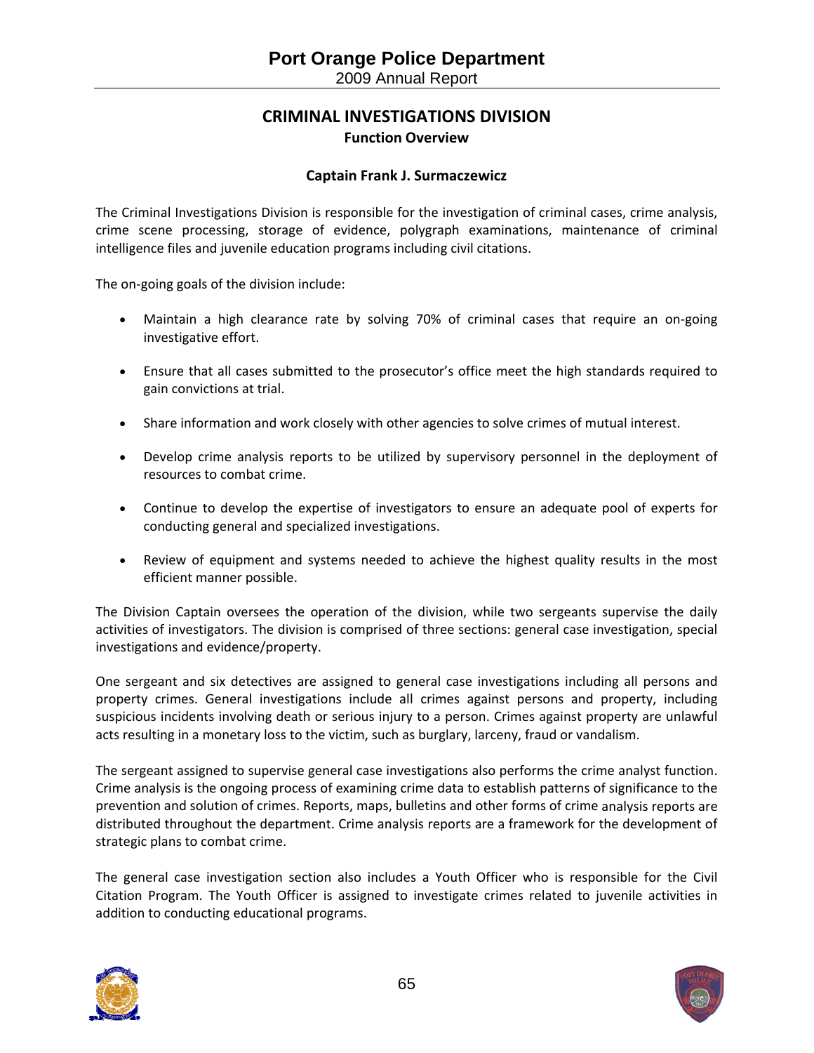## CRIMINAL INVESTIGATIONS DIVISION

### Function Overview

**Captain Frank J. Surmaczewicz**

The Criminal Investigations Division is responsible for the investigation of criminal cases, crime analysis, crime scene processing, storage of evidence, polygraph examinations, maintenance of criminal intelligence files and juvenile education programs including civil citations.

The on-going goals of the division include:

- Maintain a high clearance rate by solving 70% of criminal cases that require an on-going investigative effort.
- Ensure that all cases submitted to the prosecutor's office meet the high standards required to gain convictions at trial.
- Share information and work closely with other agencies to solve crimes of mutual interest.
- Develop crime analysis reports to be utilized by supervisory personnel in the deployment of resources to combat crime.
- Continue to develop the expertise of investigators to ensure an adequate pool of experts for conducting general and specialized investigations.
- Review of equipment and systems needed to achieve the highest quality results in the most efficient manner possible.

The Division Captain oversees the operation of the division, while two sergeants supervise the daily activities of investigators. The division is comprised of three sections: general case investigation, special investigations and evidence/property.

One sergeant and six detectives are assigned to general case investigations including all persons and property crimes. General investigations include all crimes against persons and property, including suspicious incidents involving death or serious injury to a person. Crimes against property are unlawful acts resulting in a monetary loss to the victim, such as burglary, larceny, fraud or vandalism.

The sergeant assigned to supervise general case investigations also performs the crime analyst function. Crime analysis is the ongoing process of examining crime data to establish patterns of significance to the prevention and solution of crimes. Reports, maps, bulletins and other forms of crime analysis reports are distributed throughout the department. Crime analysis reports are a framework for the development of strategic plans to combat crime.

The general case investigation section also includes a Youth Officer who is responsible for the Civil Citation Program. The Youth Officer is assigned to investigate crimes related to juvenile activities in addition to conducting educational programs.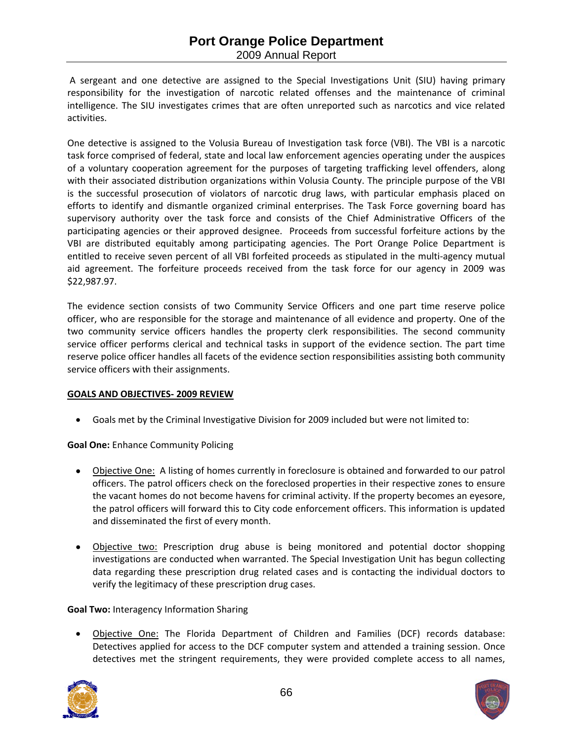A sergeant and one detective are assigned to the Special Investigations Unit (SIU) having primary responsibility for the investigation of narcotic related offenses and the maintenance of criminal intelligence. The SIU investigates crimes that are often unreported such as narcotics and vice related activities.

One detective is assigned to the Volusia Bureau of Investigation task force (VBI). The VBI is a narcotic task force comprised of federal, state and local law enforcement agencies operating under the auspices of a voluntary cooperation agreement for the purposes of targeting trafficking level offenders, along with their associated distribution organizations within Volusia County. The principle purpose of the VBI is the successful prosecution of violators of narcotic drug laws, with particular emphasis placed on efforts to identify and dismantle organized criminal enterprises. The Task Force governing board has supervisory authority over the task force and consists of the Chief Administrative Officers of the participating agencies or their approved designee. Proceeds from successful forfeiture actions by the VBI are distributed equitably among participating agencies. The Port Orange Police Department is entitled to receive seven percent of all VBI forfeited proceeds as stipulated in the multi-agency mutual aid agreement. The forfeiture proceeds received from the task force for our agency in 2009 was $22,987.97.

The evidence section consists of two Community Service Officers and one part time reserve police officer, who are responsible for the storage and maintenance of all evidence and property. One of the two community service officers handles the property clerk responsibilities. The second community service officer performs clerical and technical tasks in support of the evidence section. The part time reserve police officer handles all facets of the evidence section responsibilities assisting both community service officers with their assignments.

**GOALS AND OBJECTIVES- 2009 REVIEW**

- Goals met by the Criminal Investigative Division for 2009 included but were not limited to:

**Goal One:** Enhance Community Policing

- Objective One: A listing of homes currently in foreclosure is obtained and forwarded to our patrol officers. The patrol officers check on the foreclosed properties in their respective zones to ensure the vacant homes do not become havens for criminal activity. If the property becomes an eyesore, the patrol officers will forward this to City code enforcement officers. This information is updated and disseminated the first of every month.

- Objective two: Prescription drug abuse is being monitored and potential doctor shopping investigations are conducted when warranted. The Special Investigation Unit has begun collecting data regarding these prescription drug related cases and is contacting the individual doctors to verify the legitimacy of these prescription drug cases.

**Goal Two:** Interagency Information Sharing

- Objective One: The Florida Department of Children and Families (DCF) records database: Detectives applied for access to the DCF computer system and attended a training session. Once detectives met the stringent requirements, they were provided complete access to all names,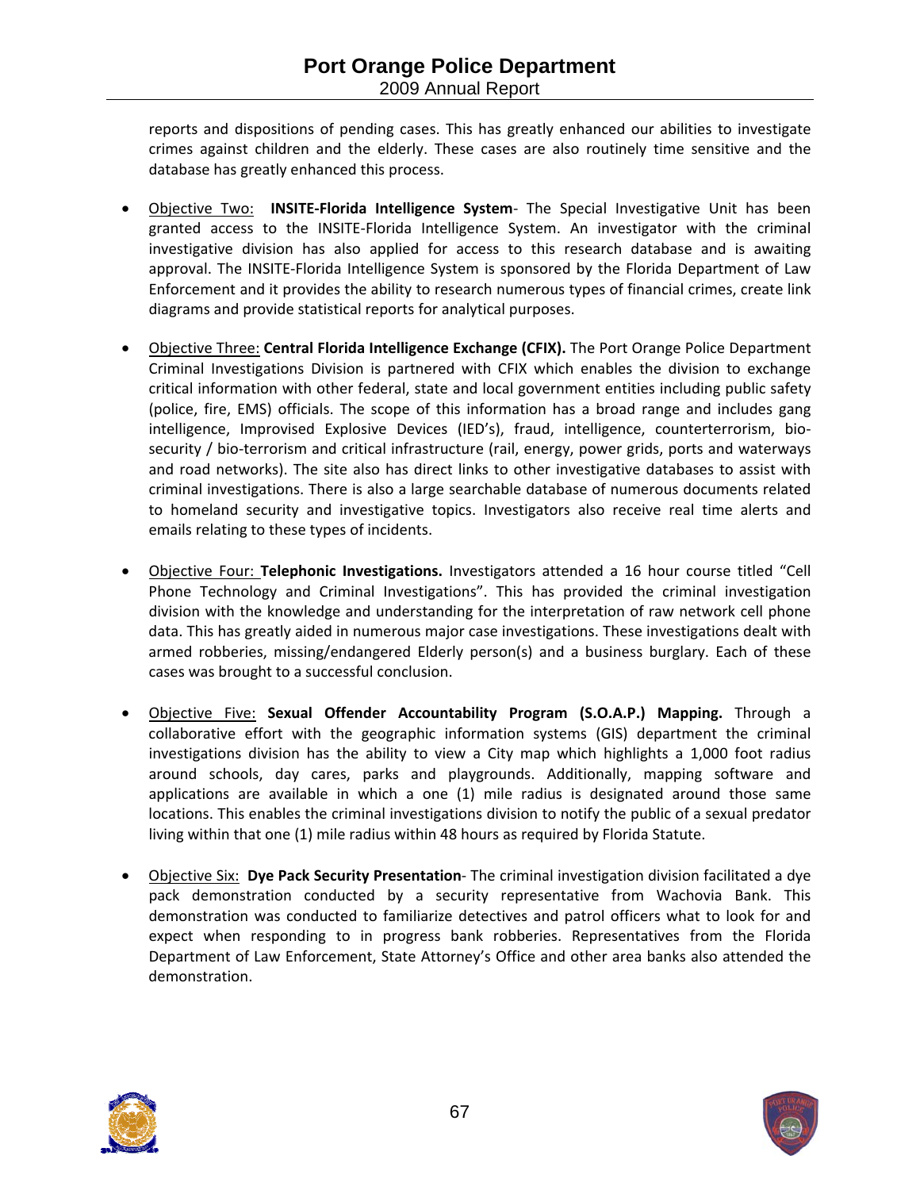reports and dispositions of pending cases. This has greatly enhanced our abilities to investigate crimes against children and the elderly. These cases are also routinely time sensitive and the database has greatly enhanced this process.

- Objective Two: **INSITE-Florida Intelligence System**- The Special Investigative Unit has been granted access to the INSITE-Florida Intelligence System. An investigator with the criminal investigative division has also applied for access to this research database and is awaiting approval. The INSITE-Florida Intelligence System is sponsored by the Florida Department of Law Enforcement and it provides the ability to research numerous types of financial crimes, create link diagrams and provide statistical reports for analytical purposes.

- Objective Three: **Central Florida Intelligence Exchange (CFIX).** The Port Orange Police Department Criminal Investigations Division is partnered with CFIX which enables the division to exchange critical information with other federal, state and local government entities including public safety (police, fire, EMS) officials. The scope of this information has a broad range and includes gang intelligence, Improvised Explosive Devices (IED's), fraud, intelligence, counterterrorism, bio-security / bio-terrorism and critical infrastructure (rail, energy, power grids, ports and waterways and road networks). The site also has direct links to other investigative databases to assist with criminal investigations. There is also a large searchable database of numerous documents related to homeland security and investigative topics. Investigators also receive real time alerts and emails relating to these types of incidents.

- Objective Four: **Telephonic Investigations.** Investigators attended a 16 hour course titled "Cell Phone Technology and Criminal Investigations". This has provided the criminal investigation division with the knowledge and understanding for the interpretation of raw network cell phone data. This has greatly aided in numerous major case investigations. These investigations dealt with armed robberies, missing/endangered Elderly person(s) and a business burglary. Each of these cases was brought to a successful conclusion.

- Objective Five: **Sexual Offender Accountability Program (S.O.A.P.) Mapping.** Through a collaborative effort with the geographic information systems (GIS) department the criminal investigations division has the ability to view a City map which highlights a 1,000 foot radius around schools, day cares, parks and playgrounds. Additionally, mapping software and applications are available in which a one (1) mile radius is designated around those same locations. This enables the criminal investigations division to notify the public of a sexual predator living within that one (1) mile radius within 48 hours as required by Florida Statute.

- Objective Six: **Dye Pack Security Presentation**- The criminal investigation division facilitated a dye pack demonstration conducted by a security representative from Wachovia Bank. This demonstration was conducted to familiarize detectives and patrol officers what to look for and expect when responding to in progress bank robberies. Representatives from the Florida Department of Law Enforcement, State Attorney's Office and other area banks also attended the demonstration.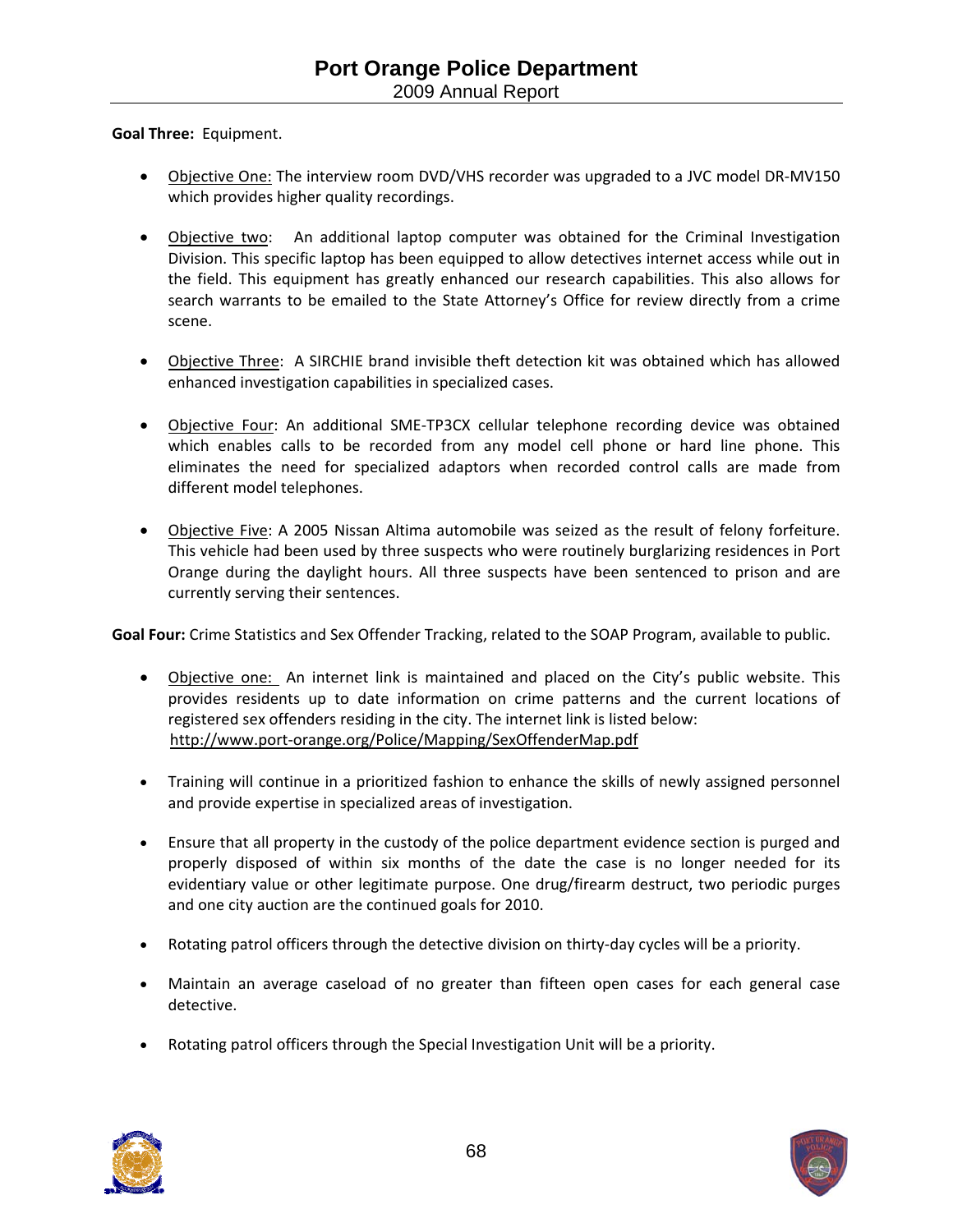**Goal Three:** Equipment.

- Objective One: The interview room DVD/VHS recorder was upgraded to a JVC model DR-MV150 which provides higher quality recordings.
- Objective two: An additional laptop computer was obtained for the Criminal Investigation Division. This specific laptop has been equipped to allow detectives internet access while out in the field. This equipment has greatly enhanced our research capabilities. This also allows for search warrants to be emailed to the State Attorney's Office for review directly from a crime scene.
- Objective Three: A SIRCHIE brand invisible theft detection kit was obtained which has allowed enhanced investigation capabilities in specialized cases.
- Objective Four: An additional SME-TP3CX cellular telephone recording device was obtained which enables calls to be recorded from any model cell phone or hard line phone. This eliminates the need for specialized adaptors when recorded control calls are made from different model telephones.
- Objective Five: A 2005 Nissan Altima automobile was seized as the result of felony forfeiture. This vehicle had been used by three suspects who were routinely burglarizing residences in Port Orange during the daylight hours. All three suspects have been sentenced to prison and are currently serving their sentences.

**Goal Four:** Crime Statistics and Sex Offender Tracking, related to the SOAP Program, available to public.

- Objective one: An internet link is maintained and placed on the City's public website. This provides residents up to date information on crime patterns and the current locations of registered sex offenders residing in the city. The internet link is listed below: http://www.port-orange.org/Police/Mapping/SexOffenderMap.pdf
- Training will continue in a prioritized fashion to enhance the skills of newly assigned personnel and provide expertise in specialized areas of investigation.
- Ensure that all property in the custody of the police department evidence section is purged and properly disposed of within six months of the date the case is no longer needed for its evidentiary value or other legitimate purpose. One drug/firearm destruct, two periodic purges and one city auction are the continued goals for 2010.
- Rotating patrol officers through the detective division on thirty-day cycles will be a priority.
- Maintain an average caseload of no greater than fifteen open cases for each general case detective.
- Rotating patrol officers through the Special Investigation Unit will be a priority.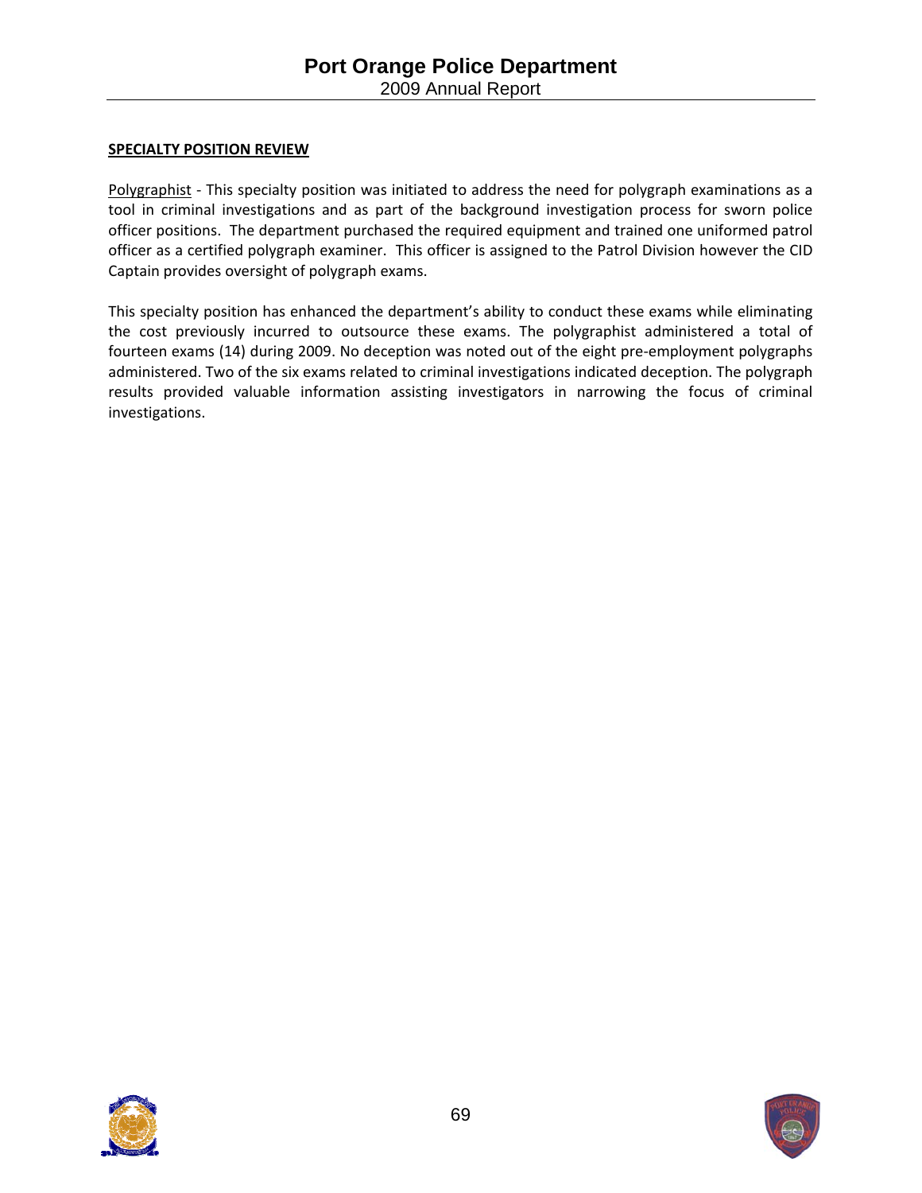## SPECIALTY POSITION REVIEW

Polygraphist - This specialty position was initiated to address the need for polygraph examinations as a tool in criminal investigations and as part of the background investigation process for sworn police officer positions. The department purchased the required equipment and trained one uniformed patrol officer as a certified polygraph examiner. This officer is assigned to the Patrol Division however the CID Captain provides oversight of polygraph exams.

This specialty position has enhanced the department's ability to conduct these exams while eliminating the cost previously incurred to outsource these exams. The polygraphist administered a total of fourteen exams (14) during 2009. No deception was noted out of the eight pre-employment polygraphs administered. Two of the six exams related to criminal investigations indicated deception. The polygraph results provided valuable information assisting investigators in narrowing the focus of criminal investigations.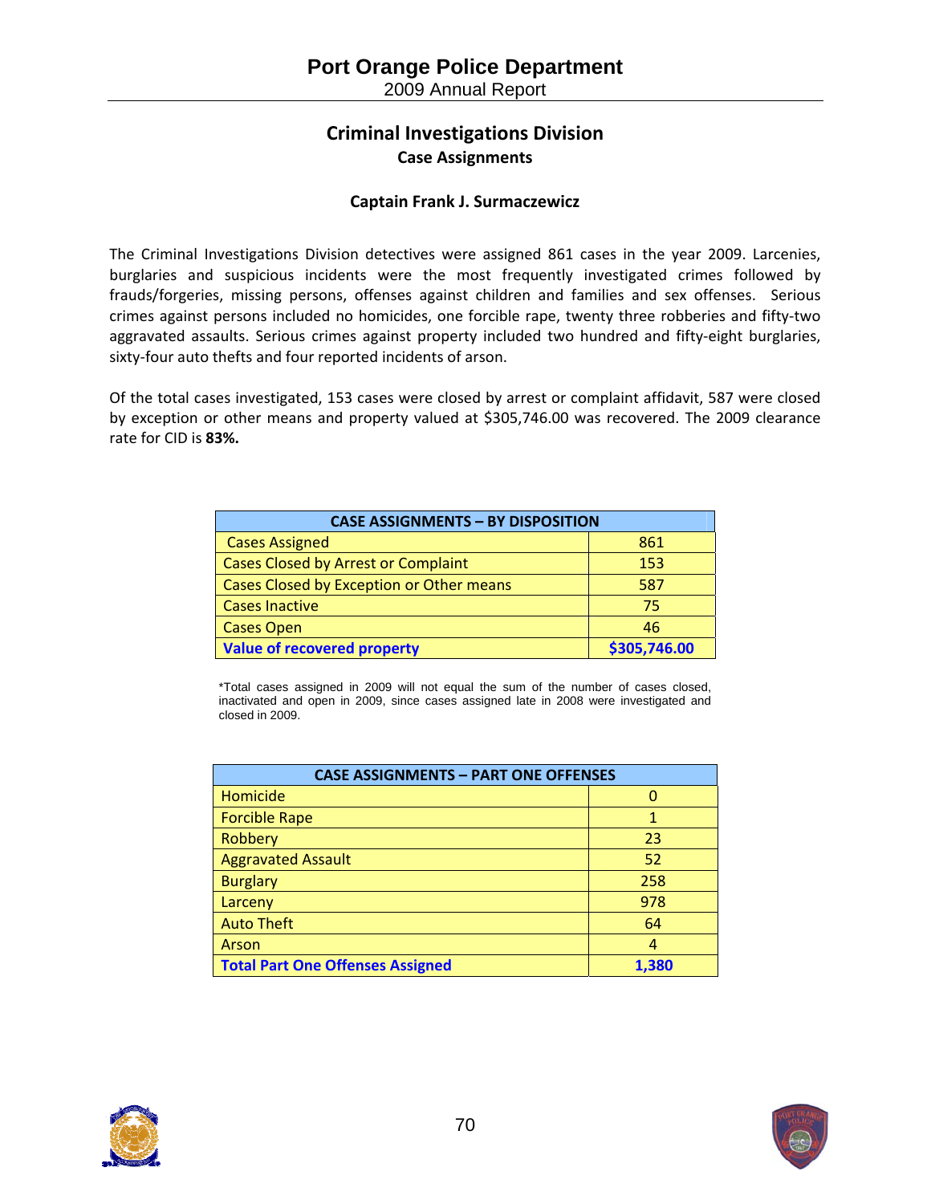# Criminal Investigations Division

## Case Assignments

### Captain Frank J. Surmaczewicz

The Criminal Investigations Division detectives were assigned 861 cases in the year 2009. Larcenies, burglaries and suspicious incidents were the most frequently investigated crimes followed by frauds/forgeries, missing persons, offenses against children and families and sex offenses. Serious crimes against persons included no homicides, one forcible rape, twenty three robberies and fifty-two aggravated assaults. Serious crimes against property included two hundred and fifty-eight burglaries, sixty-four auto thefts and four reported incidents of arson.

Of the total cases investigated, 153 cases were closed by arrest or complaint affidavit, 587 were closed by exception or other means and property valued at $305,746.00 was recovered. The 2009 clearance rate for CID is **83%.**

| CASE ASSIGNMENTS – BY DISPOSITION | |
|---|---|
| Cases Assigned | 861 |
| Cases Closed by Arrest or Complaint | 153 |
| Cases Closed by Exception or Other means | 587 |
| Cases Inactive | 75 |
| Cases Open | 46 |
| **Value of recovered property** | **$305,746.00** |

*Total cases assigned in 2009 will not equal the sum of the number of cases closed, inactivated and open in 2009, since cases assigned late in 2008 were investigated and closed in 2009.

| CASE ASSIGNMENTS – PART ONE OFFENSES | |
|---|---|
| Homicide | 0 |
| Forcible Rape | 1 |
| Robbery | 23 |
| Aggravated Assault | 52 |
| Burglary | 258 |
| Larceny | 978 |
| Auto Theft | 64 |
| Arson | 4 |
| **Total Part One Offenses Assigned** | **1,380** |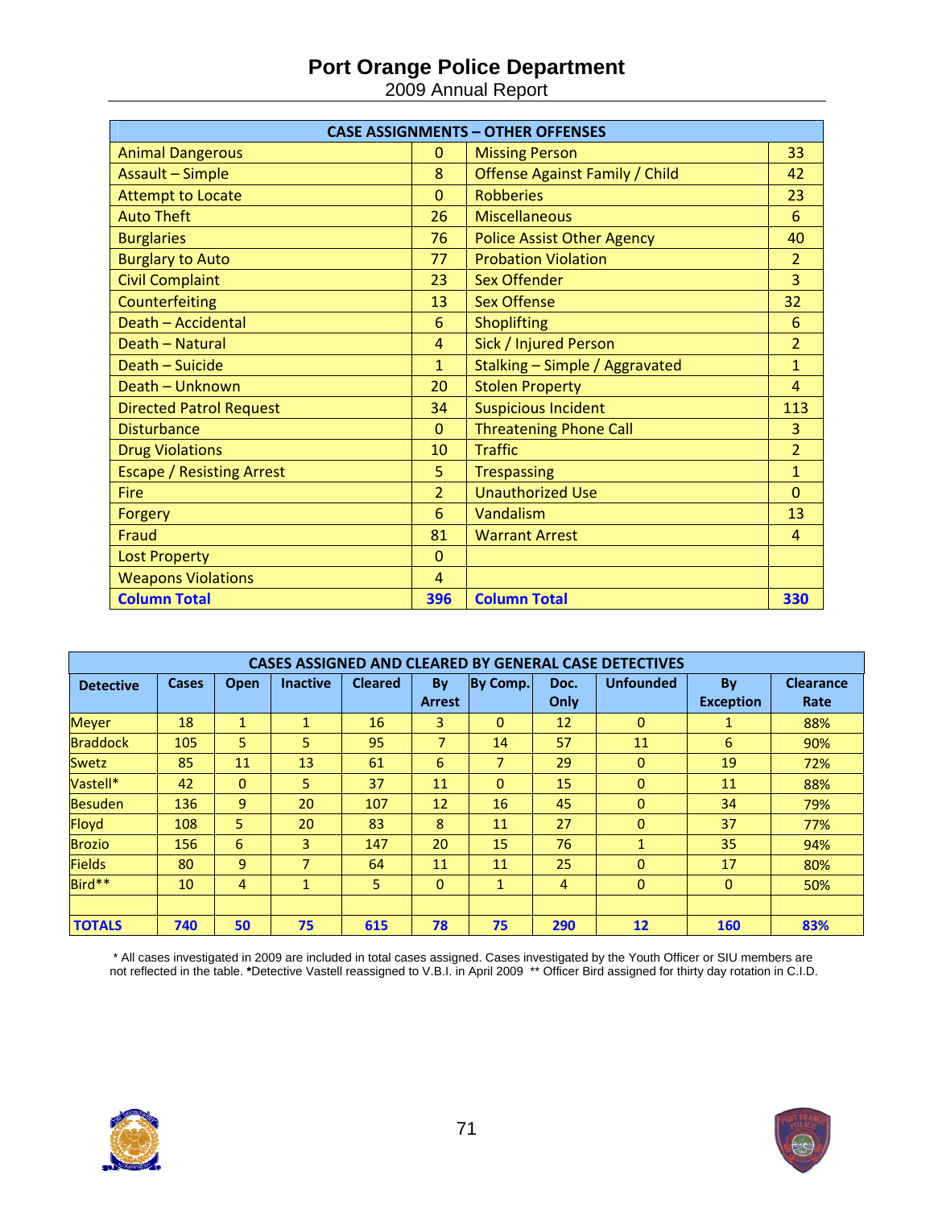# Port Orange Police Department

2009 Annual Report

| CASE ASSIGNMENTS – OTHER OFFENSES | | | |
|---|---|---|---|
| Animal Dangerous | 0 | Missing Person | 33 |
| Assault – Simple | 8 | Offense Against Family / Child | 42 |
| Attempt to Locate | 0 | Robberies | 23 |
| Auto Theft | 26 | Miscellaneous | 6 |
| Burglaries | 76 | Police Assist Other Agency | 40 |
| Burglary to Auto | 77 | Probation Violation | 2 |
| Civil Complaint | 23 | Sex Offender | 3 |
| Counterfeiting | 13 | Sex Offense | 32 |
| Death – Accidental | 6 | Shoplifting | 6 |
| Death – Natural | 4 | Sick / Injured Person | 2 |
| Death – Suicide | 1 | Stalking – Simple / Aggravated | 1 |
| Death – Unknown | 20 | Stolen Property | 4 |
| Directed Patrol Request | 34 | Suspicious Incident | 113 |
| Disturbance | 0 | Threatening Phone Call | 3 |
| Drug Violations | 10 | Traffic | 2 |
| Escape / Resisting Arrest | 5 | Trespassing | 1 |
| Fire | 2 | Unauthorized Use | 0 |
| Forgery | 6 | Vandalism | 13 |
| Fraud | 81 | Warrant Arrest | 4 |
| Lost Property | 0 | | |
| Weapons Violations | 4 | | |
| **Column Total** | **396** | **Column Total** | **330** |

| CASES ASSIGNED AND CLEARED BY GENERAL CASE DETECTIVES | | | | | | | | | | |
|---|---|---|---|---|---|---|---|---|---|---|
| **Detective** | **Cases** | **Open** | **Inactive** | **Cleared** | **By Arrest** | **By Comp.** | **Doc. Only** | **Unfounded** | **By Exception** | **Clearance Rate** |
| Meyer | 18 | 1 | 1 | 16 | 3 | 0 | 12 | 0 | 1 | 88% |
| Braddock | 105 | 5 | 5 | 95 | 7 | 14 | 57 | 11 | 6 | 90% |
| Swetz | 85 | 11 | 13 | 61 | 6 | 7 | 29 | 0 | 19 | 72% |
| Vastell* | 42 | 0 | 5 | 37 | 11 | 0 | 15 | 0 | 11 | 88% |
| Besuden | 136 | 9 | 20 | 107 | 12 | 16 | 45 | 0 | 34 | 79% |
| Floyd | 108 | 5 | 20 | 83 | 8 | 11 | 27 | 0 | 37 | 77% |
| Brozio | 156 | 6 | 3 | 147 | 20 | 15 | 76 | 1 | 35 | 94% |
| Fields | 80 | 9 | 7 | 64 | 11 | 11 | 25 | 0 | 17 | 80% |
| Bird** | 10 | 4 | 1 | 5 | 0 | 1 | 4 | 0 | 0 | 50% |
| | | | | | | | | | | |
| **TOTALS** | **740** | **50** | **75** | **615** | **78** | **75** | **290** | **12** | **160** | **83%** |

\* All cases investigated in 2009 are included in total cases assigned. Cases investigated by the Youth Officer or SIU members are not reflected in the table. **\***Detective Vastell reassigned to V.B.I. in April 2009 ** Officer Bird assigned for thirty day rotation in C.I.D.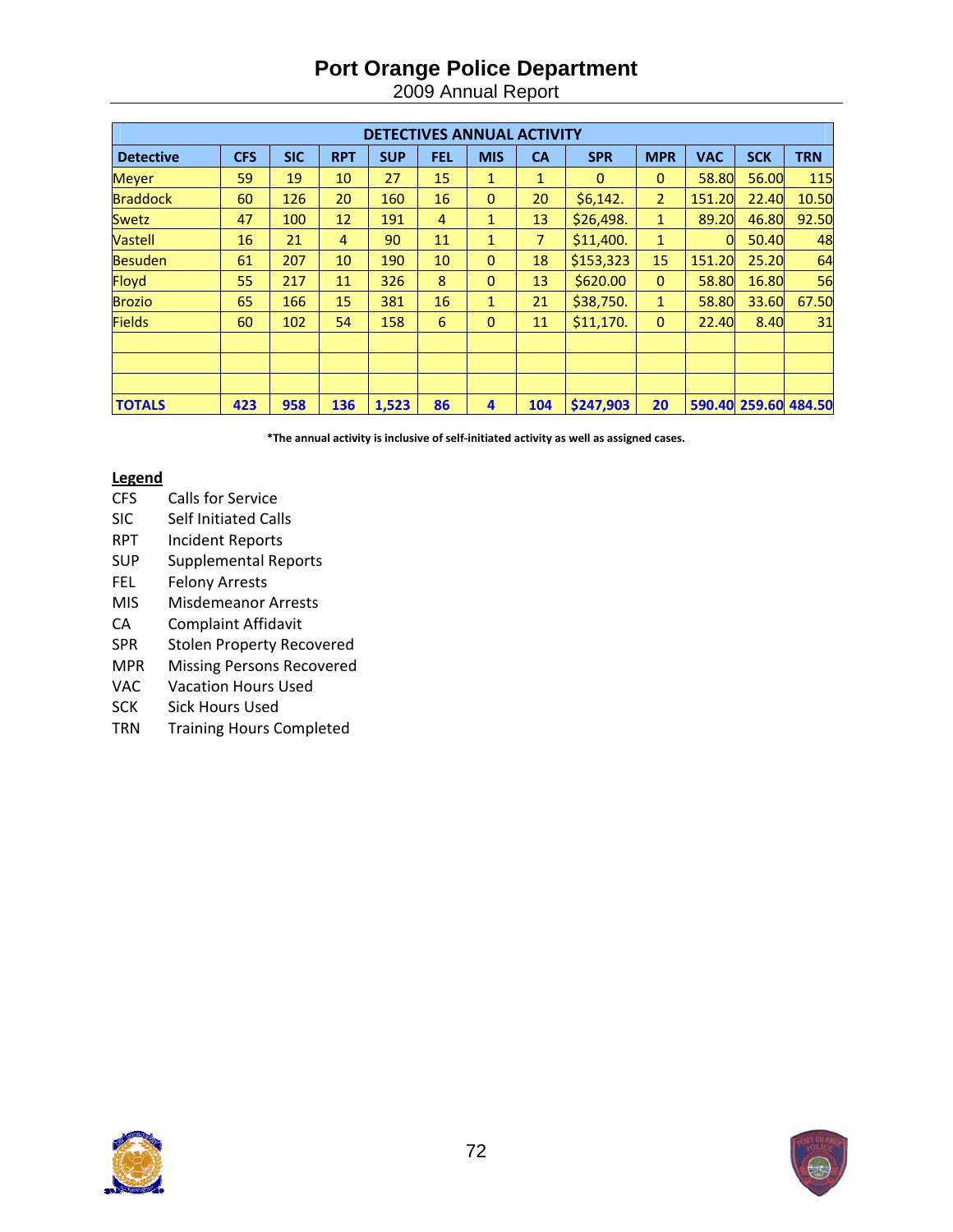# Port Orange Police Department

2009 Annual Report

| DETECTIVES ANNUAL ACTIVITY | | | | | | | | | | | | |
|---|---|---|---|---|---|---|---|---|---|---|---|---|
| **Detective** | **CFS** | **SIC** | **RPT** | **SUP** | **FEL** | **MIS** | **CA** | **SPR** | **MPR** | **VAC** | **SCK** | **TRN** |
| Meyer | 59 | 19 | 10 | 27 | 15 | 1 | 1 | 0 | 0 | 58.80 | 56.00 | 115 |
| Braddock | 60 | 126 | 20 | 160 | 16 | 0 | 20 | $6,142. | 2 | 151.20 | 22.40 | 10.50 |
| Swetz | 47 | 100 | 12 | 191 | 4 | 1 | 13 | $26,498. | 1 | 89.20 | 46.80 | 92.50 |
| Vastell | 16 | 21 | 4 | 90 | 11 | 1 | 7 | $11,400. | 1 | 0 | 50.40 | 48 |
| Besuden | 61 | 207 | 10 | 190 | 10 | 0 | 18 | $153,323 | 15 | 151.20 | 25.20 | 64 |
| Floyd | 55 | 217 | 11 | 326 | 8 | 0 | 13 | $620.00 | 0 | 58.80 | 16.80 | 56 |
| Brozio | 65 | 166 | 15 | 381 | 16 | 1 | 21 | $38,750. | 1 | 58.80 | 33.60 | 67.50 |
| Fields | 60 | 102 | 54 | 158 | 6 | 0 | 11 | $11,170. | 0 | 22.40 | 8.40 | 31 |
| | | | | | | | | | | | | |
| | | | | | | | | | | | | |
| | | | | | | | | | | | | |
| **TOTALS** | **423** | **958** | **136** | **1,523** | **86** | **4** | **104** | **$247,903** | **20** | **590.40** | **259.60** | **484.50** |

***The annual activity is inclusive of self-initiated activity as well as assigned cases.**

**Legend**

- CFS Calls for Service
- SIC Self Initiated Calls
- RPT Incident Reports
- SUP Supplemental Reports
- FEL Felony Arrests
- MIS Misdemeanor Arrests
- CA Complaint Affidavit
- SPR Stolen Property Recovered
- MPR Missing Persons Recovered
- VAC Vacation Hours Used
- SCK Sick Hours Used
- TRN Training Hours Completed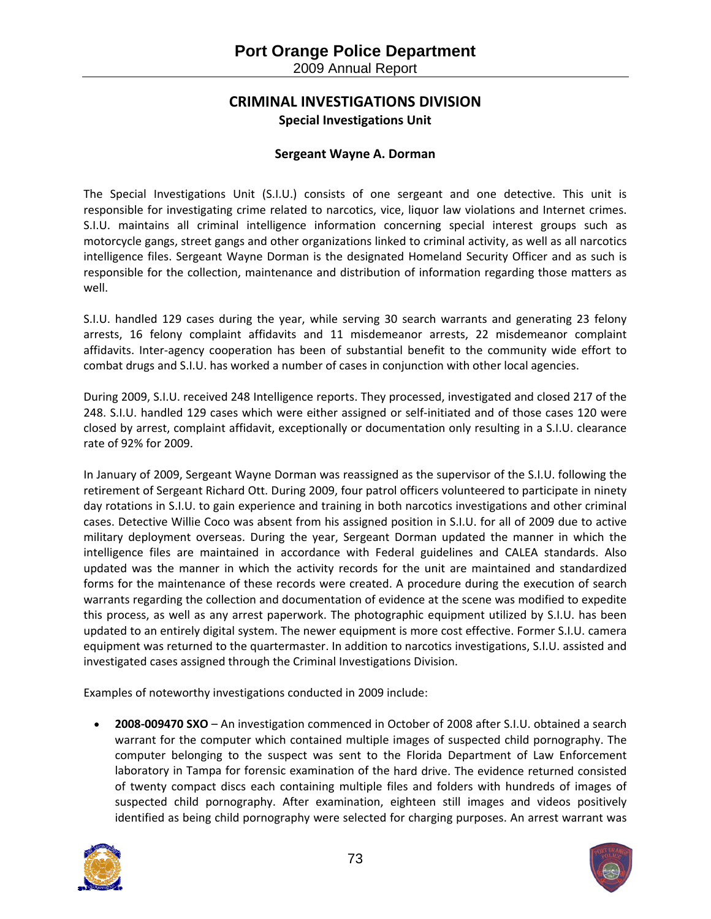## CRIMINAL INVESTIGATIONS DIVISION

### Special Investigations Unit

**Sergeant Wayne A. Dorman**

The Special Investigations Unit (S.I.U.) consists of one sergeant and one detective. This unit is responsible for investigating crime related to narcotics, vice, liquor law violations and Internet crimes. S.I.U. maintains all criminal intelligence information concerning special interest groups such as motorcycle gangs, street gangs and other organizations linked to criminal activity, as well as all narcotics intelligence files. Sergeant Wayne Dorman is the designated Homeland Security Officer and as such is responsible for the collection, maintenance and distribution of information regarding those matters as well.

S.I.U. handled 129 cases during the year, while serving 30 search warrants and generating 23 felony arrests, 16 felony complaint affidavits and 11 misdemeanor arrests, 22 misdemeanor complaint affidavits. Inter-agency cooperation has been of substantial benefit to the community wide effort to combat drugs and S.I.U. has worked a number of cases in conjunction with other local agencies.

During 2009, S.I.U. received 248 Intelligence reports. They processed, investigated and closed 217 of the 248. S.I.U. handled 129 cases which were either assigned or self-initiated and of those cases 120 were closed by arrest, complaint affidavit, exceptionally or documentation only resulting in a S.I.U. clearance rate of 92% for 2009.

In January of 2009, Sergeant Wayne Dorman was reassigned as the supervisor of the S.I.U. following the retirement of Sergeant Richard Ott. During 2009, four patrol officers volunteered to participate in ninety day rotations in S.I.U. to gain experience and training in both narcotics investigations and other criminal cases. Detective Willie Coco was absent from his assigned position in S.I.U. for all of 2009 due to active military deployment overseas. During the year, Sergeant Dorman updated the manner in which the intelligence files are maintained in accordance with Federal guidelines and CALEA standards. Also updated was the manner in which the activity records for the unit are maintained and standardized forms for the maintenance of these records were created. A procedure during the execution of search warrants regarding the collection and documentation of evidence at the scene was modified to expedite this process, as well as any arrest paperwork. The photographic equipment utilized by S.I.U. has been updated to an entirely digital system. The newer equipment is more cost effective. Former S.I.U. camera equipment was returned to the quartermaster. In addition to narcotics investigations, S.I.U. assisted and investigated cases assigned through the Criminal Investigations Division.

Examples of noteworthy investigations conducted in 2009 include:

- **2008-009470 SXO** – An investigation commenced in October of 2008 after S.I.U. obtained a search warrant for the computer which contained multiple images of suspected child pornography. The computer belonging to the suspect was sent to the Florida Department of Law Enforcement laboratory in Tampa for forensic examination of the hard drive. The evidence returned consisted of twenty compact discs each containing multiple files and folders with hundreds of images of suspected child pornography. After examination, eighteen still images and videos positively identified as being child pornography were selected for charging purposes. An arrest warrant was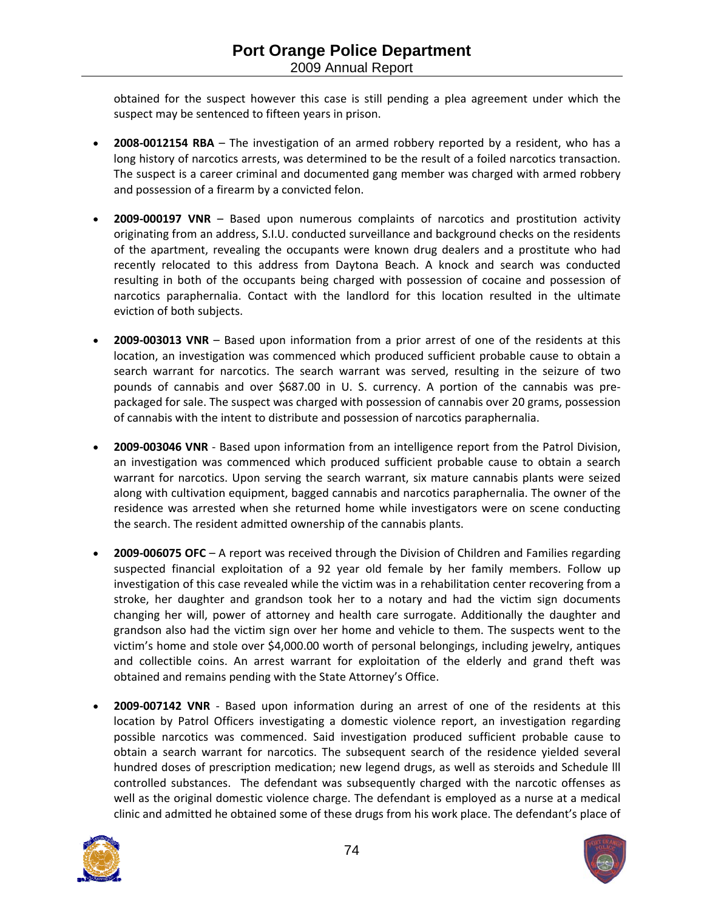obtained for the suspect however this case is still pending a plea agreement under which the suspect may be sentenced to fifteen years in prison.

- **2008-0012154 RBA** – The investigation of an armed robbery reported by a resident, who has a long history of narcotics arrests, was determined to be the result of a foiled narcotics transaction. The suspect is a career criminal and documented gang member was charged with armed robbery and possession of a firearm by a convicted felon.

- **2009-000197 VNR** – Based upon numerous complaints of narcotics and prostitution activity originating from an address, S.I.U. conducted surveillance and background checks on the residents of the apartment, revealing the occupants were known drug dealers and a prostitute who had recently relocated to this address from Daytona Beach. A knock and search was conducted resulting in both of the occupants being charged with possession of cocaine and possession of narcotics paraphernalia. Contact with the landlord for this location resulted in the ultimate eviction of both subjects.

- **2009-003013 VNR** – Based upon information from a prior arrest of one of the residents at this location, an investigation was commenced which produced sufficient probable cause to obtain a search warrant for narcotics. The search warrant was served, resulting in the seizure of two pounds of cannabis and over $687.00 in U. S. currency. A portion of the cannabis was pre-packaged for sale. The suspect was charged with possession of cannabis over 20 grams, possession of cannabis with the intent to distribute and possession of narcotics paraphernalia.

- **2009-003046 VNR** - Based upon information from an intelligence report from the Patrol Division, an investigation was commenced which produced sufficient probable cause to obtain a search warrant for narcotics. Upon serving the search warrant, six mature cannabis plants were seized along with cultivation equipment, bagged cannabis and narcotics paraphernalia. The owner of the residence was arrested when she returned home while investigators were on scene conducting the search. The resident admitted ownership of the cannabis plants.

- **2009-006075 OFC** – A report was received through the Division of Children and Families regarding suspected financial exploitation of a 92 year old female by her family members. Follow up investigation of this case revealed while the victim was in a rehabilitation center recovering from a stroke, her daughter and grandson took her to a notary and had the victim sign documents changing her will, power of attorney and health care surrogate. Additionally the daughter and grandson also had the victim sign over her home and vehicle to them. The suspects went to the victim's home and stole over $4,000.00 worth of personal belongings, including jewelry, antiques and collectible coins. An arrest warrant for exploitation of the elderly and grand theft was obtained and remains pending with the State Attorney's Office.

- **2009-007142 VNR** - Based upon information during an arrest of one of the residents at this location by Patrol Officers investigating a domestic violence report, an investigation regarding possible narcotics was commenced. Said investigation produced sufficient probable cause to obtain a search warrant for narcotics. The subsequent search of the residence yielded several hundred doses of prescription medication; new legend drugs, as well as steroids and Schedule lll controlled substances. The defendant was subsequently charged with the narcotic offenses as well as the original domestic violence charge. The defendant is employed as a nurse at a medical clinic and admitted he obtained some of these drugs from his work place. The defendant's place of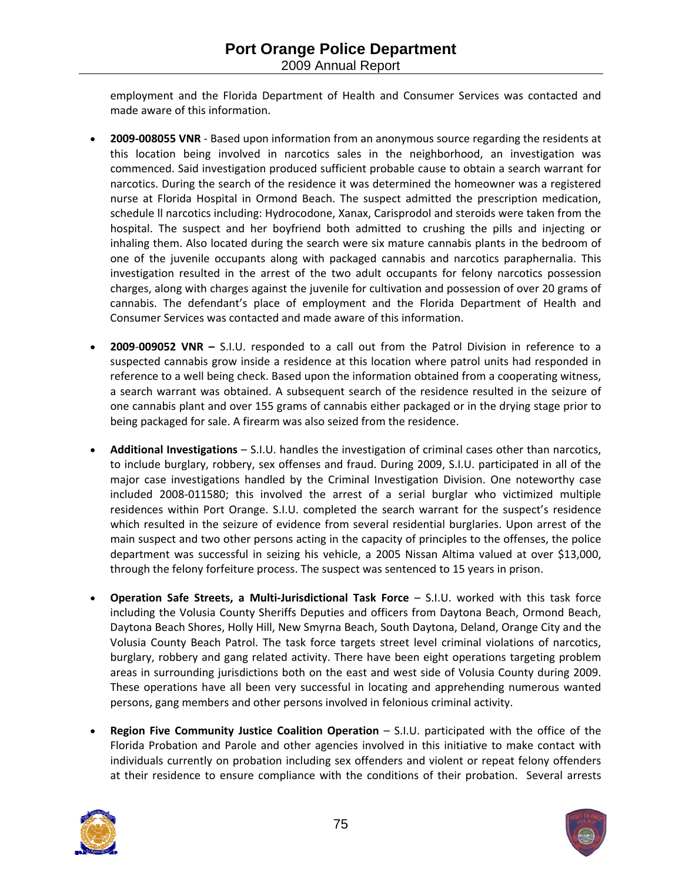employment and the Florida Department of Health and Consumer Services was contacted and made aware of this information.

- **2009-008055 VNR** - Based upon information from an anonymous source regarding the residents at this location being involved in narcotics sales in the neighborhood, an investigation was commenced. Said investigation produced sufficient probable cause to obtain a search warrant for narcotics. During the search of the residence it was determined the homeowner was a registered nurse at Florida Hospital in Ormond Beach. The suspect admitted the prescription medication, schedule ll narcotics including: Hydrocodone, Xanax, Carisprodol and steroids were taken from the hospital. The suspect and her boyfriend both admitted to crushing the pills and injecting or inhaling them. Also located during the search were six mature cannabis plants in the bedroom of one of the juvenile occupants along with packaged cannabis and narcotics paraphernalia. This investigation resulted in the arrest of the two adult occupants for felony narcotics possession charges, along with charges against the juvenile for cultivation and possession of over 20 grams of cannabis. The defendant's place of employment and the Florida Department of Health and Consumer Services was contacted and made aware of this information.

- **2009-009052 VNR –** S.I.U. responded to a call out from the Patrol Division in reference to a suspected cannabis grow inside a residence at this location where patrol units had responded in reference to a well being check. Based upon the information obtained from a cooperating witness, a search warrant was obtained. A subsequent search of the residence resulted in the seizure of one cannabis plant and over 155 grams of cannabis either packaged or in the drying stage prior to being packaged for sale. A firearm was also seized from the residence.

- **Additional Investigations** – S.I.U. handles the investigation of criminal cases other than narcotics, to include burglary, robbery, sex offenses and fraud. During 2009, S.I.U. participated in all of the major case investigations handled by the Criminal Investigation Division. One noteworthy case included 2008-011580; this involved the arrest of a serial burglar who victimized multiple residences within Port Orange. S.I.U. completed the search warrant for the suspect's residence which resulted in the seizure of evidence from several residential burglaries. Upon arrest of the main suspect and two other persons acting in the capacity of principles to the offenses, the police department was successful in seizing his vehicle, a 2005 Nissan Altima valued at over $13,000, through the felony forfeiture process. The suspect was sentenced to 15 years in prison.

- **Operation Safe Streets, a Multi-Jurisdictional Task Force** – S.I.U. worked with this task force including the Volusia County Sheriffs Deputies and officers from Daytona Beach, Ormond Beach, Daytona Beach Shores, Holly Hill, New Smyrna Beach, South Daytona, Deland, Orange City and the Volusia County Beach Patrol. The task force targets street level criminal violations of narcotics, burglary, robbery and gang related activity. There have been eight operations targeting problem areas in surrounding jurisdictions both on the east and west side of Volusia County during 2009. These operations have all been very successful in locating and apprehending numerous wanted persons, gang members and other persons involved in felonious criminal activity.

- **Region Five Community Justice Coalition Operation** – S.I.U. participated with the office of the Florida Probation and Parole and other agencies involved in this initiative to make contact with individuals currently on probation including sex offenders and violent or repeat felony offenders at their residence to ensure compliance with the conditions of their probation. Several arrests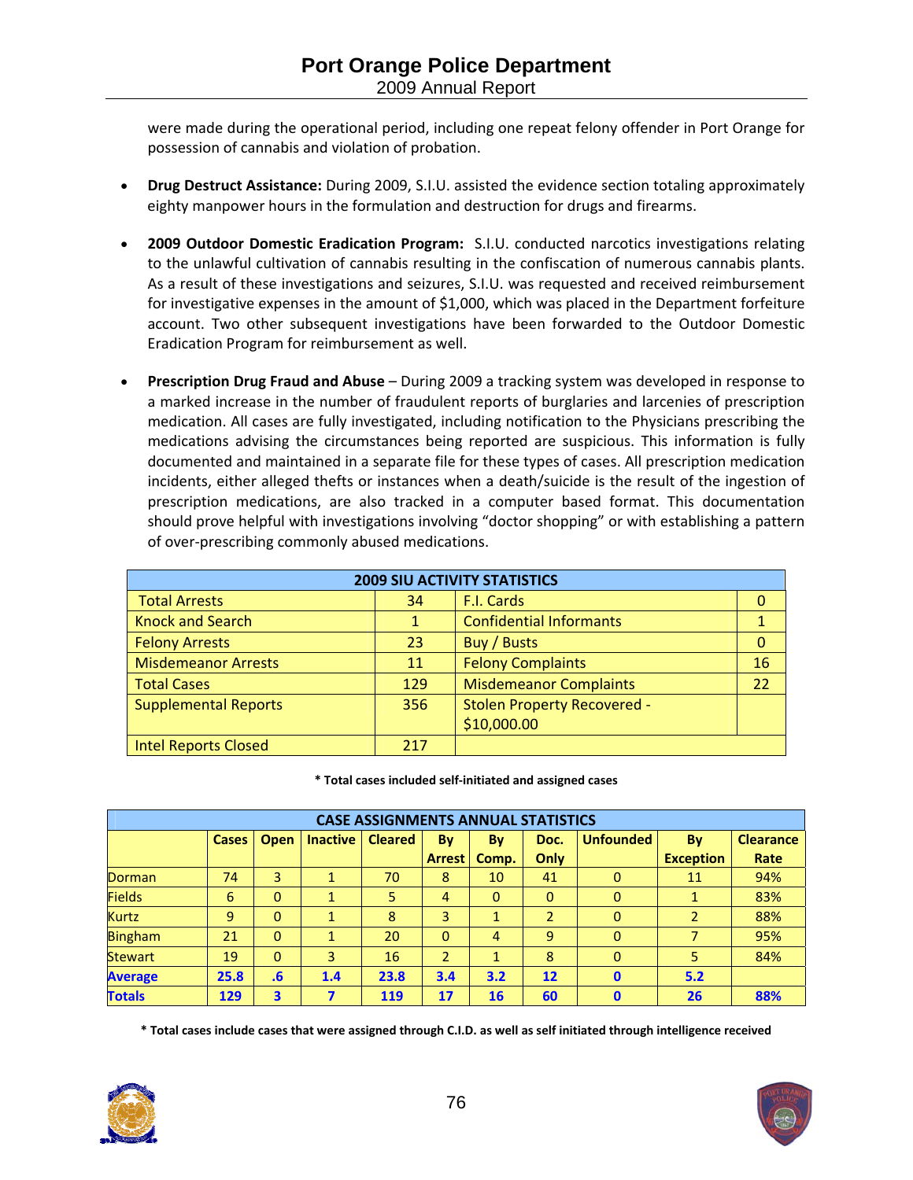were made during the operational period, including one repeat felony offender in Port Orange for possession of cannabis and violation of probation.

- **Drug Destruct Assistance:** During 2009, S.I.U. assisted the evidence section totaling approximately eighty manpower hours in the formulation and destruction for drugs and firearms.

- **2009 Outdoor Domestic Eradication Program:** S.I.U. conducted narcotics investigations relating to the unlawful cultivation of cannabis resulting in the confiscation of numerous cannabis plants. As a result of these investigations and seizures, S.I.U. was requested and received reimbursement for investigative expenses in the amount of $1,000, which was placed in the Department forfeiture account. Two other subsequent investigations have been forwarded to the Outdoor Domestic Eradication Program for reimbursement as well.

- **Prescription Drug Fraud and Abuse** – During 2009 a tracking system was developed in response to a marked increase in the number of fraudulent reports of burglaries and larcenies of prescription medication. All cases are fully investigated, including notification to the Physicians prescribing the medications advising the circumstances being reported are suspicious. This information is fully documented and maintained in a separate file for these types of cases. All prescription medication incidents, either alleged thefts or instances when a death/suicide is the result of the ingestion of prescription medications, are also tracked in a computer based format. This documentation should prove helpful with investigations involving "doctor shopping" or with establishing a pattern of over-prescribing commonly abused medications.

| 2009 SIU ACTIVITY STATISTICS | | | |
|---|---|---|---|
| Total Arrests | 34 | F.I. Cards | 0 |
| Knock and Search | 1 | Confidential Informants | 1 |
| Felony Arrests | 23 | Buy / Busts | 0 |
| Misdemeanor Arrests | 11 | Felony Complaints | 16 |
| Total Cases | 129 | Misdemeanor Complaints | 22 |
| Supplemental Reports | 356 | Stolen Property Recovered - $10,000.00 | |
| Intel Reports Closed | 217 | | |

**\* Total cases included self-initiated and assigned cases**

| CASE ASSIGNMENTS ANNUAL STATISTICS | | | | | | | | | | |
|---|---|---|---|---|---|---|---|---|---|---|
| | Cases | Open | Inactive | Cleared | By Arrest | By Comp. | Doc. Only | Unfounded | By Exception | Clearance Rate |
| Dorman | 74 | 3 | 1 | 70 | 8 | 10 | 41 | 0 | 11 | 94% |
| Fields | 6 | 0 | 1 | 5 | 4 | 0 | 0 | 0 | 1 | 83% |
| Kurtz | 9 | 0 | 1 | 8 | 3 | 1 | 2 | 0 | 2 | 88% |
| Bingham | 21 | 0 | 1 | 20 | 0 | 4 | 9 | 0 | 7 | 95% |
| Stewart | 19 | 0 | 3 | 16 | 2 | 1 | 8 | 0 | 5 | 84% |
| **Average** | **25.8** | **.6** | **1.4** | **23.8** | **3.4** | **3.2** | **12** | **0** | **5.2** | |
| **Totals** | **129** | **3** | **7** | **119** | **17** | **16** | **60** | **0** | **26** | **88%** |

**\* Total cases include cases that were assigned through C.I.D. as well as self initiated through intelligence received**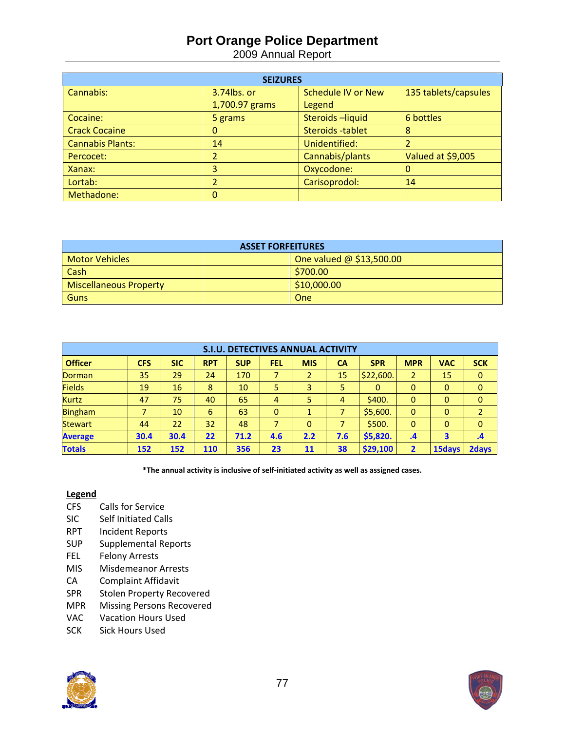# Port Orange Police Department
2009 Annual Report

| SEIZURES | | | |
|---|---|---|---|
| Cannabis: | 3.74lbs. or 1,700.97 grams | Schedule IV or New Legend | 135 tablets/capsules |
| Cocaine: | 5 grams | Steroids –liquid | 6 bottles |
| Crack Cocaine | 0 | Steroids -tablet | 8 |
| Cannabis Plants: | 14 | Unidentified: | 2 |
| Percocet: | 2 | Cannabis/plants | Valued at $9,005 |
| Xanax: | 3 | Oxycodone: | 0 |
| Lortab: | 2 | Carisoprodol: | 14 |
| Methadone: | 0 | | |

| ASSET FORFEITURES | | |
|---|---|---|
| Motor Vehicles | | One valued @ $13,500.00 |
| Cash | | $700.00 |
| Miscellaneous Property | | $10,000.00 |
| Guns | | One |

| S.I.U. DETECTIVES ANNUAL ACTIVITY | | | | | | | | | | | |
|---|---|---|---|---|---|---|---|---|---|---|---|
| **Officer** | **CFS** | **SIC** | **RPT** | **SUP** | **FEL** | **MIS** | **CA** | **SPR** | **MPR** | **VAC** | **SCK** |
| Dorman | 35 | 29 | 24 | 170 | 7 | 2 | 15 | $22,600. | 2 | 15 | 0 |
| Fields | 19 | 16 | 8 | 10 | 5 | 3 | 5 | 0 | 0 | 0 | 0 |
| Kurtz | 47 | 75 | 40 | 65 | 4 | 5 | 4 | $400. | 0 | 0 | 0 |
| Bingham | 7 | 10 | 6 | 63 | 0 | 1 | 7 | $5,600. | 0 | 0 | 2 |
| Stewart | 44 | 22 | 32 | 48 | 7 | 0 | 7 | $500. | 0 | 0 | 0 |
| **Average** | **30.4** | **30.4** | **22** | **71.2** | **4.6** | **2.2** | **7.6** | **$5,820.** | **.4** | **3** | **.4** |
| **Totals** | **152** | **152** | **110** | **356** | **23** | **11** | **38** | **$29,100** | **2** | **15days** | **2days** |

***The annual activity is inclusive of self-initiated activity as well as assigned cases.**

**Legend**

CFS Calls for Service
SIC Self Initiated Calls
RPT Incident Reports
SUP Supplemental Reports
FEL Felony Arrests
MIS Misdemeanor Arrests
CA Complaint Affidavit
SPR Stolen Property Recovered
MPR Missing Persons Recovered
VAC Vacation Hours Used
SCK Sick Hours Used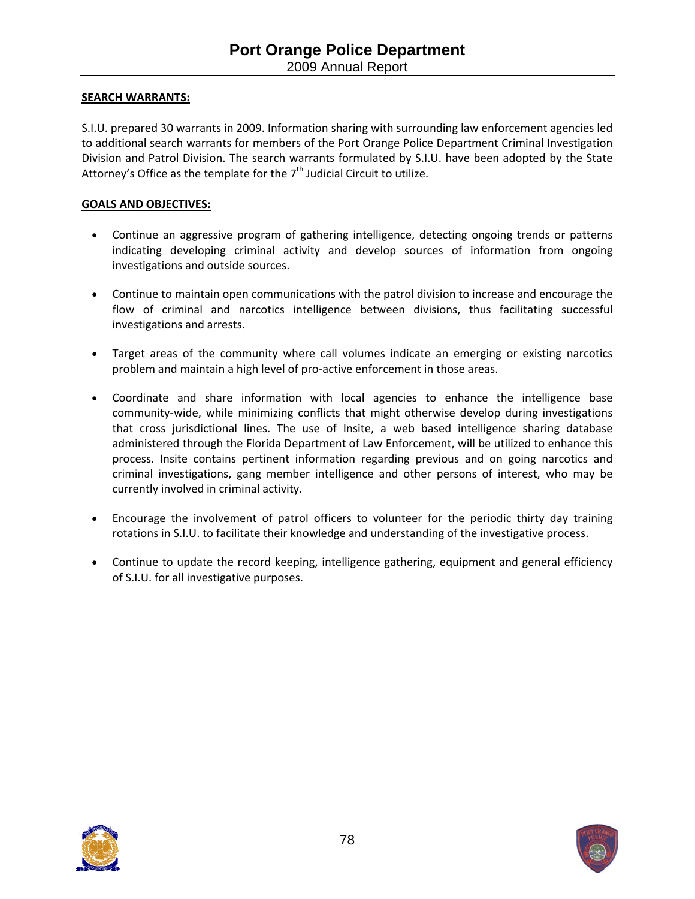**SEARCH WARRANTS:**

S.I.U. prepared 30 warrants in 2009. Information sharing with surrounding law enforcement agencies led to additional search warrants for members of the Port Orange Police Department Criminal Investigation Division and Patrol Division. The search warrants formulated by S.I.U. have been adopted by the State Attorney's Office as the template for the 7th Judicial Circuit to utilize.

**GOALS AND OBJECTIVES:**

- Continue an aggressive program of gathering intelligence, detecting ongoing trends or patterns indicating developing criminal activity and develop sources of information from ongoing investigations and outside sources.

- Continue to maintain open communications with the patrol division to increase and encourage the flow of criminal and narcotics intelligence between divisions, thus facilitating successful investigations and arrests.

- Target areas of the community where call volumes indicate an emerging or existing narcotics problem and maintain a high level of pro-active enforcement in those areas.

- Coordinate and share information with local agencies to enhance the intelligence base community-wide, while minimizing conflicts that might otherwise develop during investigations that cross jurisdictional lines. The use of Insite, a web based intelligence sharing database administered through the Florida Department of Law Enforcement, will be utilized to enhance this process. Insite contains pertinent information regarding previous and on going narcotics and criminal investigations, gang member intelligence and other persons of interest, who may be currently involved in criminal activity.

- Encourage the involvement of patrol officers to volunteer for the periodic thirty day training rotations in S.I.U. to facilitate their knowledge and understanding of the investigative process.

- Continue to update the record keeping, intelligence gathering, equipment and general efficiency of S.I.U. for all investigative purposes.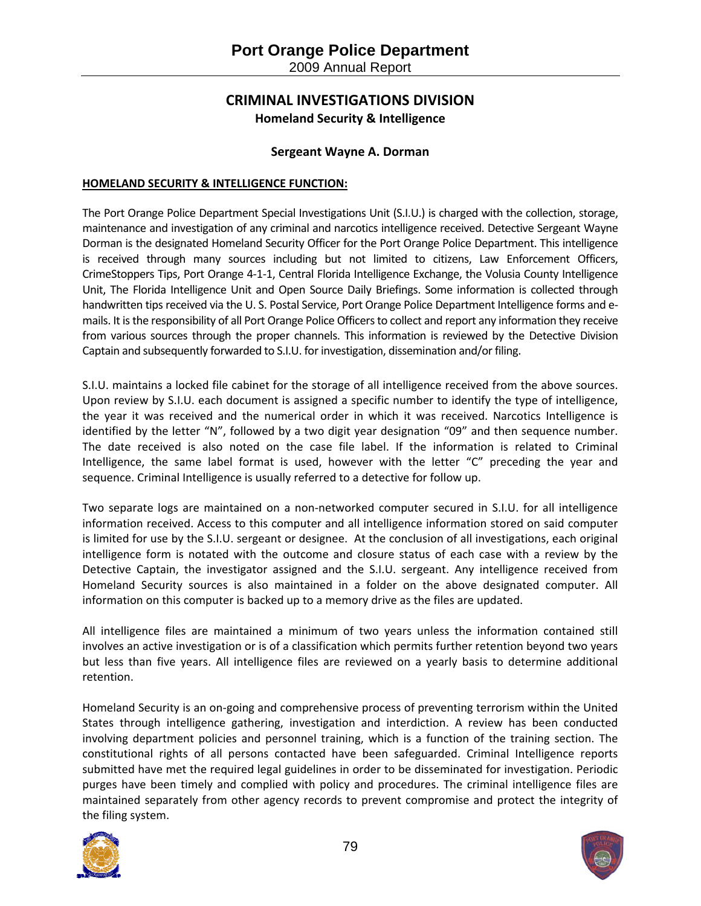# CRIMINAL INVESTIGATIONS DIVISION

## Homeland Security & Intelligence

**Sergeant Wayne A. Dorman**

**HOMELAND SECURITY & INTELLIGENCE FUNCTION:**

The Port Orange Police Department Special Investigations Unit (S.I.U.) is charged with the collection, storage, maintenance and investigation of any criminal and narcotics intelligence received. Detective Sergeant Wayne Dorman is the designated Homeland Security Officer for the Port Orange Police Department. This intelligence is received through many sources including but not limited to citizens, Law Enforcement Officers, CrimeStoppers Tips, Port Orange 4-1-1, Central Florida Intelligence Exchange, the Volusia County Intelligence Unit, The Florida Intelligence Unit and Open Source Daily Briefings. Some information is collected through handwritten tips received via the U. S. Postal Service, Port Orange Police Department Intelligence forms and e-mails. It is the responsibility of all Port Orange Police Officers to collect and report any information they receive from various sources through the proper channels. This information is reviewed by the Detective Division Captain and subsequently forwarded to S.I.U. for investigation, dissemination and/or filing.

S.I.U. maintains a locked file cabinet for the storage of all intelligence received from the above sources. Upon review by S.I.U. each document is assigned a specific number to identify the type of intelligence, the year it was received and the numerical order in which it was received. Narcotics Intelligence is identified by the letter "N", followed by a two digit year designation "09" and then sequence number. The date received is also noted on the case file label. If the information is related to Criminal Intelligence, the same label format is used, however with the letter "C" preceding the year and sequence. Criminal Intelligence is usually referred to a detective for follow up.

Two separate logs are maintained on a non-networked computer secured in S.I.U. for all intelligence information received. Access to this computer and all intelligence information stored on said computer is limited for use by the S.I.U. sergeant or designee. At the conclusion of all investigations, each original intelligence form is notated with the outcome and closure status of each case with a review by the Detective Captain, the investigator assigned and the S.I.U. sergeant. Any intelligence received from Homeland Security sources is also maintained in a folder on the above designated computer. All information on this computer is backed up to a memory drive as the files are updated.

All intelligence files are maintained a minimum of two years unless the information contained still involves an active investigation or is of a classification which permits further retention beyond two years but less than five years. All intelligence files are reviewed on a yearly basis to determine additional retention.

Homeland Security is an on-going and comprehensive process of preventing terrorism within the United States through intelligence gathering, investigation and interdiction. A review has been conducted involving department policies and personnel training, which is a function of the training section. The constitutional rights of all persons contacted have been safeguarded. Criminal Intelligence reports submitted have met the required legal guidelines in order to be disseminated for investigation. Periodic purges have been timely and complied with policy and procedures. The criminal intelligence files are maintained separately from other agency records to prevent compromise and protect the integrity of the filing system.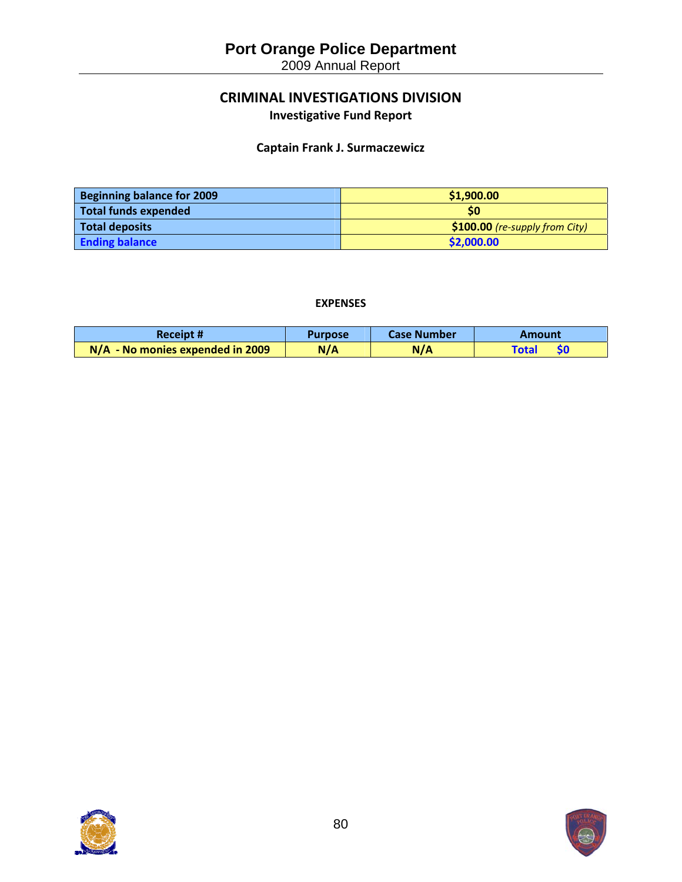## CRIMINAL INVESTIGATIONS DIVISION

**Investigative Fund Report**

**Captain Frank J. Surmaczewicz**

| | |
|---|---|
| **Beginning balance for 2009** | **$1,900.00** |
| **Total funds expended** | **$0** |
| **Total deposits** | **$100.00** *(re-supply from City)* |
| **Ending balance** | **$2,000.00** |

**EXPENSES**

| Receipt # | Purpose | Case Number | Amount |
|---|---|---|---|
| **N/A - No monies expended in 2009** | **N/A** | **N/A** | **Total $0** |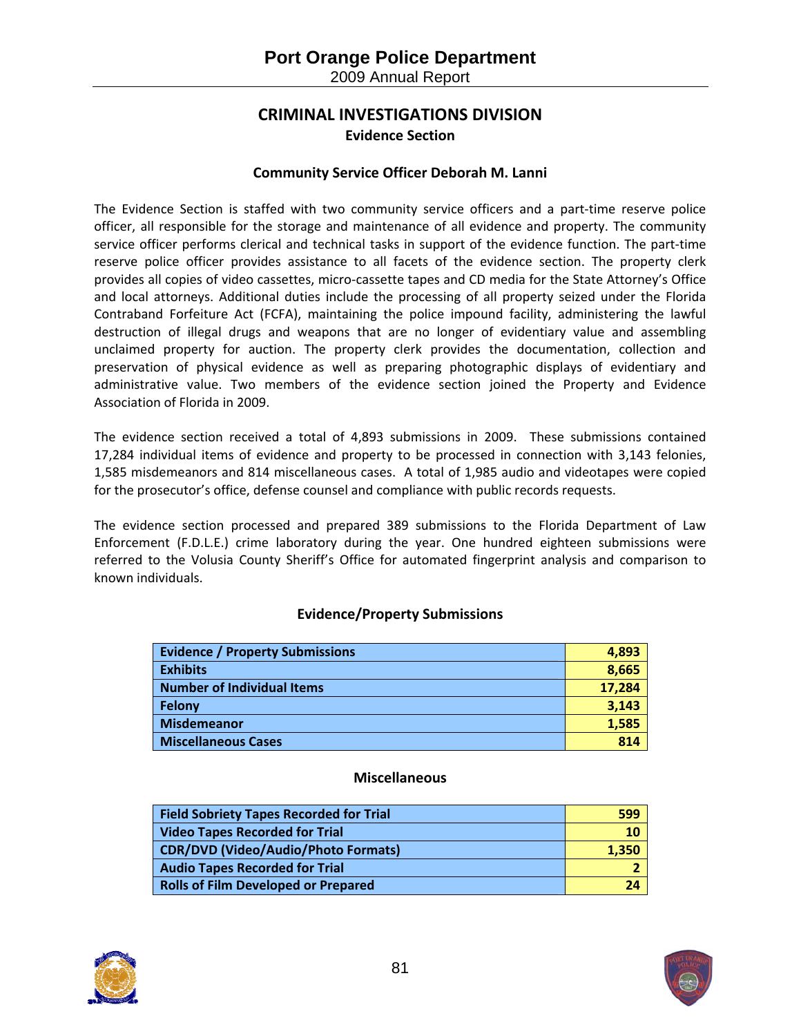# CRIMINAL INVESTIGATIONS DIVISION

## Evidence Section

### Community Service Officer Deborah M. Lanni

The Evidence Section is staffed with two community service officers and a part-time reserve police officer, all responsible for the storage and maintenance of all evidence and property. The community service officer performs clerical and technical tasks in support of the evidence function. The part-time reserve police officer provides assistance to all facets of the evidence section. The property clerk provides all copies of video cassettes, micro-cassette tapes and CD media for the State Attorney's Office and local attorneys. Additional duties include the processing of all property seized under the Florida Contraband Forfeiture Act (FCFA), maintaining the police impound facility, administering the lawful destruction of illegal drugs and weapons that are no longer of evidentiary value and assembling unclaimed property for auction. The property clerk provides the documentation, collection and preservation of physical evidence as well as preparing photographic displays of evidentiary and administrative value. Two members of the evidence section joined the Property and Evidence Association of Florida in 2009.

The evidence section received a total of 4,893 submissions in 2009. These submissions contained 17,284 individual items of evidence and property to be processed in connection with 3,143 felonies, 1,585 misdemeanors and 814 miscellaneous cases. A total of 1,985 audio and videotapes were copied for the prosecutor's office, defense counsel and compliance with public records requests.

The evidence section processed and prepared 389 submissions to the Florida Department of Law Enforcement (F.D.L.E.) crime laboratory during the year. One hundred eighteen submissions were referred to the Volusia County Sheriff's Office for automated fingerprint analysis and comparison to known individuals.

### Evidence/Property Submissions

| | |
|---|---:|
| **Evidence / Property Submissions** | **4,893** |
| **Exhibits** | **8,665** |
| **Number of Individual Items** | **17,284** |
| **Felony** | **3,143** |
| **Misdemeanor** | **1,585** |
| **Miscellaneous Cases** | **814** |

### Miscellaneous

| | |
|---|---:|
| **Field Sobriety Tapes Recorded for Trial** | **599** |
| **Video Tapes Recorded for Trial** | **10** |
| **CDR/DVD (Video/Audio/Photo Formats)** | **1,350** |
| **Audio Tapes Recorded for Trial** | **2** |
| **Rolls of Film Developed or Prepared** | **24** |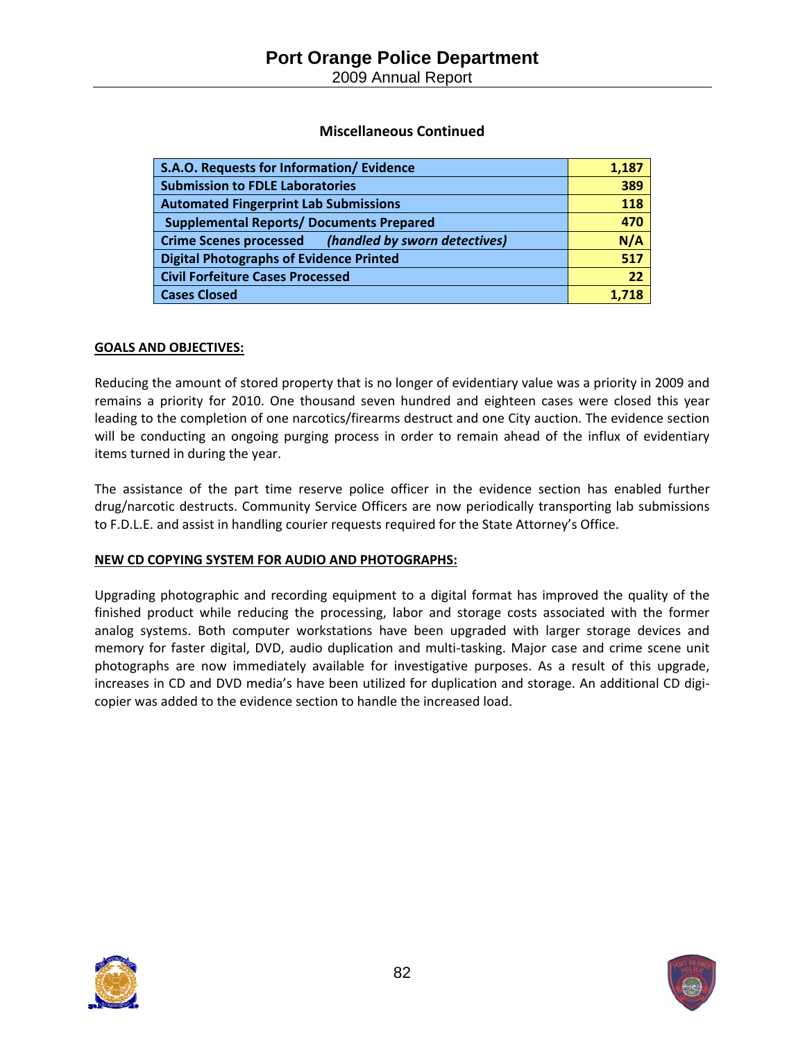## Miscellaneous Continued

| | |
|---|---|
| **S.A.O. Requests for Information/ Evidence** | **1,187** |
| **Submission to FDLE Laboratories** | **389** |
| **Automated Fingerprint Lab Submissions** | **118** |
| **Supplemental Reports/ Documents Prepared** | **470** |
| **Crime Scenes processed** ***(handled by sworn detectives)*** | **N/A** |
| **Digital Photographs of Evidence Printed** | **517** |
| **Civil Forfeiture Cases Processed** | **22** |
| **Cases Closed** | **1,718** |

**GOALS AND OBJECTIVES:**

Reducing the amount of stored property that is no longer of evidentiary value was a priority in 2009 and remains a priority for 2010. One thousand seven hundred and eighteen cases were closed this year leading to the completion of one narcotics/firearms destruct and one City auction. The evidence section will be conducting an ongoing purging process in order to remain ahead of the influx of evidentiary items turned in during the year.

The assistance of the part time reserve police officer in the evidence section has enabled further drug/narcotic destructs. Community Service Officers are now periodically transporting lab submissions to F.D.L.E. and assist in handling courier requests required for the State Attorney's Office.

**NEW CD COPYING SYSTEM FOR AUDIO AND PHOTOGRAPHS:**

Upgrading photographic and recording equipment to a digital format has improved the quality of the finished product while reducing the processing, labor and storage costs associated with the former analog systems. Both computer workstations have been upgraded with larger storage devices and memory for faster digital, DVD, audio duplication and multi-tasking. Major case and crime scene unit photographs are now immediately available for investigative purposes. As a result of this upgrade, increases in CD and DVD media's have been utilized for duplication and storage. An additional CD digi-copier was added to the evidence section to handle the increased load.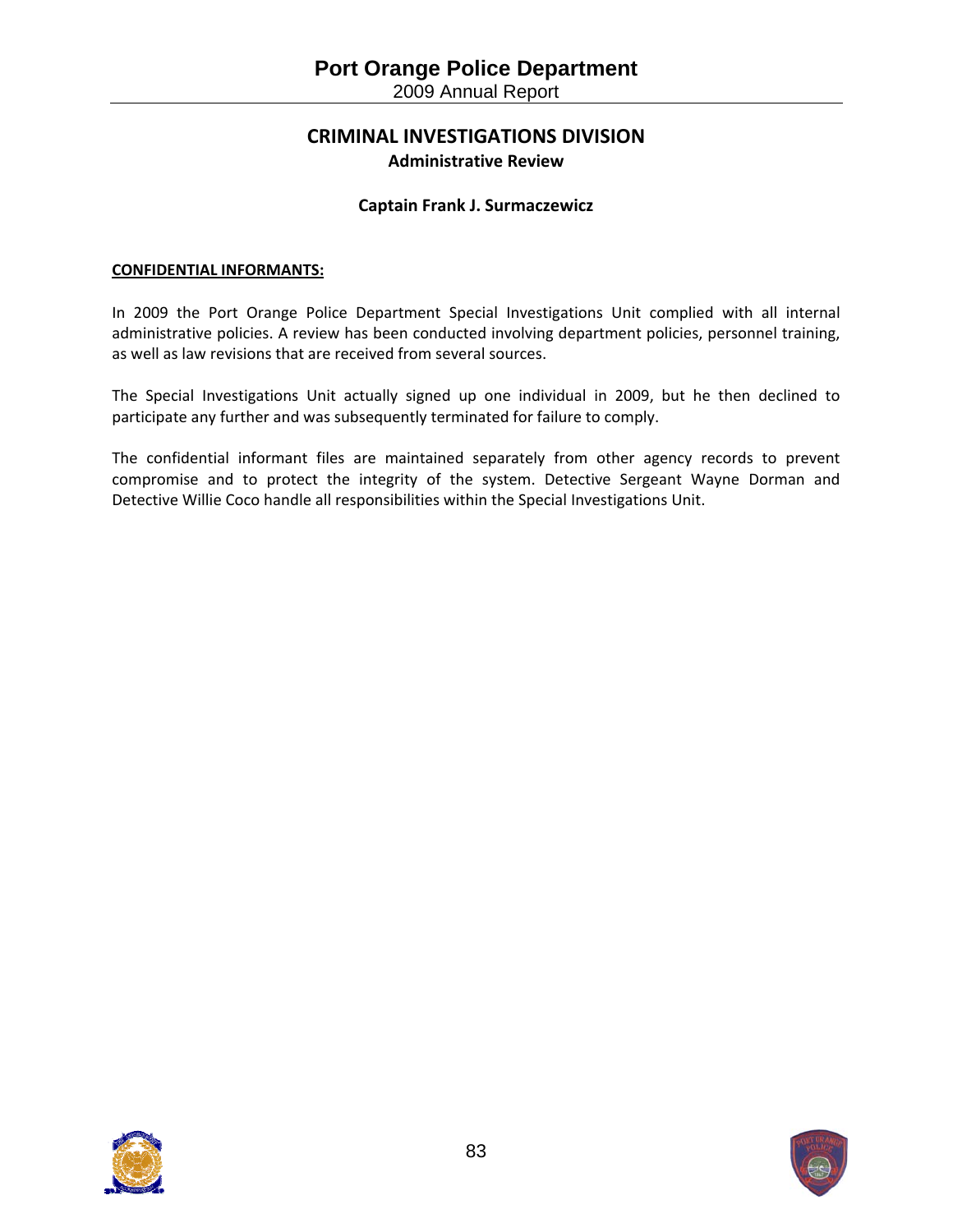## CRIMINAL INVESTIGATIONS DIVISION

### Administrative Review

**Captain Frank J. Surmaczewicz**

**CONFIDENTIAL INFORMANTS:**

In 2009 the Port Orange Police Department Special Investigations Unit complied with all internal administrative policies. A review has been conducted involving department policies, personnel training, as well as law revisions that are received from several sources.

The Special Investigations Unit actually signed up one individual in 2009, but he then declined to participate any further and was subsequently terminated for failure to comply.

The confidential informant files are maintained separately from other agency records to prevent compromise and to protect the integrity of the system. Detective Sergeant Wayne Dorman and Detective Willie Coco handle all responsibilities within the Special Investigations Unit.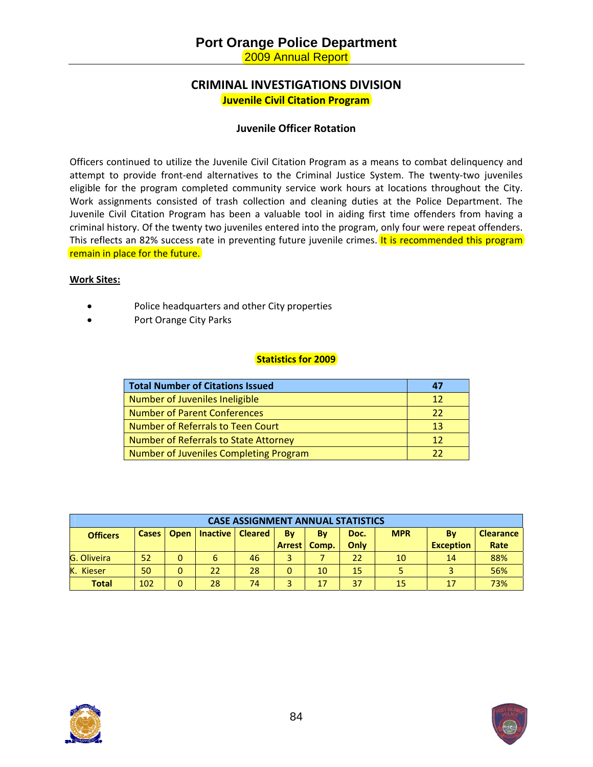# CRIMINAL INVESTIGATIONS DIVISION

## Juvenile Civil Citation Program

### Juvenile Officer Rotation

Officers continued to utilize the Juvenile Civil Citation Program as a means to combat delinquency and attempt to provide front-end alternatives to the Criminal Justice System. The twenty-two juveniles eligible for the program completed community service work hours at locations throughout the City. Work assignments consisted of trash collection and cleaning duties at the Police Department. The Juvenile Civil Citation Program has been a valuable tool in aiding first time offenders from having a criminal history. Of the twenty two juveniles entered into the program, only four were repeat offenders. This reflects an 82% success rate in preventing future juvenile crimes. It is recommended this program remain in place for the future.

**Work Sites:**

- Police headquarters and other City properties
- Port Orange City Parks

**Statistics for 2009**

| Total Number of Citations Issued | 47 |
|---|---|
| Number of Juveniles Ineligible | 12 |
| Number of Parent Conferences | 22 |
| Number of Referrals to Teen Court | 13 |
| Number of Referrals to State Attorney | 12 |
| Number of Juveniles Completing Program | 22 |

**CASE ASSIGNMENT ANNUAL STATISTICS**

| Officers | Cases | Open | Inactive | Cleared | By Arrest | By Comp. | Doc. Only | MPR | By Exception | Clearance Rate |
|---|---|---|---|---|---|---|---|---|---|---|
| G. Oliveira | 52 | 0 | 6 | 46 | 3 | 7 | 22 | 10 | 14 | 88% |
| K. Kieser | 50 | 0 | 22 | 28 | 0 | 10 | 15 | 5 | 3 | 56% |
| Total | 102 | 0 | 28 | 74 | 3 | 17 | 37 | 15 | 17 | 73% |